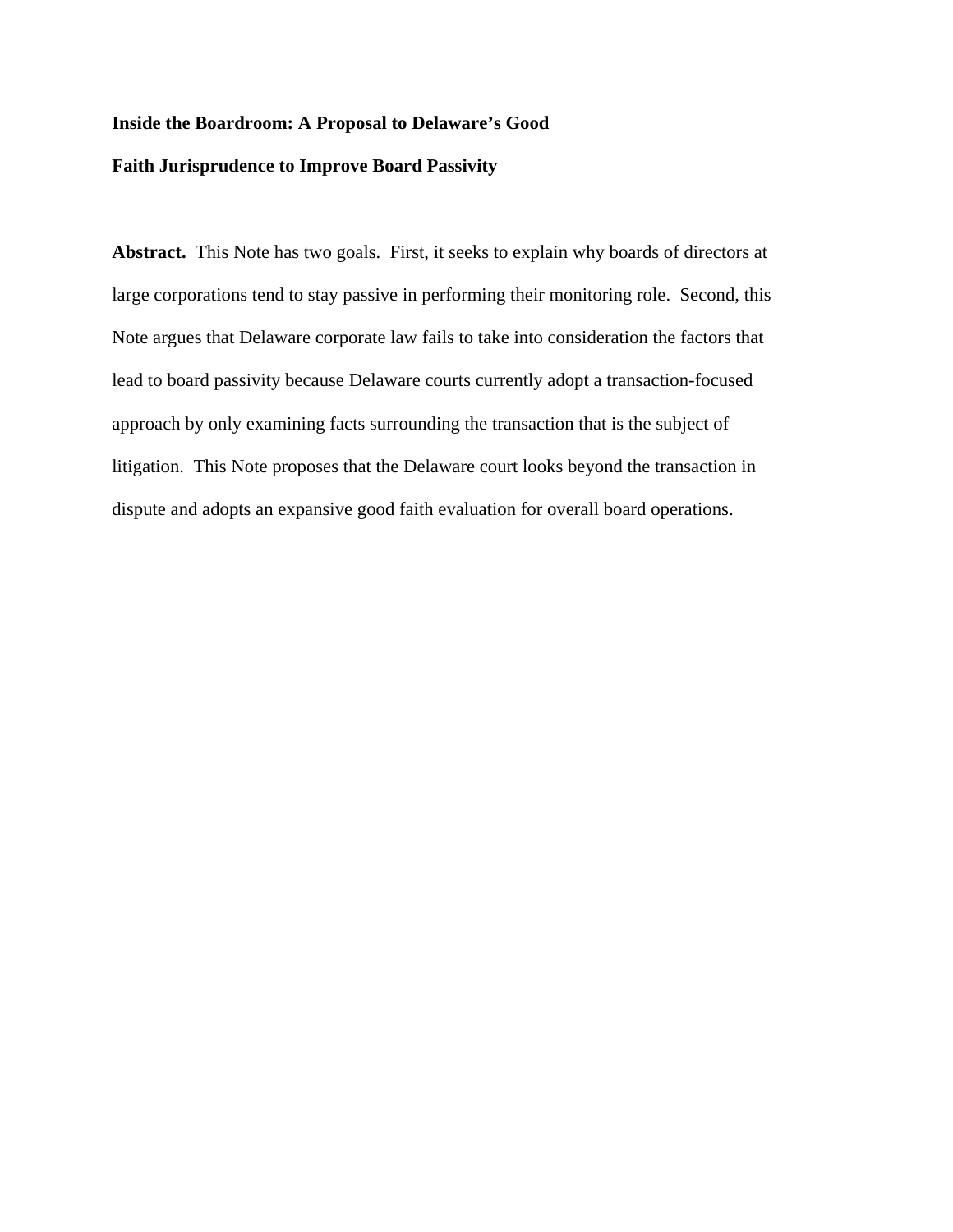# Inside the Boardroom: A Proposal to Delaware's Good Faith Jurisprudence to Improve Board Passivity

**Abstract.** This Note has two goals. First, it seeks to explain why boards of directors at large corporations tend to stay passive in performing their monitoring role. Second, this Note argues that Delaware corporate law fails to take into consideration the factors that lead to board passivity because Delaware courts currently adopt a transaction-focused approach by only examining facts surrounding the transaction that is the subject of litigation. This Note proposes that the Delaware court looks beyond the transaction in dispute and adopts an expansive good faith evaluation for overall board operations.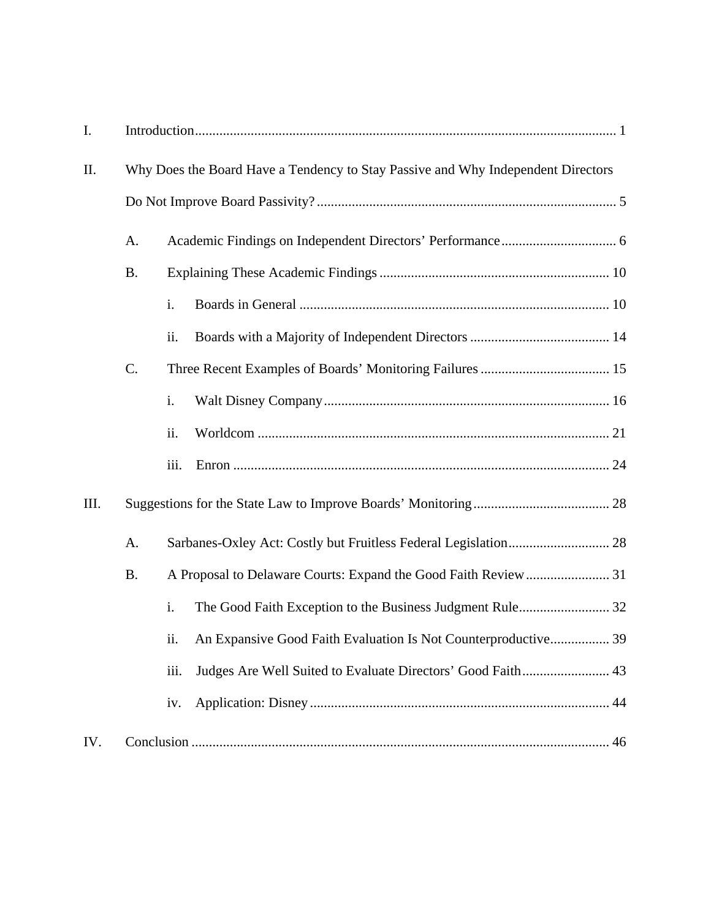I. Introduction ... 1

II. Why Does the Board Have a Tendency to Stay Passive and Why Independent Directors Do Not Improve Board Passivity? ... 5

- A. Academic Findings on Independent Directors' Performance ... 6
- B. Explaining These Academic Findings ... 10
  - i. Boards in General ... 10
  - ii. Boards with a Majority of Independent Directors ... 14
- C. Three Recent Examples of Boards' Monitoring Failures ... 15
  - i. Walt Disney Company ... 16
  - ii. Worldcom ... 21
  - iii. Enron ... 24

III. Suggestions for the State Law to Improve Boards' Monitoring ... 28

- A. Sarbanes-Oxley Act: Costly but Fruitless Federal Legislation ... 28
- B. A Proposal to Delaware Courts: Expand the Good Faith Review ... 31
  - i. The Good Faith Exception to the Business Judgment Rule ... 32
  - ii. An Expansive Good Faith Evaluation Is Not Counterproductive ... 39
  - iii. Judges Are Well Suited to Evaluate Directors' Good Faith ... 43
  - iv. Application: Disney ... 44

IV. Conclusion ... 46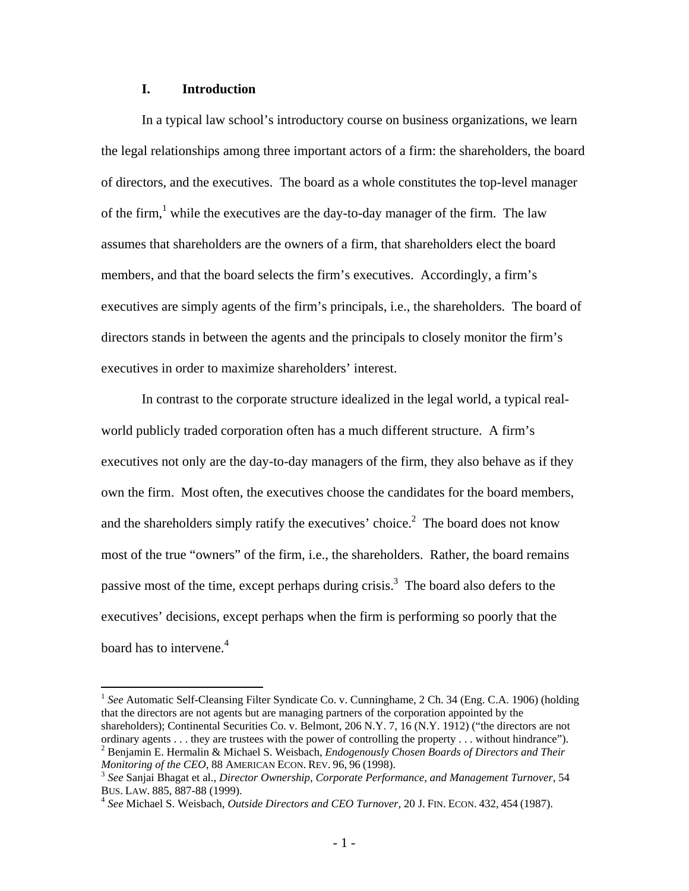## I. Introduction

In a typical law school's introductory course on business organizations, we learn the legal relationships among three important actors of a firm: the shareholders, the board of directors, and the executives. The board as a whole constitutes the top-level manager of the firm,[1] while the executives are the day-to-day manager of the firm. The law assumes that shareholders are the owners of a firm, that shareholders elect the board members, and that the board selects the firm's executives. Accordingly, a firm's executives are simply agents of the firm's principals, i.e., the shareholders. The board of directors stands in between the agents and the principals to closely monitor the firm's executives in order to maximize shareholders' interest.

In contrast to the corporate structure idealized in the legal world, a typical real-world publicly traded corporation often has a much different structure. A firm's executives not only are the day-to-day managers of the firm, they also behave as if they own the firm. Most often, the executives choose the candidates for the board members, and the shareholders simply ratify the executives' choice.[2] The board does not know most of the true "owners" of the firm, i.e., the shareholders. Rather, the board remains passive most of the time, except perhaps during crisis.[3] The board also defers to the executives' decisions, except perhaps when the firm is performing so poorly that the board has to intervene.[4]

---

[1] *See* Automatic Self-Cleansing Filter Syndicate Co. v. Cunninghame, 2 Ch. 34 (Eng. C.A. 1906) (holding that the directors are not agents but are managing partners of the corporation appointed by the shareholders); Continental Securities Co. v. Belmont, 206 N.Y. 7, 16 (N.Y. 1912) ("the directors are not ordinary agents . . . they are trustees with the power of controlling the property . . . without hindrance").

[2] Benjamin E. Hermalin & Michael S. Weisbach, *Endogenously Chosen Boards of Directors and Their Monitoring of the CEO*, 88 AMERICAN ECON. REV. 96, 96 (1998).

[3] *See* Sanjai Bhagat et al., *Director Ownership, Corporate Performance, and Management Turnover*, 54 BUS. LAW. 885, 887-88 (1999).

[4] *See* Michael S. Weisbach, *Outside Directors and CEO Turnover*, 20 J. FIN. ECON. 432, 454 (1987).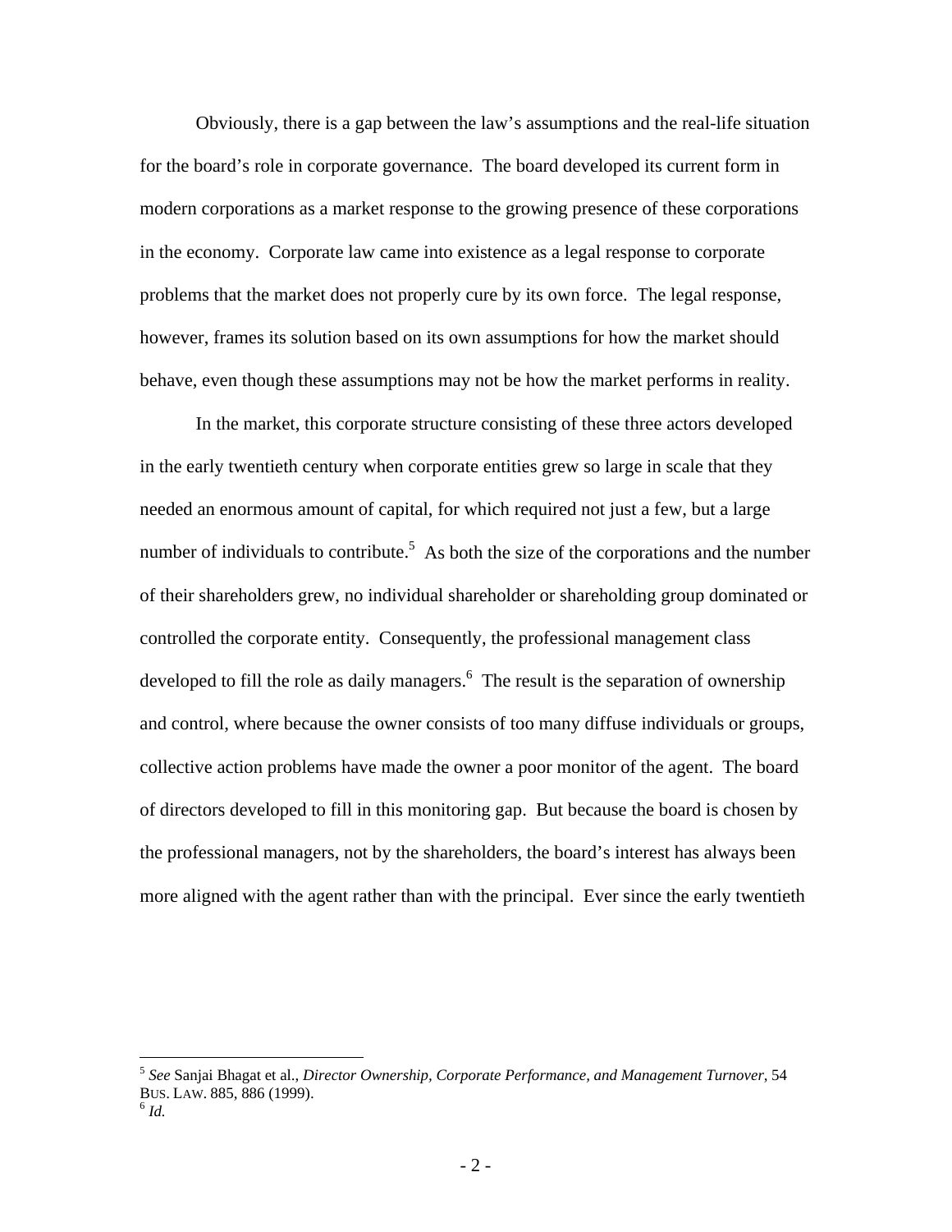Obviously, there is a gap between the law's assumptions and the real-life situation for the board's role in corporate governance. The board developed its current form in modern corporations as a market response to the growing presence of these corporations in the economy. Corporate law came into existence as a legal response to corporate problems that the market does not properly cure by its own force. The legal response, however, frames its solution based on its own assumptions for how the market should behave, even though these assumptions may not be how the market performs in reality.

In the market, this corporate structure consisting of these three actors developed in the early twentieth century when corporate entities grew so large in scale that they needed an enormous amount of capital, for which required not just a few, but a large number of individuals to contribute.[5] As both the size of the corporations and the number of their shareholders grew, no individual shareholder or shareholding group dominated or controlled the corporate entity. Consequently, the professional management class developed to fill the role as daily managers.[6] The result is the separation of ownership and control, where because the owner consists of too many diffuse individuals or groups, collective action problems have made the owner a poor monitor of the agent. The board of directors developed to fill in this monitoring gap. But because the board is chosen by the professional managers, not by the shareholders, the board's interest has always been more aligned with the agent rather than with the principal. Ever since the early twentieth

---

[5] *See* Sanjai Bhagat et al., *Director Ownership, Corporate Performance, and Management Turnover*, 54 BUS. LAW. 885, 886 (1999).

[6] *Id.*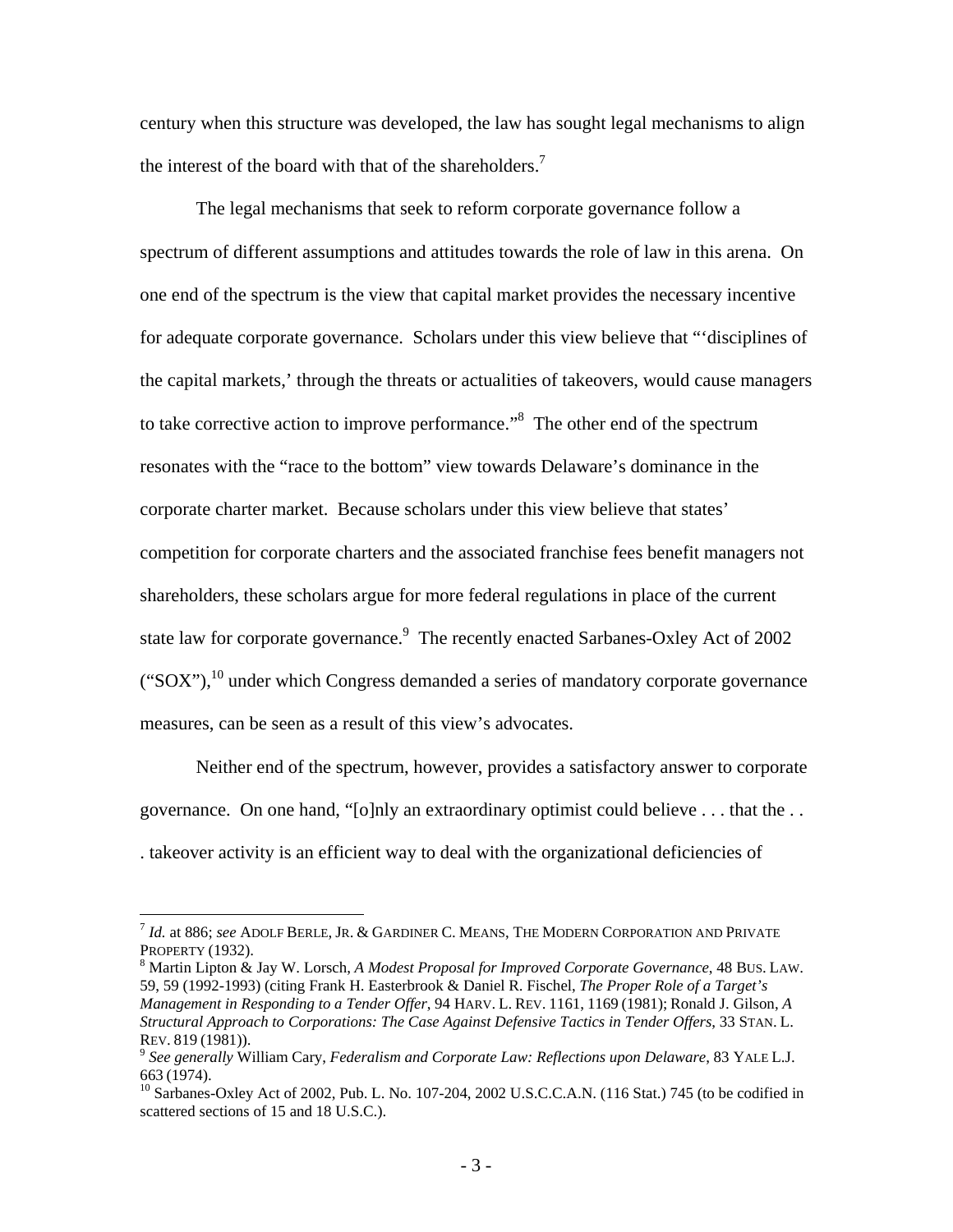century when this structure was developed, the law has sought legal mechanisms to align the interest of the board with that of the shareholders.[7]

The legal mechanisms that seek to reform corporate governance follow a spectrum of different assumptions and attitudes towards the role of law in this arena. On one end of the spectrum is the view that capital market provides the necessary incentive for adequate corporate governance. Scholars under this view believe that "'disciplines of the capital markets,' through the threats or actualities of takeovers, would cause managers to take corrective action to improve performance."[8] The other end of the spectrum resonates with the "race to the bottom" view towards Delaware's dominance in the corporate charter market. Because scholars under this view believe that states' competition for corporate charters and the associated franchise fees benefit managers not shareholders, these scholars argue for more federal regulations in place of the current state law for corporate governance.[9] The recently enacted Sarbanes-Oxley Act of 2002 ("SOX"),[10] under which Congress demanded a series of mandatory corporate governance measures, can be seen as a result of this view's advocates.

Neither end of the spectrum, however, provides a satisfactory answer to corporate governance. On one hand, "[o]nly an extraordinary optimist could believe . . . that the . . . takeover activity is an efficient way to deal with the organizational deficiencies of

---

[7] *Id.* at 886; *see* ADOLF BERLE, JR. & GARDINER C. MEANS, THE MODERN CORPORATION AND PRIVATE PROPERTY (1932).

[8] Martin Lipton & Jay W. Lorsch, *A Modest Proposal for Improved Corporate Governance*, 48 BUS. LAW. 59, 59 (1992-1993) (citing Frank H. Easterbrook & Daniel R. Fischel, *The Proper Role of a Target's Management in Responding to a Tender Offer*, 94 HARV. L. REV. 1161, 1169 (1981); Ronald J. Gilson, *A Structural Approach to Corporations: The Case Against Defensive Tactics in Tender Offers*, 33 STAN. L. REV. 819 (1981)).

[9] *See generally* William Cary, *Federalism and Corporate Law: Reflections upon Delaware*, 83 YALE L.J. 663 (1974).

[10] Sarbanes-Oxley Act of 2002, Pub. L. No. 107-204, 2002 U.S.C.C.A.N. (116 Stat.) 745 (to be codified in scattered sections of 15 and 18 U.S.C.).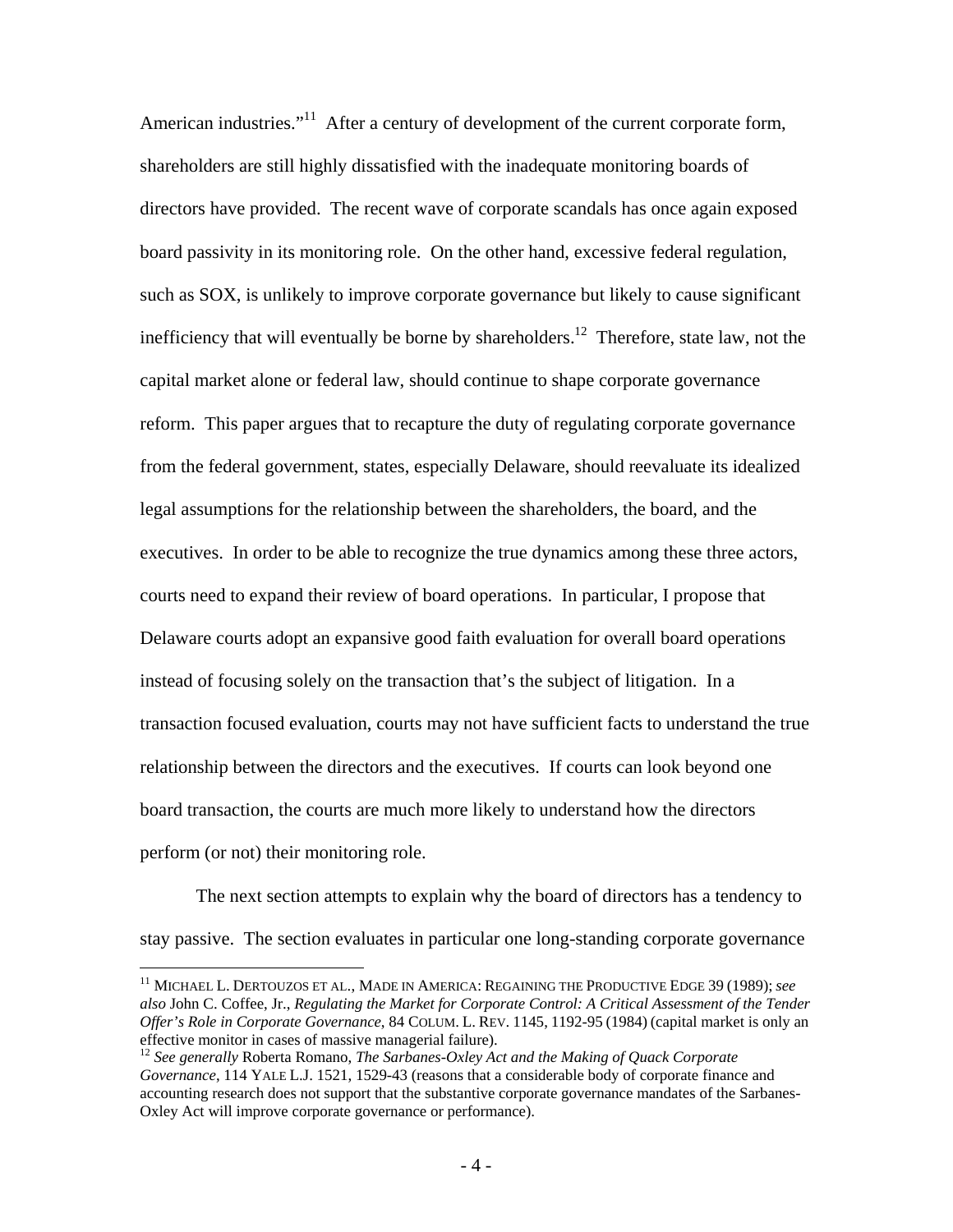American industries."[11] After a century of development of the current corporate form, shareholders are still highly dissatisfied with the inadequate monitoring boards of directors have provided. The recent wave of corporate scandals has once again exposed board passivity in its monitoring role. On the other hand, excessive federal regulation, such as SOX, is unlikely to improve corporate governance but likely to cause significant inefficiency that will eventually be borne by shareholders.[12] Therefore, state law, not the capital market alone or federal law, should continue to shape corporate governance reform. This paper argues that to recapture the duty of regulating corporate governance from the federal government, states, especially Delaware, should reevaluate its idealized legal assumptions for the relationship between the shareholders, the board, and the executives. In order to be able to recognize the true dynamics among these three actors, courts need to expand their review of board operations. In particular, I propose that Delaware courts adopt an expansive good faith evaluation for overall board operations instead of focusing solely on the transaction that's the subject of litigation. In a transaction focused evaluation, courts may not have sufficient facts to understand the true relationship between the directors and the executives. If courts can look beyond one board transaction, the courts are much more likely to understand how the directors perform (or not) their monitoring role.

The next section attempts to explain why the board of directors has a tendency to stay passive. The section evaluates in particular one long-standing corporate governance

---

[11] MICHAEL L. DERTOUZOS ET AL., MADE IN AMERICA: REGAINING THE PRODUCTIVE EDGE 39 (1989); *see also* John C. Coffee, Jr., *Regulating the Market for Corporate Control: A Critical Assessment of the Tender Offer's Role in Corporate Governance*, 84 COLUM. L. REV. 1145, 1192-95 (1984) (capital market is only an effective monitor in cases of massive managerial failure).

[12] *See generally* Roberta Romano, *The Sarbanes-Oxley Act and the Making of Quack Corporate Governance*, 114 YALE L.J. 1521, 1529-43 (reasons that a considerable body of corporate finance and accounting research does not support that the substantive corporate governance mandates of the Sarbanes-Oxley Act will improve corporate governance or performance).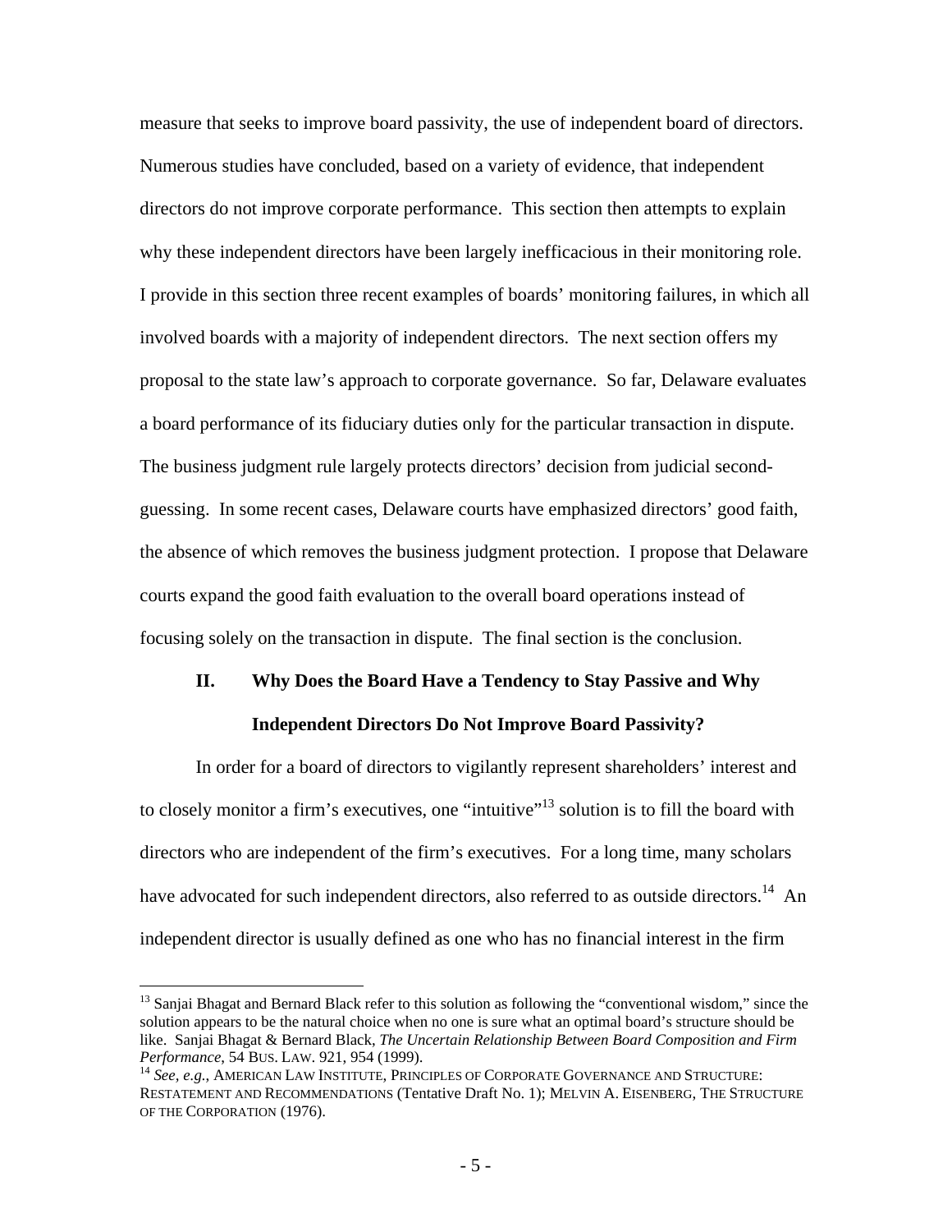measure that seeks to improve board passivity, the use of independent board of directors. Numerous studies have concluded, based on a variety of evidence, that independent directors do not improve corporate performance. This section then attempts to explain why these independent directors have been largely inefficacious in their monitoring role. I provide in this section three recent examples of boards' monitoring failures, in which all involved boards with a majority of independent directors. The next section offers my proposal to the state law's approach to corporate governance. So far, Delaware evaluates a board performance of its fiduciary duties only for the particular transaction in dispute. The business judgment rule largely protects directors' decision from judicial second-guessing. In some recent cases, Delaware courts have emphasized directors' good faith, the absence of which removes the business judgment protection. I propose that Delaware courts expand the good faith evaluation to the overall board operations instead of focusing solely on the transaction in dispute. The final section is the conclusion.

## II. Why Does the Board Have a Tendency to Stay Passive and Why Independent Directors Do Not Improve Board Passivity?

In order for a board of directors to vigilantly represent shareholders' interest and to closely monitor a firm's executives, one "intuitive"[13] solution is to fill the board with directors who are independent of the firm's executives. For a long time, many scholars have advocated for such independent directors, also referred to as outside directors.[14] An independent director is usually defined as one who has no financial interest in the firm

---

[13] Sanjai Bhagat and Bernard Black refer to this solution as following the "conventional wisdom," since the solution appears to be the natural choice when no one is sure what an optimal board's structure should be like. Sanjai Bhagat & Bernard Black, *The Uncertain Relationship Between Board Composition and Firm Performance*, 54 BUS. LAW. 921, 954 (1999).

[14] *See, e.g.*, AMERICAN LAW INSTITUTE, PRINCIPLES OF CORPORATE GOVERNANCE AND STRUCTURE: RESTATEMENT AND RECOMMENDATIONS (Tentative Draft No. 1); MELVIN A. EISENBERG, THE STRUCTURE OF THE CORPORATION (1976).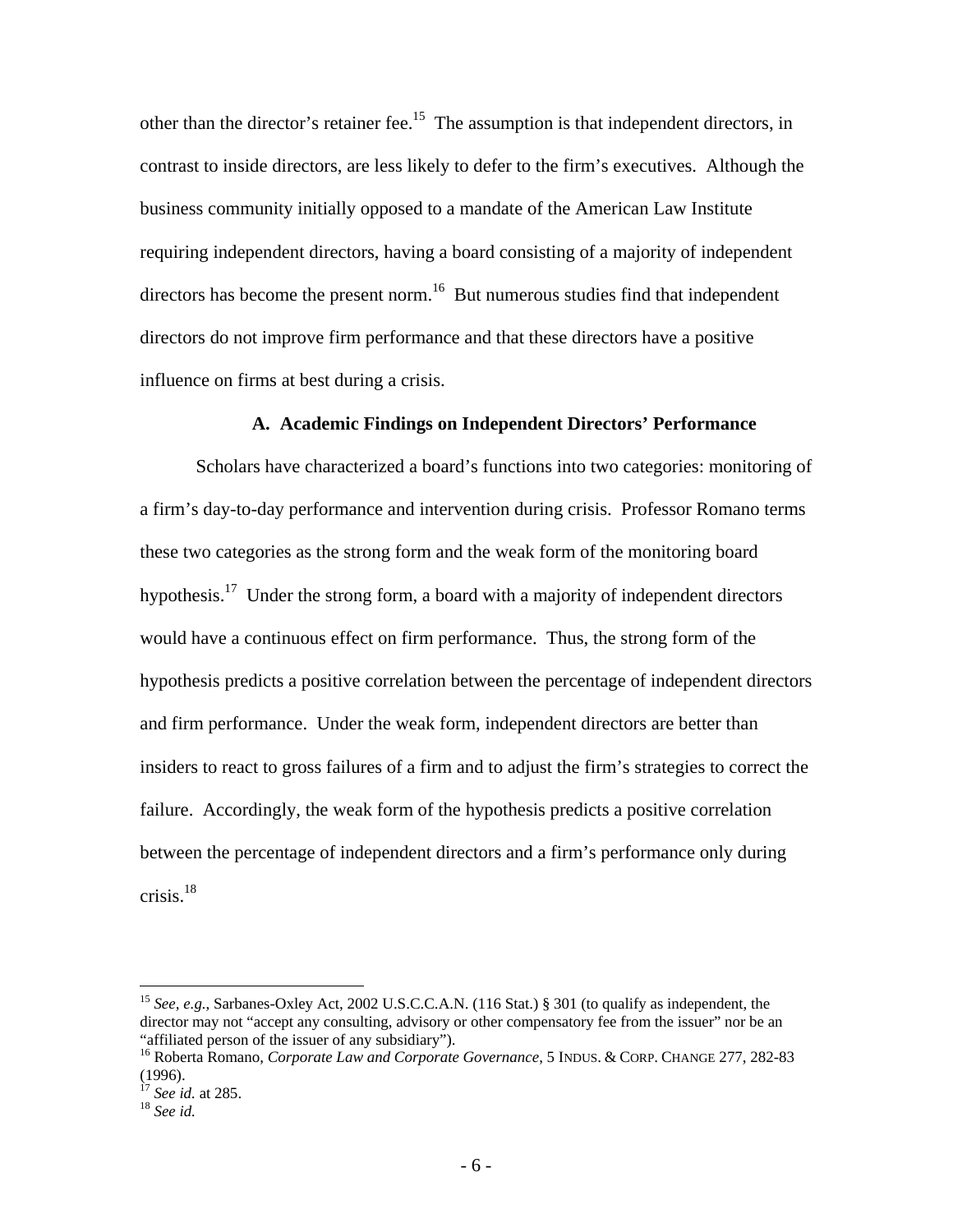other than the director's retainer fee.[15] The assumption is that independent directors, in contrast to inside directors, are less likely to defer to the firm's executives. Although the business community initially opposed to a mandate of the American Law Institute requiring independent directors, having a board consisting of a majority of independent directors has become the present norm.[16] But numerous studies find that independent directors do not improve firm performance and that these directors have a positive influence on firms at best during a crisis.

### A. Academic Findings on Independent Directors' Performance

Scholars have characterized a board's functions into two categories: monitoring of a firm's day-to-day performance and intervention during crisis. Professor Romano terms these two categories as the strong form and the weak form of the monitoring board hypothesis.[17] Under the strong form, a board with a majority of independent directors would have a continuous effect on firm performance. Thus, the strong form of the hypothesis predicts a positive correlation between the percentage of independent directors and firm performance. Under the weak form, independent directors are better than insiders to react to gross failures of a firm and to adjust the firm's strategies to correct the failure. Accordingly, the weak form of the hypothesis predicts a positive correlation between the percentage of independent directors and a firm's performance only during crisis.[18]

---

[15] *See, e.g.*, Sarbanes-Oxley Act, 2002 U.S.C.C.A.N. (116 Stat.) § 301 (to qualify as independent, the director may not "accept any consulting, advisory or other compensatory fee from the issuer" nor be an "affiliated person of the issuer of any subsidiary").

[16] Roberta Romano, *Corporate Law and Corporate Governance*, 5 INDUS. & CORP. CHANGE 277, 282-83 (1996).

[17] *See id.* at 285.

[18] *See id.*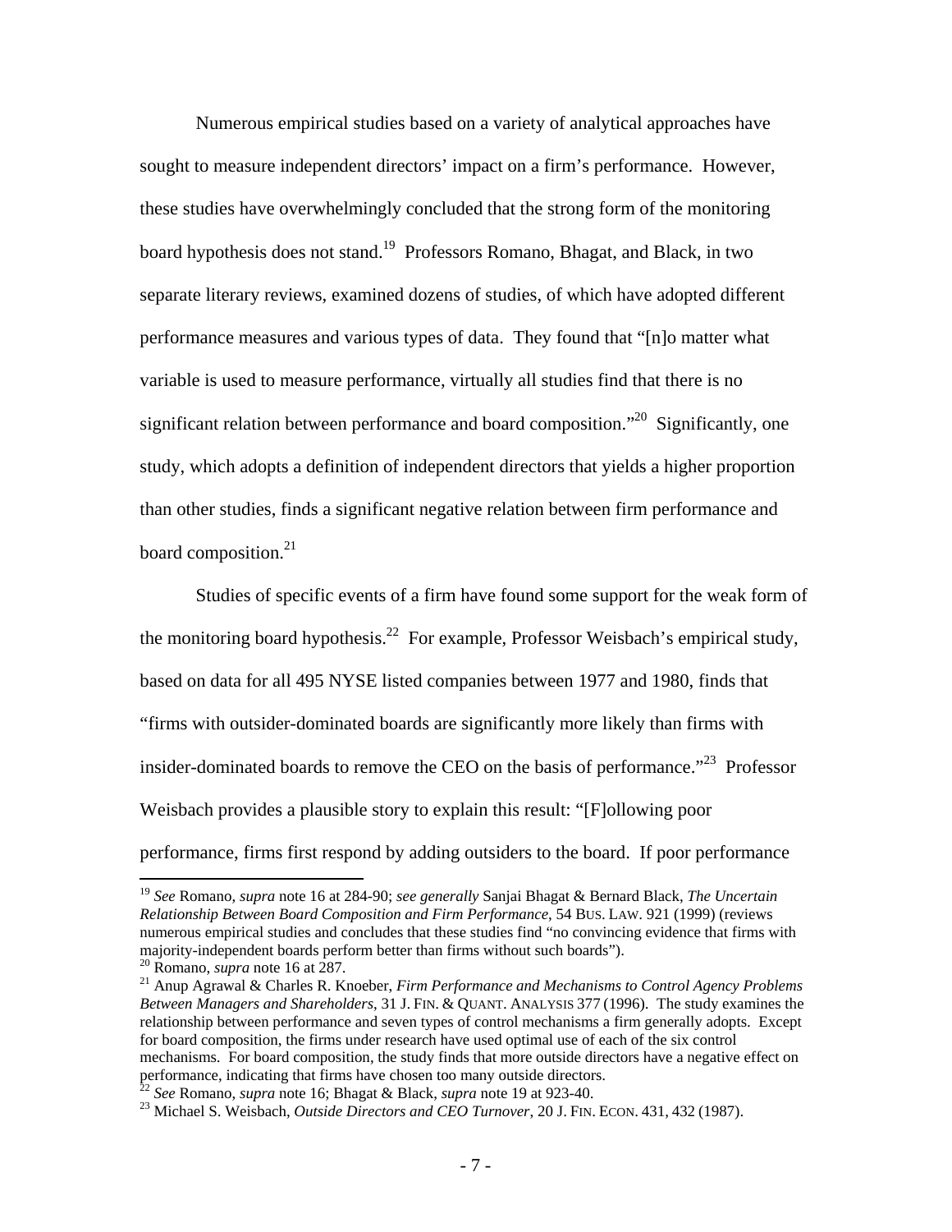Numerous empirical studies based on a variety of analytical approaches have sought to measure independent directors' impact on a firm's performance. However, these studies have overwhelmingly concluded that the strong form of the monitoring board hypothesis does not stand.[19] Professors Romano, Bhagat, and Black, in two separate literary reviews, examined dozens of studies, of which have adopted different performance measures and various types of data. They found that "[n]o matter what variable is used to measure performance, virtually all studies find that there is no significant relation between performance and board composition."[20] Significantly, one study, which adopts a definition of independent directors that yields a higher proportion than other studies, finds a significant negative relation between firm performance and board composition.[21]

Studies of specific events of a firm have found some support for the weak form of the monitoring board hypothesis.[22] For example, Professor Weisbach's empirical study, based on data for all 495 NYSE listed companies between 1977 and 1980, finds that "firms with outsider-dominated boards are significantly more likely than firms with insider-dominated boards to remove the CEO on the basis of performance."[23] Professor Weisbach provides a plausible story to explain this result: "[F]ollowing poor performance, firms first respond by adding outsiders to the board. If poor performance

---

[19] *See* Romano, *supra* note 16 at 284-90; *see generally* Sanjai Bhagat & Bernard Black, *The Uncertain Relationship Between Board Composition and Firm Performance*, 54 BUS. LAW. 921 (1999) (reviews numerous empirical studies and concludes that these studies find "no convincing evidence that firms with majority-independent boards perform better than firms without such boards").

[20] Romano, *supra* note 16 at 287.

[21] Anup Agrawal & Charles R. Knoeber, *Firm Performance and Mechanisms to Control Agency Problems Between Managers and Shareholders*, 31 J. FIN. & QUANT. ANALYSIS 377 (1996). The study examines the relationship between performance and seven types of control mechanisms a firm generally adopts. Except for board composition, the firms under research have used optimal use of each of the six control mechanisms. For board composition, the study finds that more outside directors have a negative effect on performance, indicating that firms have chosen too many outside directors.

[22] *See* Romano, *supra* note 16; Bhagat & Black, *supra* note 19 at 923-40.

[23] Michael S. Weisbach, *Outside Directors and CEO Turnover*, 20 J. FIN. ECON. 431, 432 (1987).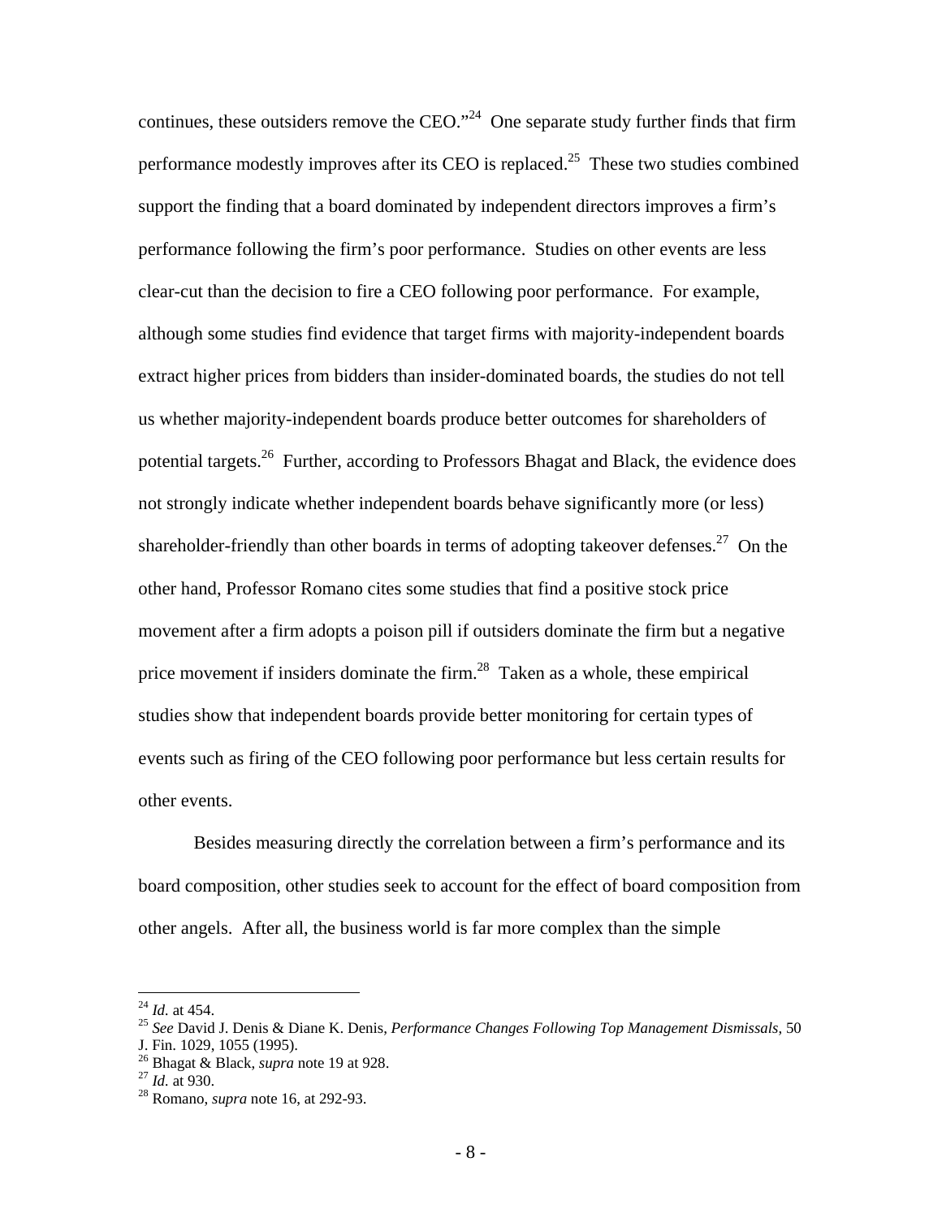continues, these outsiders remove the CEO."[24] One separate study further finds that firm performance modestly improves after its CEO is replaced.[25] These two studies combined support the finding that a board dominated by independent directors improves a firm's performance following the firm's poor performance. Studies on other events are less clear-cut than the decision to fire a CEO following poor performance. For example, although some studies find evidence that target firms with majority-independent boards extract higher prices from bidders than insider-dominated boards, the studies do not tell us whether majority-independent boards produce better outcomes for shareholders of potential targets.[26] Further, according to Professors Bhagat and Black, the evidence does not strongly indicate whether independent boards behave significantly more (or less) shareholder-friendly than other boards in terms of adopting takeover defenses.[27] On the other hand, Professor Romano cites some studies that find a positive stock price movement after a firm adopts a poison pill if outsiders dominate the firm but a negative price movement if insiders dominate the firm.[28] Taken as a whole, these empirical studies show that independent boards provide better monitoring for certain types of events such as firing of the CEO following poor performance but less certain results for other events.

Besides measuring directly the correlation between a firm's performance and its board composition, other studies seek to account for the effect of board composition from other angels. After all, the business world is far more complex than the simple

---

[24] *Id.* at 454.

[25] *See* David J. Denis & Diane K. Denis, *Performance Changes Following Top Management Dismissals*, 50 J. Fin. 1029, 1055 (1995).

[26] Bhagat & Black, *supra* note 19 at 928.

[27] *Id.* at 930.

[28] Romano, *supra* note 16, at 292-93.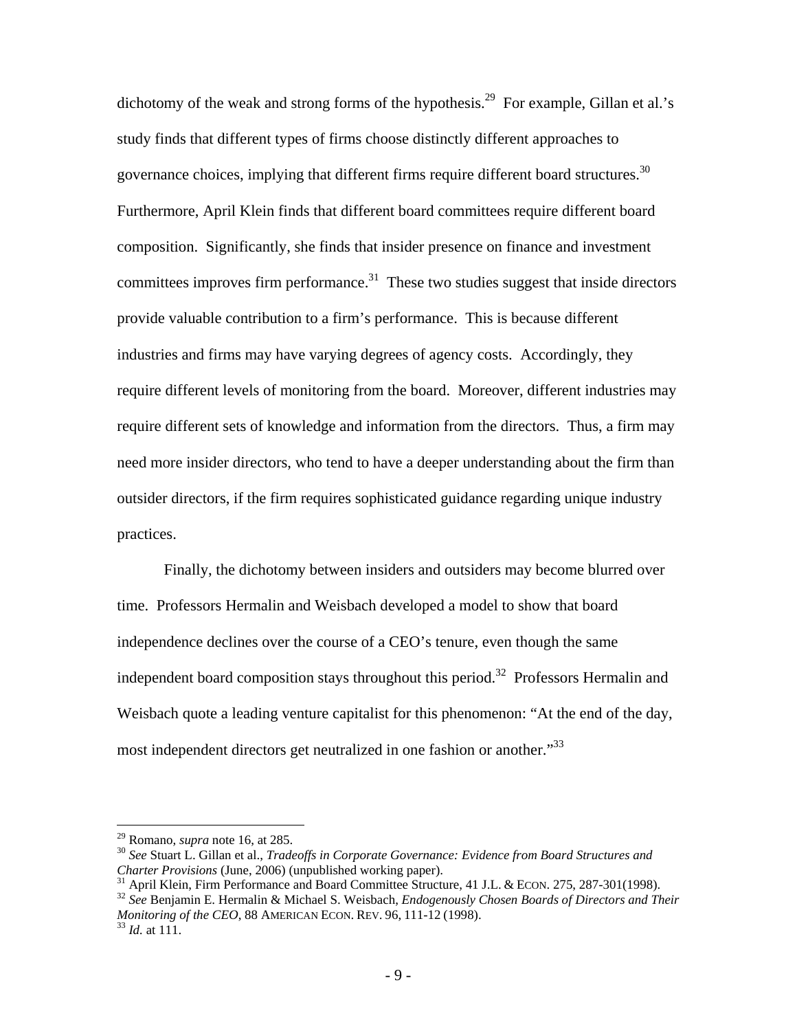dichotomy of the weak and strong forms of the hypothesis.[29] For example, Gillan et al.'s study finds that different types of firms choose distinctly different approaches to governance choices, implying that different firms require different board structures.[30] Furthermore, April Klein finds that different board committees require different board composition. Significantly, she finds that insider presence on finance and investment committees improves firm performance.[31] These two studies suggest that inside directors provide valuable contribution to a firm's performance. This is because different industries and firms may have varying degrees of agency costs. Accordingly, they require different levels of monitoring from the board. Moreover, different industries may require different sets of knowledge and information from the directors. Thus, a firm may need more insider directors, who tend to have a deeper understanding about the firm than outsider directors, if the firm requires sophisticated guidance regarding unique industry practices.

Finally, the dichotomy between insiders and outsiders may become blurred over time. Professors Hermalin and Weisbach developed a model to show that board independence declines over the course of a CEO's tenure, even though the same independent board composition stays throughout this period.[32] Professors Hermalin and Weisbach quote a leading venture capitalist for this phenomenon: "At the end of the day, most independent directors get neutralized in one fashion or another."[33]

---

[29] Romano, *supra* note 16, at 285.

[30] *See* Stuart L. Gillan et al., *Tradeoffs in Corporate Governance: Evidence from Board Structures and Charter Provisions* (June, 2006) (unpublished working paper).

[31] April Klein, Firm Performance and Board Committee Structure, 41 J.L. & ECON. 275, 287-301(1998).

[32] *See* Benjamin E. Hermalin & Michael S. Weisbach, *Endogenously Chosen Boards of Directors and Their Monitoring of the CEO*, 88 AMERICAN ECON. REV. 96, 111-12 (1998).

[33] *Id.* at 111.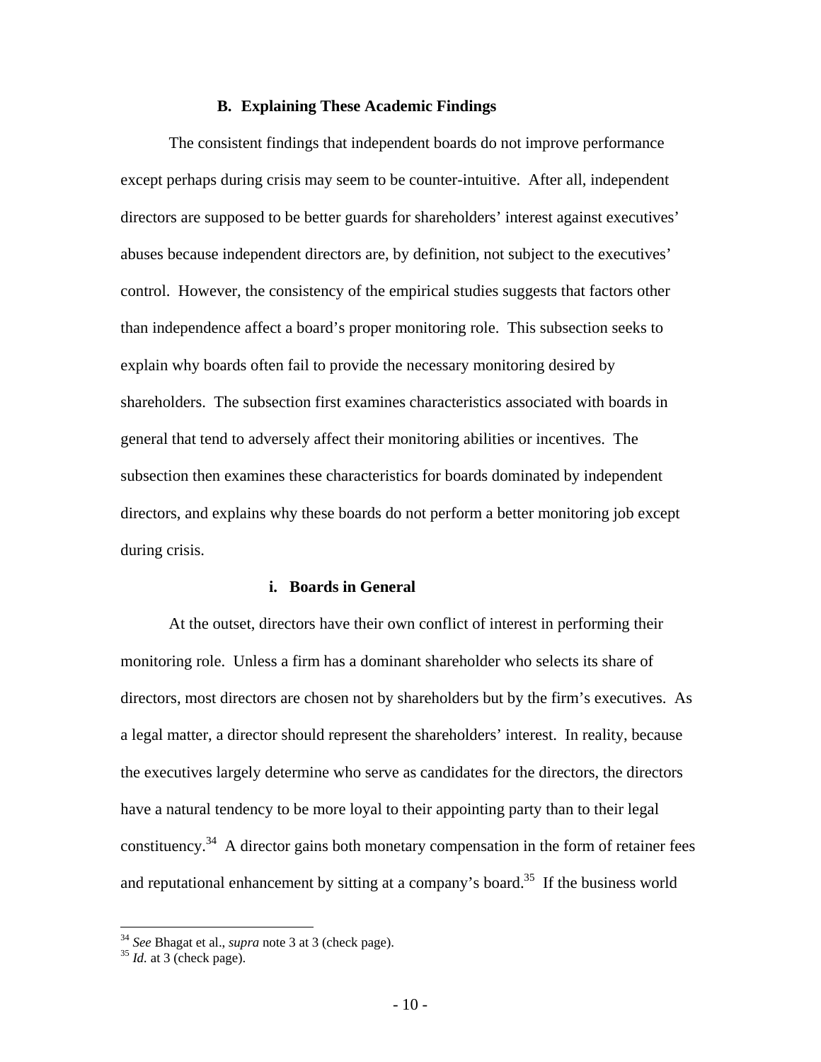### B. Explaining These Academic Findings

The consistent findings that independent boards do not improve performance except perhaps during crisis may seem to be counter-intuitive. After all, independent directors are supposed to be better guards for shareholders' interest against executives' abuses because independent directors are, by definition, not subject to the executives' control. However, the consistency of the empirical studies suggests that factors other than independence affect a board's proper monitoring role. This subsection seeks to explain why boards often fail to provide the necessary monitoring desired by shareholders. The subsection first examines characteristics associated with boards in general that tend to adversely affect their monitoring abilities or incentives. The subsection then examines these characteristics for boards dominated by independent directors, and explains why these boards do not perform a better monitoring job except during crisis.

#### i. Boards in General

At the outset, directors have their own conflict of interest in performing their monitoring role. Unless a firm has a dominant shareholder who selects its share of directors, most directors are chosen not by shareholders but by the firm's executives. As a legal matter, a director should represent the shareholders' interest. In reality, because the executives largely determine who serve as candidates for the directors, the directors have a natural tendency to be more loyal to their appointing party than to their legal constituency.[34] A director gains both monetary compensation in the form of retainer fees and reputational enhancement by sitting at a company's board.[35] If the business world

---

[34] *See* Bhagat et al., *supra* note 3 at 3 (check page).

[35] *Id.* at 3 (check page).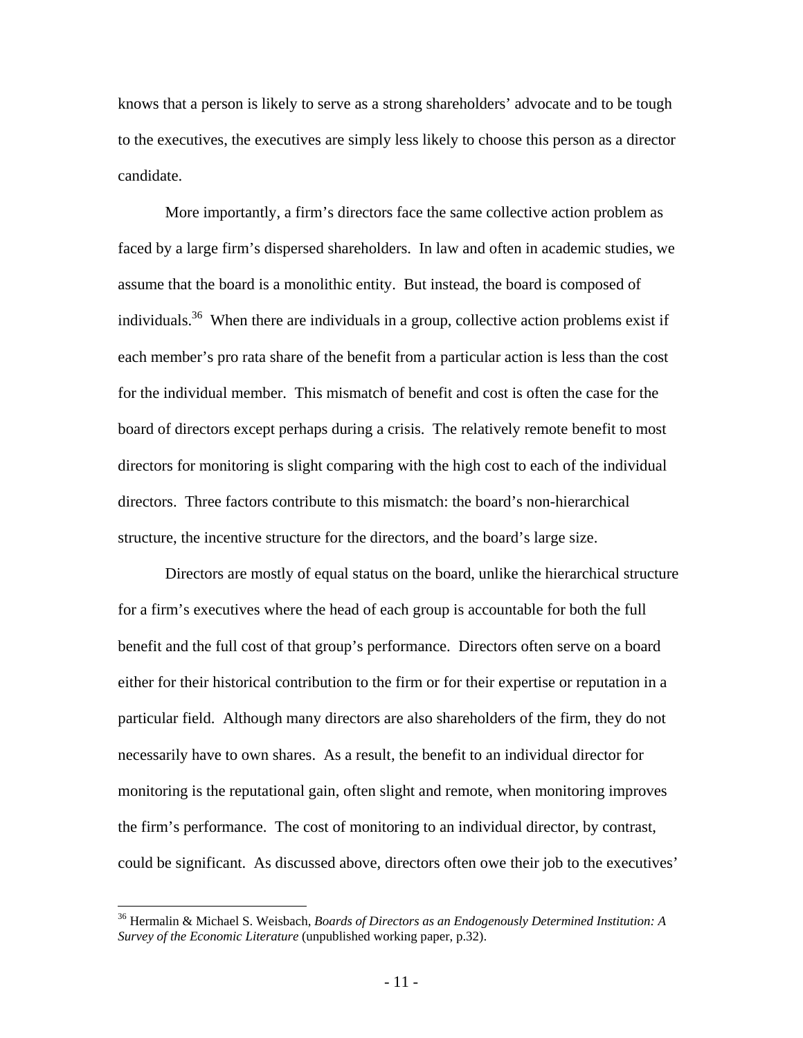knows that a person is likely to serve as a strong shareholders' advocate and to be tough to the executives, the executives are simply less likely to choose this person as a director candidate.

More importantly, a firm's directors face the same collective action problem as faced by a large firm's dispersed shareholders. In law and often in academic studies, we assume that the board is a monolithic entity. But instead, the board is composed of individuals.[36] When there are individuals in a group, collective action problems exist if each member's pro rata share of the benefit from a particular action is less than the cost for the individual member. This mismatch of benefit and cost is often the case for the board of directors except perhaps during a crisis. The relatively remote benefit to most directors for monitoring is slight comparing with the high cost to each of the individual directors. Three factors contribute to this mismatch: the board's non-hierarchical structure, the incentive structure for the directors, and the board's large size.

Directors are mostly of equal status on the board, unlike the hierarchical structure for a firm's executives where the head of each group is accountable for both the full benefit and the full cost of that group's performance. Directors often serve on a board either for their historical contribution to the firm or for their expertise or reputation in a particular field. Although many directors are also shareholders of the firm, they do not necessarily have to own shares. As a result, the benefit to an individual director for monitoring is the reputational gain, often slight and remote, when monitoring improves the firm's performance. The cost of monitoring to an individual director, by contrast, could be significant. As discussed above, directors often owe their job to the executives'

---

[36] Hermalin & Michael S. Weisbach, *Boards of Directors as an Endogenously Determined Institution: A Survey of the Economic Literature* (unpublished working paper, p.32).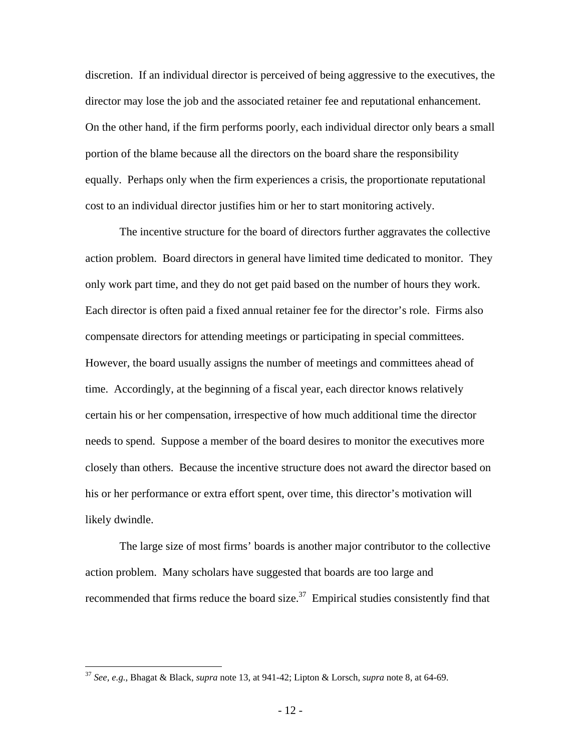discretion. If an individual director is perceived of being aggressive to the executives, the director may lose the job and the associated retainer fee and reputational enhancement. On the other hand, if the firm performs poorly, each individual director only bears a small portion of the blame because all the directors on the board share the responsibility equally. Perhaps only when the firm experiences a crisis, the proportionate reputational cost to an individual director justifies him or her to start monitoring actively.

The incentive structure for the board of directors further aggravates the collective action problem. Board directors in general have limited time dedicated to monitor. They only work part time, and they do not get paid based on the number of hours they work. Each director is often paid a fixed annual retainer fee for the director's role. Firms also compensate directors for attending meetings or participating in special committees. However, the board usually assigns the number of meetings and committees ahead of time. Accordingly, at the beginning of a fiscal year, each director knows relatively certain his or her compensation, irrespective of how much additional time the director needs to spend. Suppose a member of the board desires to monitor the executives more closely than others. Because the incentive structure does not award the director based on his or her performance or extra effort spent, over time, this director's motivation will likely dwindle.

The large size of most firms' boards is another major contributor to the collective action problem. Many scholars have suggested that boards are too large and recommended that firms reduce the board size.[37] Empirical studies consistently find that

---

[37] *See, e.g.*, Bhagat & Black, *supra* note 13, at 941-42; Lipton & Lorsch, *supra* note 8, at 64-69.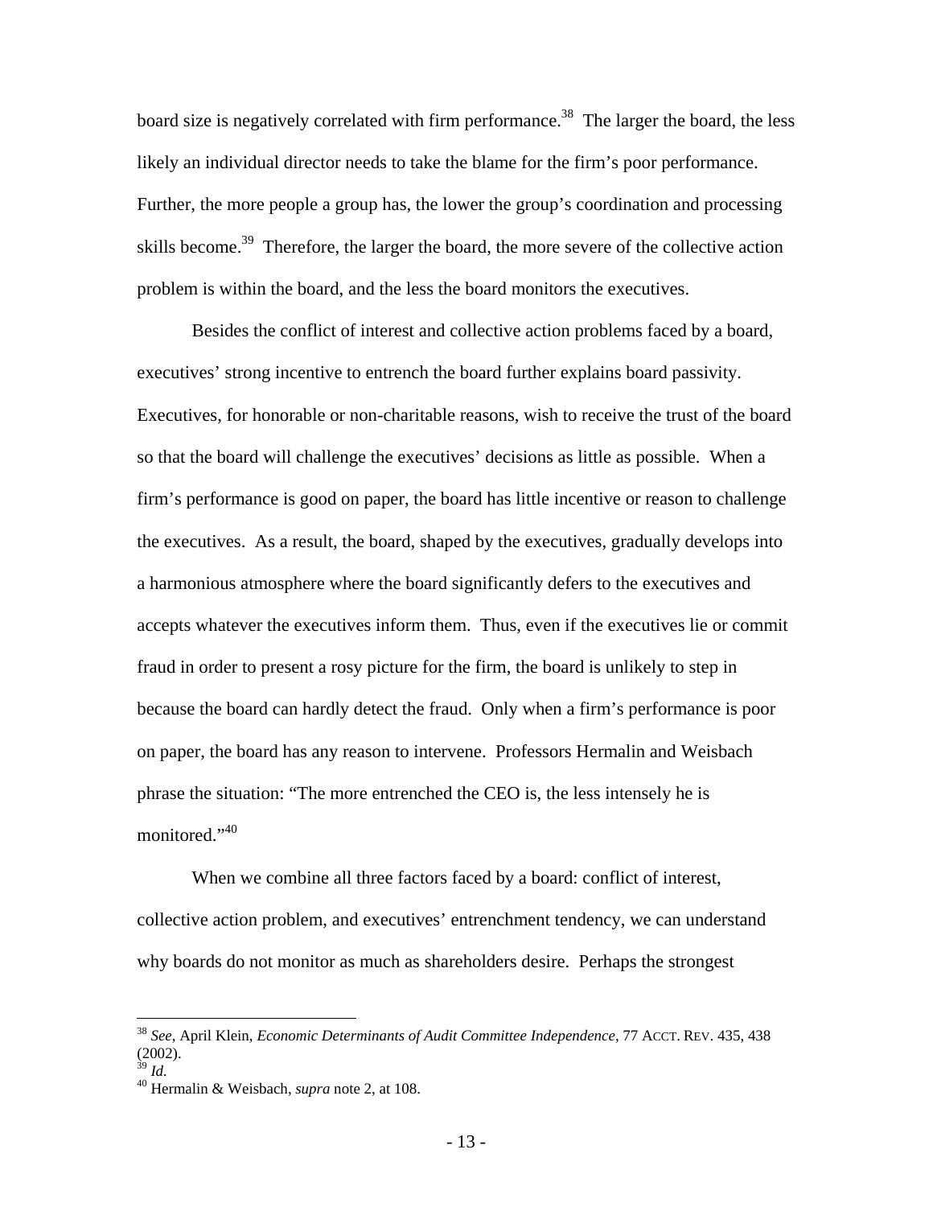board size is negatively correlated with firm performance.[38] The larger the board, the less likely an individual director needs to take the blame for the firm's poor performance. Further, the more people a group has, the lower the group's coordination and processing skills become.[39] Therefore, the larger the board, the more severe of the collective action problem is within the board, and the less the board monitors the executives.

Besides the conflict of interest and collective action problems faced by a board, executives' strong incentive to entrench the board further explains board passivity. Executives, for honorable or non-charitable reasons, wish to receive the trust of the board so that the board will challenge the executives' decisions as little as possible. When a firm's performance is good on paper, the board has little incentive or reason to challenge the executives. As a result, the board, shaped by the executives, gradually develops into a harmonious atmosphere where the board significantly defers to the executives and accepts whatever the executives inform them. Thus, even if the executives lie or commit fraud in order to present a rosy picture for the firm, the board is unlikely to step in because the board can hardly detect the fraud. Only when a firm's performance is poor on paper, the board has any reason to intervene. Professors Hermalin and Weisbach phrase the situation: "The more entrenched the CEO is, the less intensely he is monitored."[40]

When we combine all three factors faced by a board: conflict of interest, collective action problem, and executives' entrenchment tendency, we can understand why boards do not monitor as much as shareholders desire. Perhaps the strongest

---

[38] *See*, April Klein, *Economic Determinants of Audit Committee Independence*, 77 ACCT. REV. 435, 438 (2002).

[39] *Id.*

[40] Hermalin & Weisbach, *supra* note 2, at 108.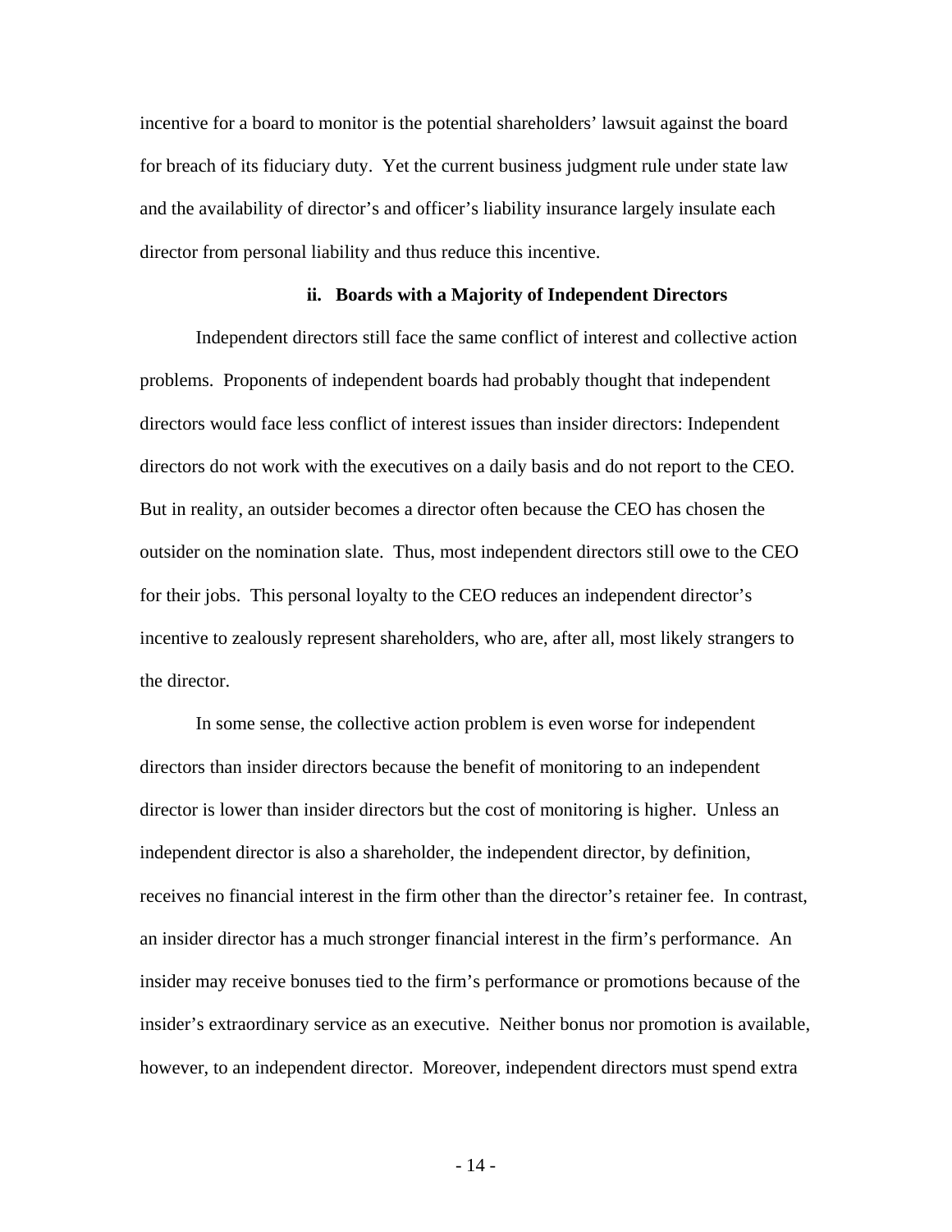incentive for a board to monitor is the potential shareholders' lawsuit against the board for breach of its fiduciary duty. Yet the current business judgment rule under state law and the availability of director's and officer's liability insurance largely insulate each director from personal liability and thus reduce this incentive.

#### ii. Boards with a Majority of Independent Directors

Independent directors still face the same conflict of interest and collective action problems. Proponents of independent boards had probably thought that independent directors would face less conflict of interest issues than insider directors: Independent directors do not work with the executives on a daily basis and do not report to the CEO. But in reality, an outsider becomes a director often because the CEO has chosen the outsider on the nomination slate. Thus, most independent directors still owe to the CEO for their jobs. This personal loyalty to the CEO reduces an independent director's incentive to zealously represent shareholders, who are, after all, most likely strangers to the director.

In some sense, the collective action problem is even worse for independent directors than insider directors because the benefit of monitoring to an independent director is lower than insider directors but the cost of monitoring is higher. Unless an independent director is also a shareholder, the independent director, by definition, receives no financial interest in the firm other than the director's retainer fee. In contrast, an insider director has a much stronger financial interest in the firm's performance. An insider may receive bonuses tied to the firm's performance or promotions because of the insider's extraordinary service as an executive. Neither bonus nor promotion is available, however, to an independent director. Moreover, independent directors must spend extra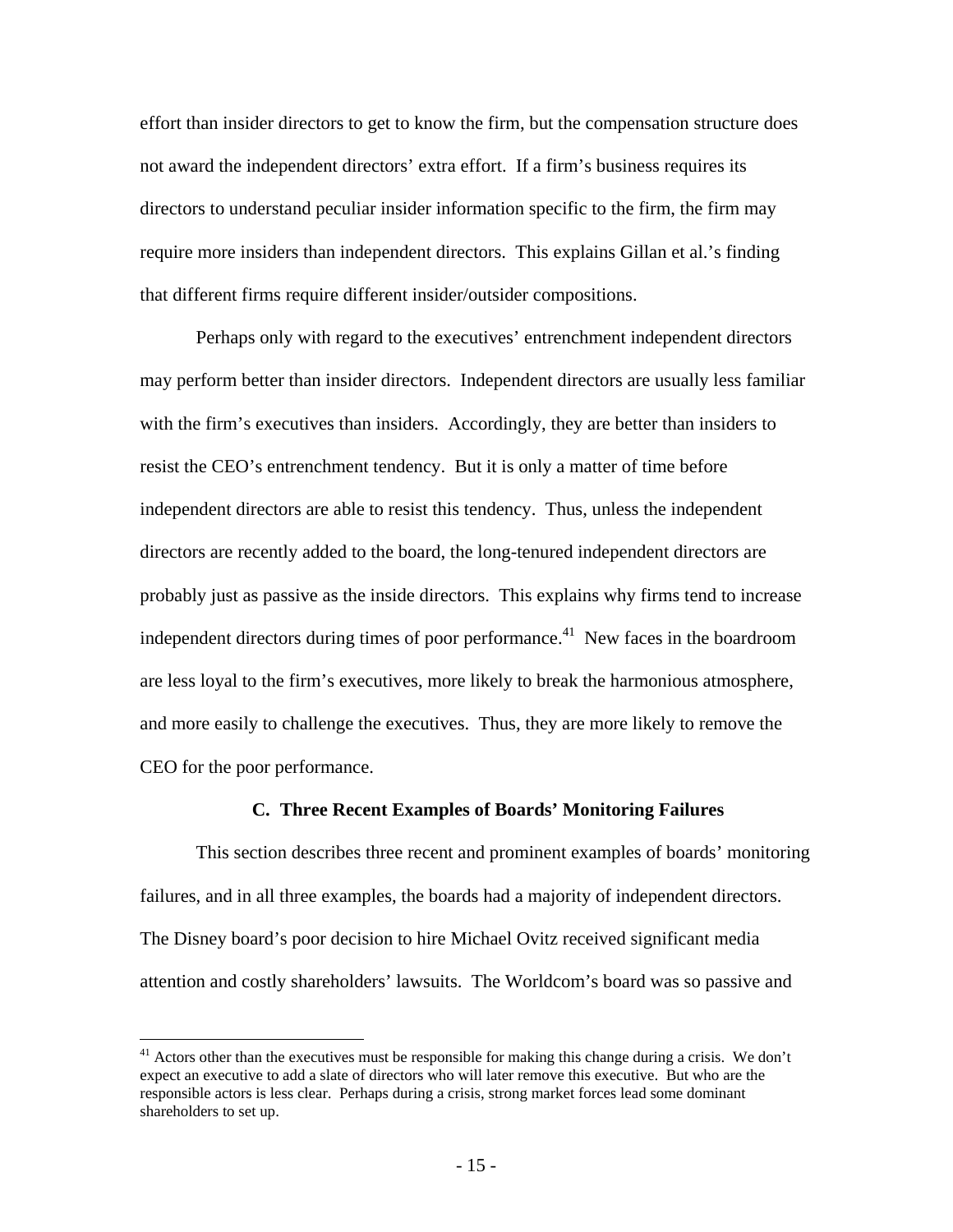effort than insider directors to get to know the firm, but the compensation structure does not award the independent directors' extra effort. If a firm's business requires its directors to understand peculiar insider information specific to the firm, the firm may require more insiders than independent directors. This explains Gillan et al.'s finding that different firms require different insider/outsider compositions.

Perhaps only with regard to the executives' entrenchment independent directors may perform better than insider directors. Independent directors are usually less familiar with the firm's executives than insiders. Accordingly, they are better than insiders to resist the CEO's entrenchment tendency. But it is only a matter of time before independent directors are able to resist this tendency. Thus, unless the independent directors are recently added to the board, the long-tenured independent directors are probably just as passive as the inside directors. This explains why firms tend to increase independent directors during times of poor performance.[41] New faces in the boardroom are less loyal to the firm's executives, more likely to break the harmonious atmosphere, and more easily to challenge the executives. Thus, they are more likely to remove the CEO for the poor performance.

### C. Three Recent Examples of Boards' Monitoring Failures

This section describes three recent and prominent examples of boards' monitoring failures, and in all three examples, the boards had a majority of independent directors. The Disney board's poor decision to hire Michael Ovitz received significant media attention and costly shareholders' lawsuits. The Worldcom's board was so passive and

[41] Actors other than the executives must be responsible for making this change during a crisis. We don't expect an executive to add a slate of directors who will later remove this executive. But who are the responsible actors is less clear. Perhaps during a crisis, strong market forces lead some dominant shareholders to set up.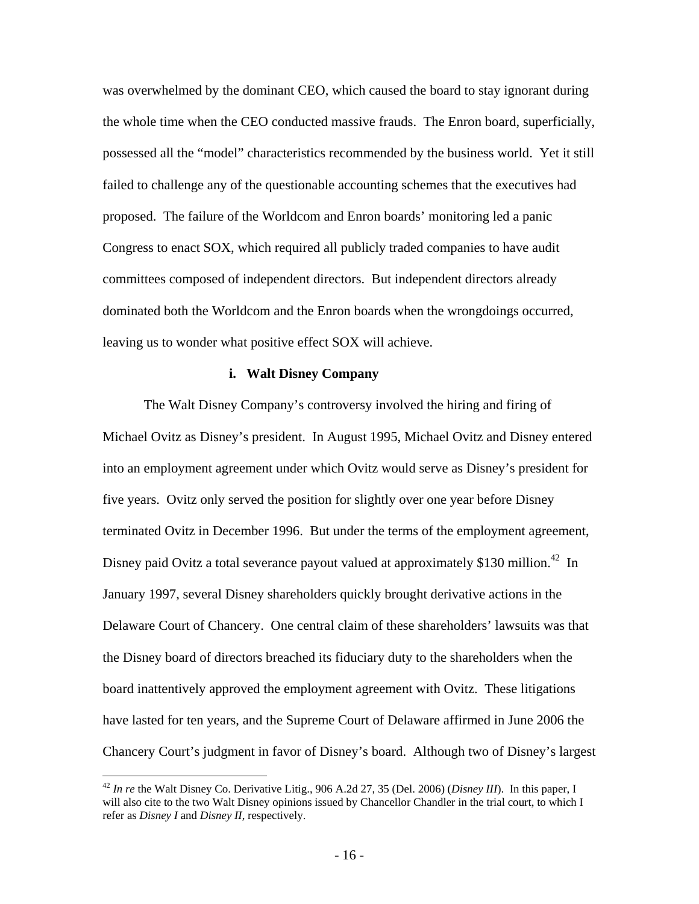was overwhelmed by the dominant CEO, which caused the board to stay ignorant during the whole time when the CEO conducted massive frauds. The Enron board, superficially, possessed all the "model" characteristics recommended by the business world. Yet it still failed to challenge any of the questionable accounting schemes that the executives had proposed. The failure of the Worldcom and Enron boards' monitoring led a panic Congress to enact SOX, which required all publicly traded companies to have audit committees composed of independent directors. But independent directors already dominated both the Worldcom and the Enron boards when the wrongdoings occurred, leaving us to wonder what positive effect SOX will achieve.

### i. Walt Disney Company

The Walt Disney Company's controversy involved the hiring and firing of Michael Ovitz as Disney's president. In August 1995, Michael Ovitz and Disney entered into an employment agreement under which Ovitz would serve as Disney's president for five years. Ovitz only served the position for slightly over one year before Disney terminated Ovitz in December 1996. But under the terms of the employment agreement, Disney paid Ovitz a total severance payout valued at approximately $130 million.[42] In January 1997, several Disney shareholders quickly brought derivative actions in the Delaware Court of Chancery. One central claim of these shareholders' lawsuits was that the Disney board of directors breached its fiduciary duty to the shareholders when the board inattentively approved the employment agreement with Ovitz. These litigations have lasted for ten years, and the Supreme Court of Delaware affirmed in June 2006 the Chancery Court's judgment in favor of Disney's board. Although two of Disney's largest

---

[42] *In re* the Walt Disney Co. Derivative Litig., 906 A.2d 27, 35 (Del. 2006) (*Disney III*). In this paper, I will also cite to the two Walt Disney opinions issued by Chancellor Chandler in the trial court, to which I refer as *Disney I* and *Disney II*, respectively.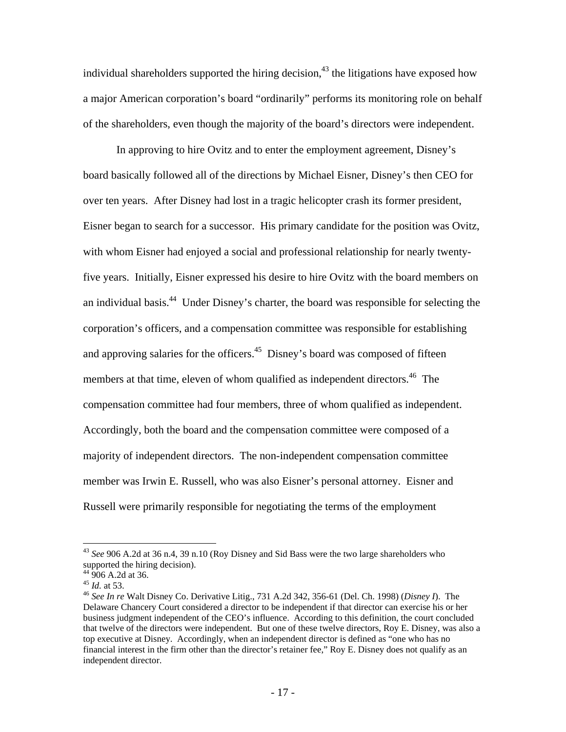individual shareholders supported the hiring decision,[43] the litigations have exposed how a major American corporation's board "ordinarily" performs its monitoring role on behalf of the shareholders, even though the majority of the board's directors were independent.

In approving to hire Ovitz and to enter the employment agreement, Disney's board basically followed all of the directions by Michael Eisner, Disney's then CEO for over ten years. After Disney had lost in a tragic helicopter crash its former president, Eisner began to search for a successor. His primary candidate for the position was Ovitz, with whom Eisner had enjoyed a social and professional relationship for nearly twenty-five years. Initially, Eisner expressed his desire to hire Ovitz with the board members on an individual basis.[44] Under Disney's charter, the board was responsible for selecting the corporation's officers, and a compensation committee was responsible for establishing and approving salaries for the officers.[45] Disney's board was composed of fifteen members at that time, eleven of whom qualified as independent directors.[46] The compensation committee had four members, three of whom qualified as independent. Accordingly, both the board and the compensation committee were composed of a majority of independent directors. The non-independent compensation committee member was Irwin E. Russell, who was also Eisner's personal attorney. Eisner and Russell were primarily responsible for negotiating the terms of the employment

---

[43] *See* 906 A.2d at 36 n.4, 39 n.10 (Roy Disney and Sid Bass were the two large shareholders who supported the hiring decision).

[44] 906 A.2d at 36.

[45] *Id.* at 53.

[46] *See In re* Walt Disney Co. Derivative Litig., 731 A.2d 342, 356-61 (Del. Ch. 1998) (*Disney I*). The Delaware Chancery Court considered a director to be independent if that director can exercise his or her business judgment independent of the CEO's influence. According to this definition, the court concluded that twelve of the directors were independent. But one of these twelve directors, Roy E. Disney, was also a top executive at Disney. Accordingly, when an independent director is defined as "one who has no financial interest in the firm other than the director's retainer fee," Roy E. Disney does not qualify as an independent director.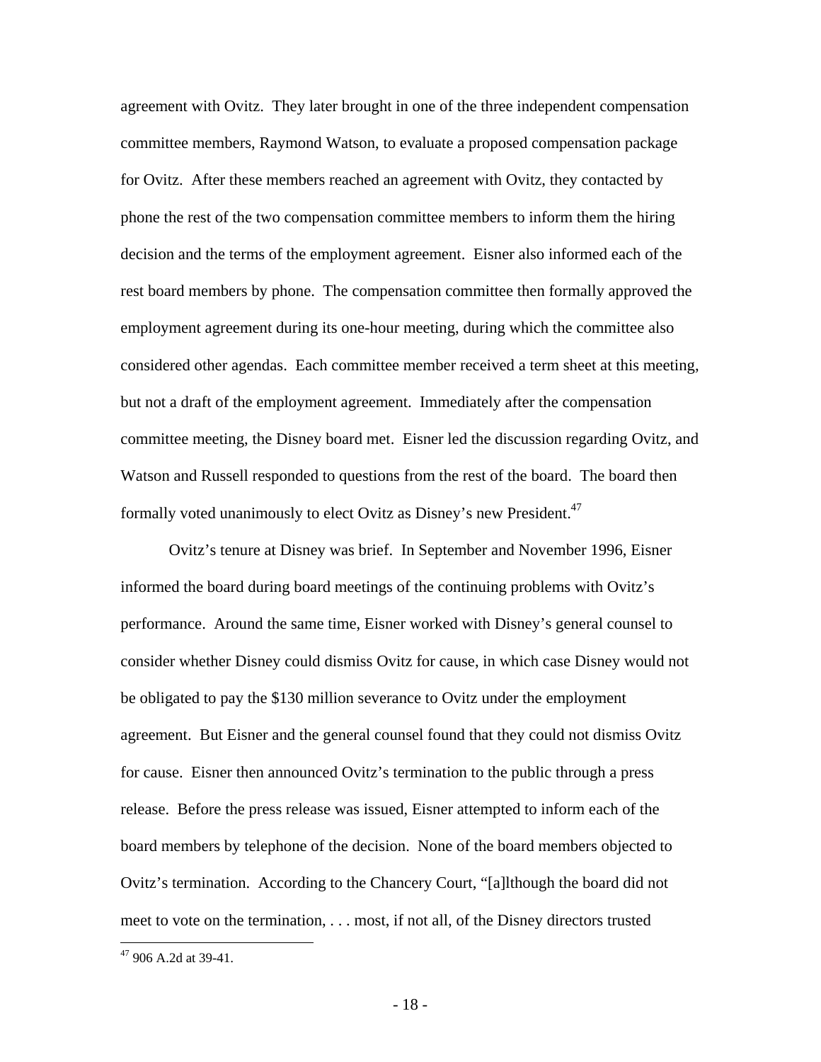agreement with Ovitz. They later brought in one of the three independent compensation committee members, Raymond Watson, to evaluate a proposed compensation package for Ovitz. After these members reached an agreement with Ovitz, they contacted by phone the rest of the two compensation committee members to inform them the hiring decision and the terms of the employment agreement. Eisner also informed each of the rest board members by phone. The compensation committee then formally approved the employment agreement during its one-hour meeting, during which the committee also considered other agendas. Each committee member received a term sheet at this meeting, but not a draft of the employment agreement. Immediately after the compensation committee meeting, the Disney board met. Eisner led the discussion regarding Ovitz, and Watson and Russell responded to questions from the rest of the board. The board then formally voted unanimously to elect Ovitz as Disney's new President.[47]

Ovitz's tenure at Disney was brief. In September and November 1996, Eisner informed the board during board meetings of the continuing problems with Ovitz's performance. Around the same time, Eisner worked with Disney's general counsel to consider whether Disney could dismiss Ovitz for cause, in which case Disney would not be obligated to pay the $130 million severance to Ovitz under the employment agreement. But Eisner and the general counsel found that they could not dismiss Ovitz for cause. Eisner then announced Ovitz's termination to the public through a press release. Before the press release was issued, Eisner attempted to inform each of the board members by telephone of the decision. None of the board members objected to Ovitz's termination. According to the Chancery Court, "[a]lthough the board did not meet to vote on the termination, . . . most, if not all, of the Disney directors trusted

[47] 906 A.2d at 39-41.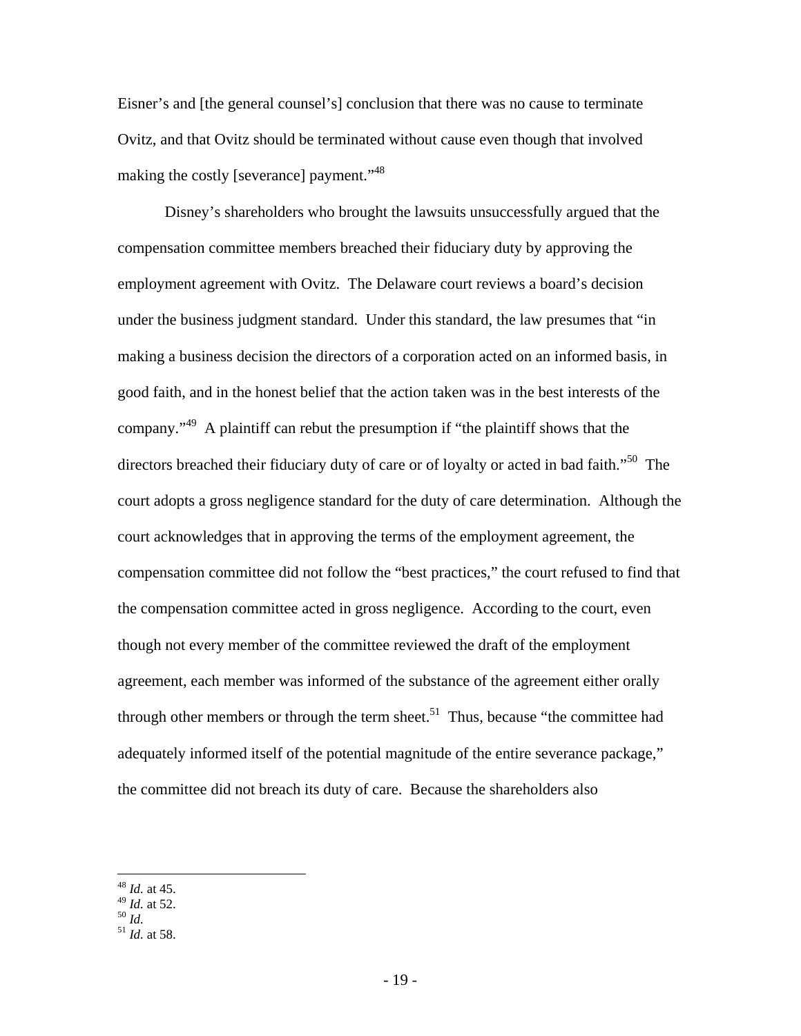Eisner's and [the general counsel's] conclusion that there was no cause to terminate Ovitz, and that Ovitz should be terminated without cause even though that involved making the costly [severance] payment."[48]

Disney's shareholders who brought the lawsuits unsuccessfully argued that the compensation committee members breached their fiduciary duty by approving the employment agreement with Ovitz. The Delaware court reviews a board's decision under the business judgment standard. Under this standard, the law presumes that "in making a business decision the directors of a corporation acted on an informed basis, in good faith, and in the honest belief that the action taken was in the best interests of the company."[49] A plaintiff can rebut the presumption if "the plaintiff shows that the directors breached their fiduciary duty of care or of loyalty or acted in bad faith."[50] The court adopts a gross negligence standard for the duty of care determination. Although the court acknowledges that in approving the terms of the employment agreement, the compensation committee did not follow the "best practices," the court refused to find that the compensation committee acted in gross negligence. According to the court, even though not every member of the committee reviewed the draft of the employment agreement, each member was informed of the substance of the agreement either orally through other members or through the term sheet.[51] Thus, because "the committee had adequately informed itself of the potential magnitude of the entire severance package," the committee did not breach its duty of care. Because the shareholders also

---

[48] *Id.* at 45.
[49] *Id.* at 52.
[50] *Id.*
[51] *Id.* at 58.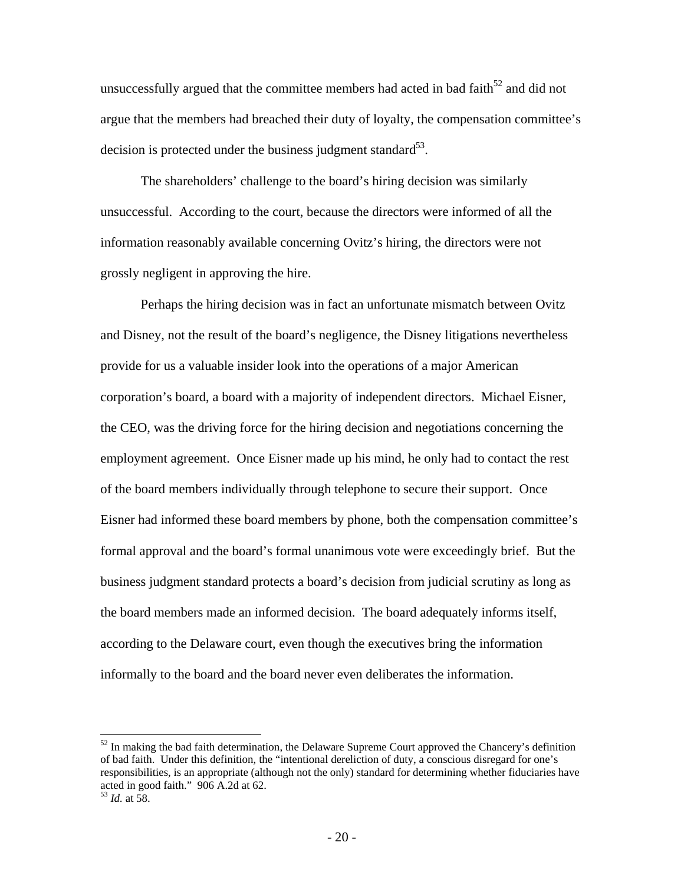unsuccessfully argued that the committee members had acted in bad faith[52] and did not argue that the members had breached their duty of loyalty, the compensation committee's decision is protected under the business judgment standard[53].

The shareholders' challenge to the board's hiring decision was similarly unsuccessful. According to the court, because the directors were informed of all the information reasonably available concerning Ovitz's hiring, the directors were not grossly negligent in approving the hire.

Perhaps the hiring decision was in fact an unfortunate mismatch between Ovitz and Disney, not the result of the board's negligence, the Disney litigations nevertheless provide for us a valuable insider look into the operations of a major American corporation's board, a board with a majority of independent directors. Michael Eisner, the CEO, was the driving force for the hiring decision and negotiations concerning the employment agreement. Once Eisner made up his mind, he only had to contact the rest of the board members individually through telephone to secure their support. Once Eisner had informed these board members by phone, both the compensation committee's formal approval and the board's formal unanimous vote were exceedingly brief. But the business judgment standard protects a board's decision from judicial scrutiny as long as the board members made an informed decision. The board adequately informs itself, according to the Delaware court, even though the executives bring the information informally to the board and the board never even deliberates the information.

---

[52] In making the bad faith determination, the Delaware Supreme Court approved the Chancery's definition of bad faith. Under this definition, the "intentional dereliction of duty, a conscious disregard for one's responsibilities, is an appropriate (although not the only) standard for determining whether fiduciaries have acted in good faith." 906 A.2d at 62.

[53] *Id.* at 58.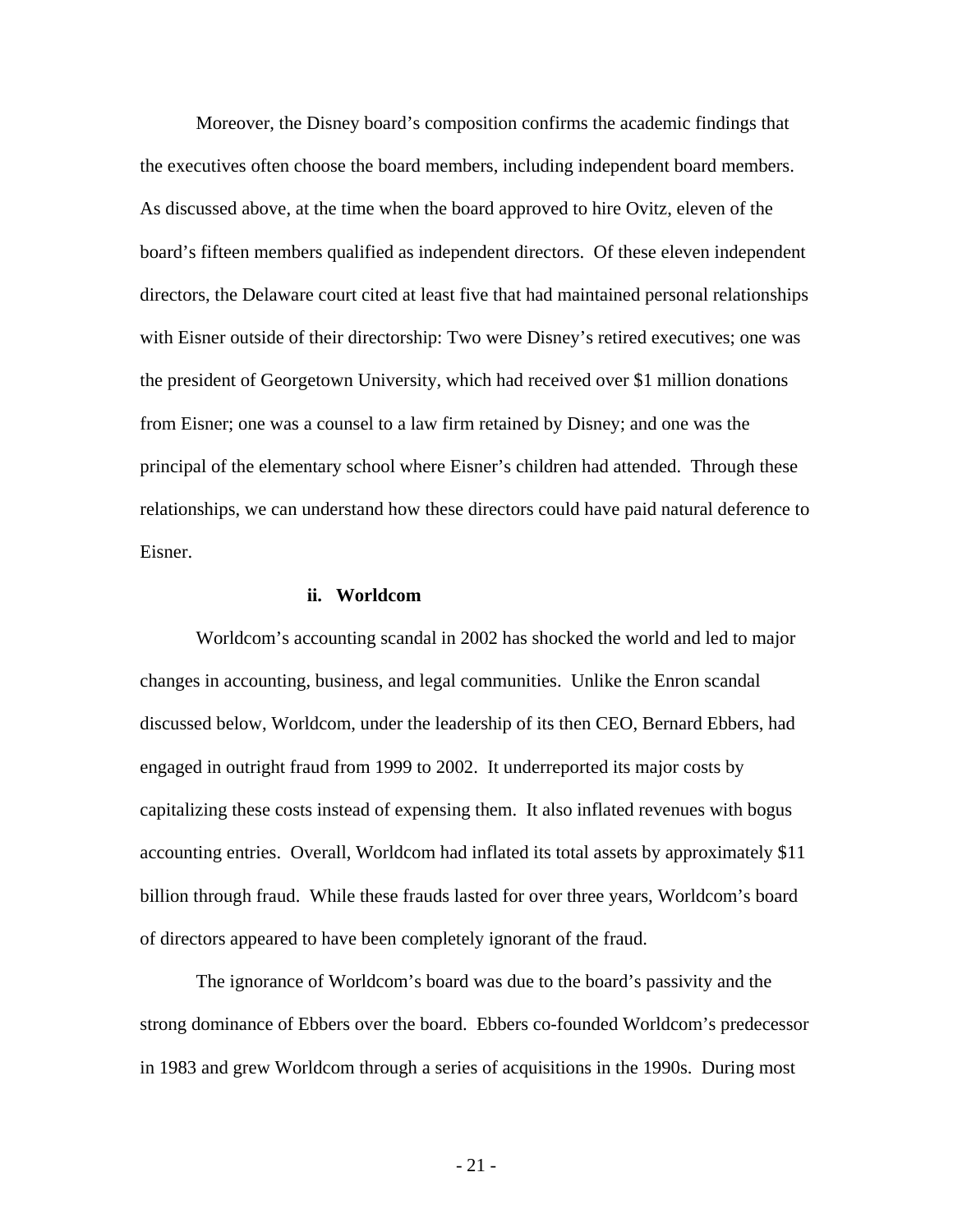Moreover, the Disney board's composition confirms the academic findings that the executives often choose the board members, including independent board members. As discussed above, at the time when the board approved to hire Ovitz, eleven of the board's fifteen members qualified as independent directors. Of these eleven independent directors, the Delaware court cited at least five that had maintained personal relationships with Eisner outside of their directorship: Two were Disney's retired executives; one was the president of Georgetown University, which had received over $1 million donations from Eisner; one was a counsel to a law firm retained by Disney; and one was the principal of the elementary school where Eisner's children had attended. Through these relationships, we can understand how these directors could have paid natural deference to Eisner.

### ii. Worldcom

Worldcom's accounting scandal in 2002 has shocked the world and led to major changes in accounting, business, and legal communities. Unlike the Enron scandal discussed below, Worldcom, under the leadership of its then CEO, Bernard Ebbers, had engaged in outright fraud from 1999 to 2002. It underreported its major costs by capitalizing these costs instead of expensing them. It also inflated revenues with bogus accounting entries. Overall, Worldcom had inflated its total assets by approximately $11 billion through fraud. While these frauds lasted for over three years, Worldcom's board of directors appeared to have been completely ignorant of the fraud.

The ignorance of Worldcom's board was due to the board's passivity and the strong dominance of Ebbers over the board. Ebbers co-founded Worldcom's predecessor in 1983 and grew Worldcom through a series of acquisitions in the 1990s. During most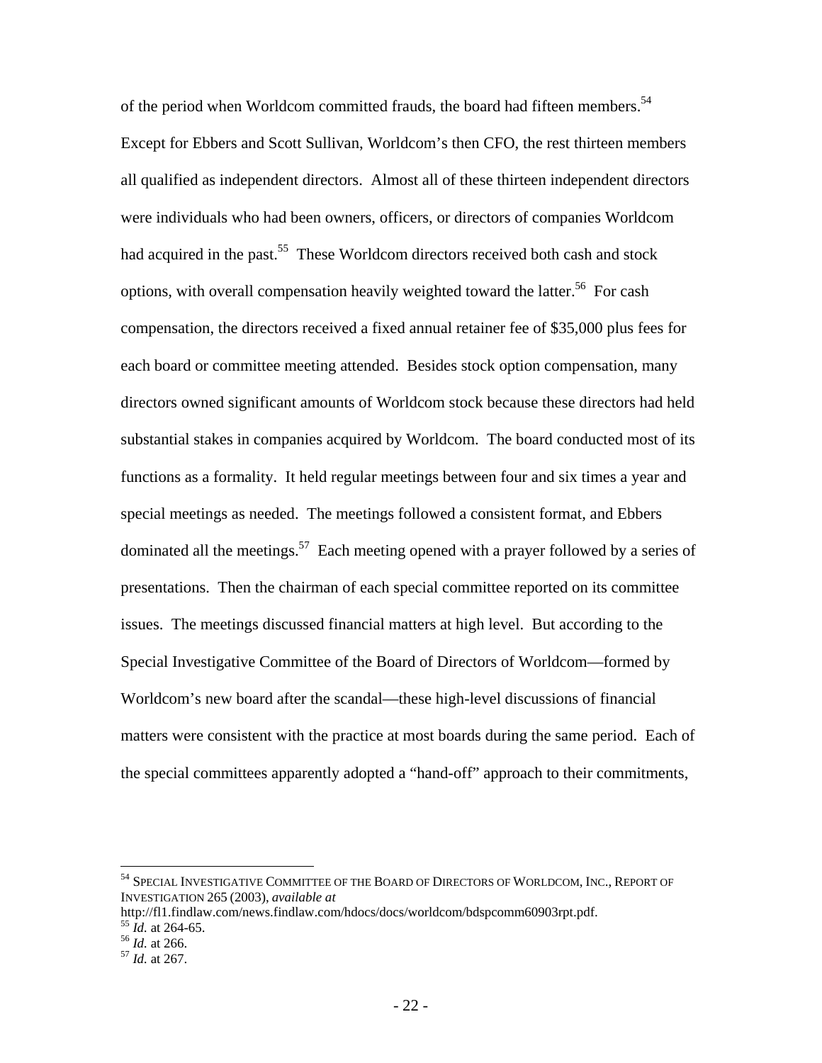of the period when Worldcom committed frauds, the board had fifteen members.[54] Except for Ebbers and Scott Sullivan, Worldcom's then CFO, the rest thirteen members all qualified as independent directors. Almost all of these thirteen independent directors were individuals who had been owners, officers, or directors of companies Worldcom had acquired in the past.[55] These Worldcom directors received both cash and stock options, with overall compensation heavily weighted toward the latter.[56] For cash compensation, the directors received a fixed annual retainer fee of $35,000 plus fees for each board or committee meeting attended. Besides stock option compensation, many directors owned significant amounts of Worldcom stock because these directors had held substantial stakes in companies acquired by Worldcom. The board conducted most of its functions as a formality. It held regular meetings between four and six times a year and special meetings as needed. The meetings followed a consistent format, and Ebbers dominated all the meetings.[57] Each meeting opened with a prayer followed by a series of presentations. Then the chairman of each special committee reported on its committee issues. The meetings discussed financial matters at high level. But according to the Special Investigative Committee of the Board of Directors of Worldcom—formed by Worldcom's new board after the scandal—these high-level discussions of financial matters were consistent with the practice at most boards during the same period. Each of the special committees apparently adopted a "hand-off" approach to their commitments,

---

[54] SPECIAL INVESTIGATIVE COMMITTEE OF THE BOARD OF DIRECTORS OF WORLDCOM, INC., REPORT OF INVESTIGATION 265 (2003), *available at* http://fl1.findlaw.com/news.findlaw.com/hdocs/docs/worldcom/bdspcomm60903rpt.pdf.

[55] *Id.* at 264-65.

[56] *Id.* at 266.

[57] *Id.* at 267.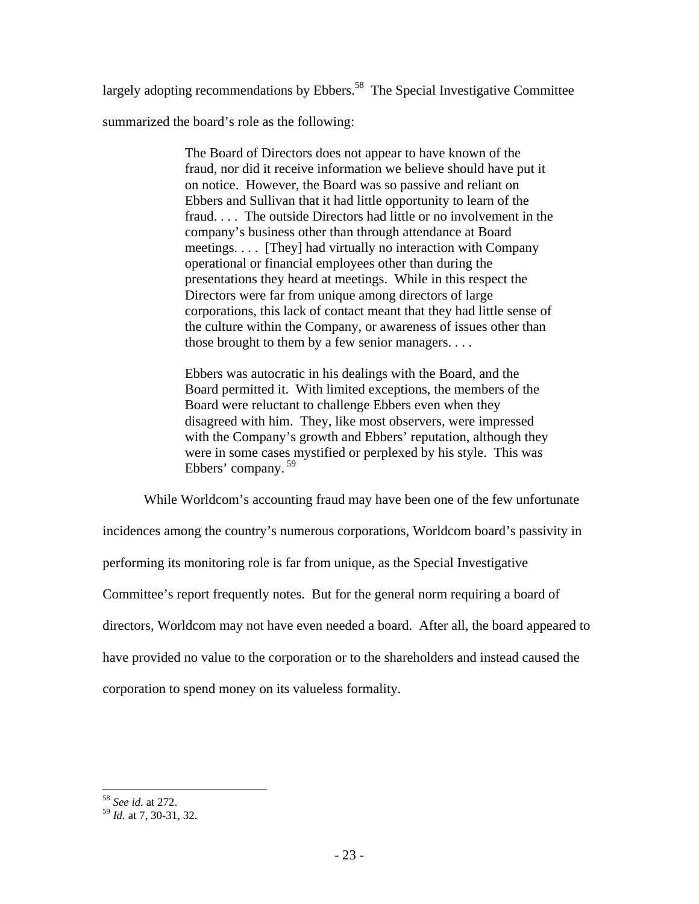largely adopting recommendations by Ebbers.[58] The Special Investigative Committee summarized the board's role as the following:

> The Board of Directors does not appear to have known of the fraud, nor did it receive information we believe should have put it on notice. However, the Board was so passive and reliant on Ebbers and Sullivan that it had little opportunity to learn of the fraud. . . . The outside Directors had little or no involvement in the company's business other than through attendance at Board meetings. . . . [They] had virtually no interaction with Company operational or financial employees other than during the presentations they heard at meetings. While in this respect the Directors were far from unique among directors of large corporations, this lack of contact meant that they had little sense of the culture within the Company, or awareness of issues other than those brought to them by a few senior managers. . . .
>
> Ebbers was autocratic in his dealings with the Board, and the Board permitted it. With limited exceptions, the members of the Board were reluctant to challenge Ebbers even when they disagreed with him. They, like most observers, were impressed with the Company's growth and Ebbers' reputation, although they were in some cases mystified or perplexed by his style. This was Ebbers' company.[59]

While Worldcom's accounting fraud may have been one of the few unfortunate incidences among the country's numerous corporations, Worldcom board's passivity in performing its monitoring role is far from unique, as the Special Investigative Committee's report frequently notes. But for the general norm requiring a board of directors, Worldcom may not have even needed a board. After all, the board appeared to have provided no value to the corporation or to the shareholders and instead caused the corporation to spend money on its valueless formality.

---

[58] *See id.* at 272.
[59] *Id.* at 7, 30-31, 32.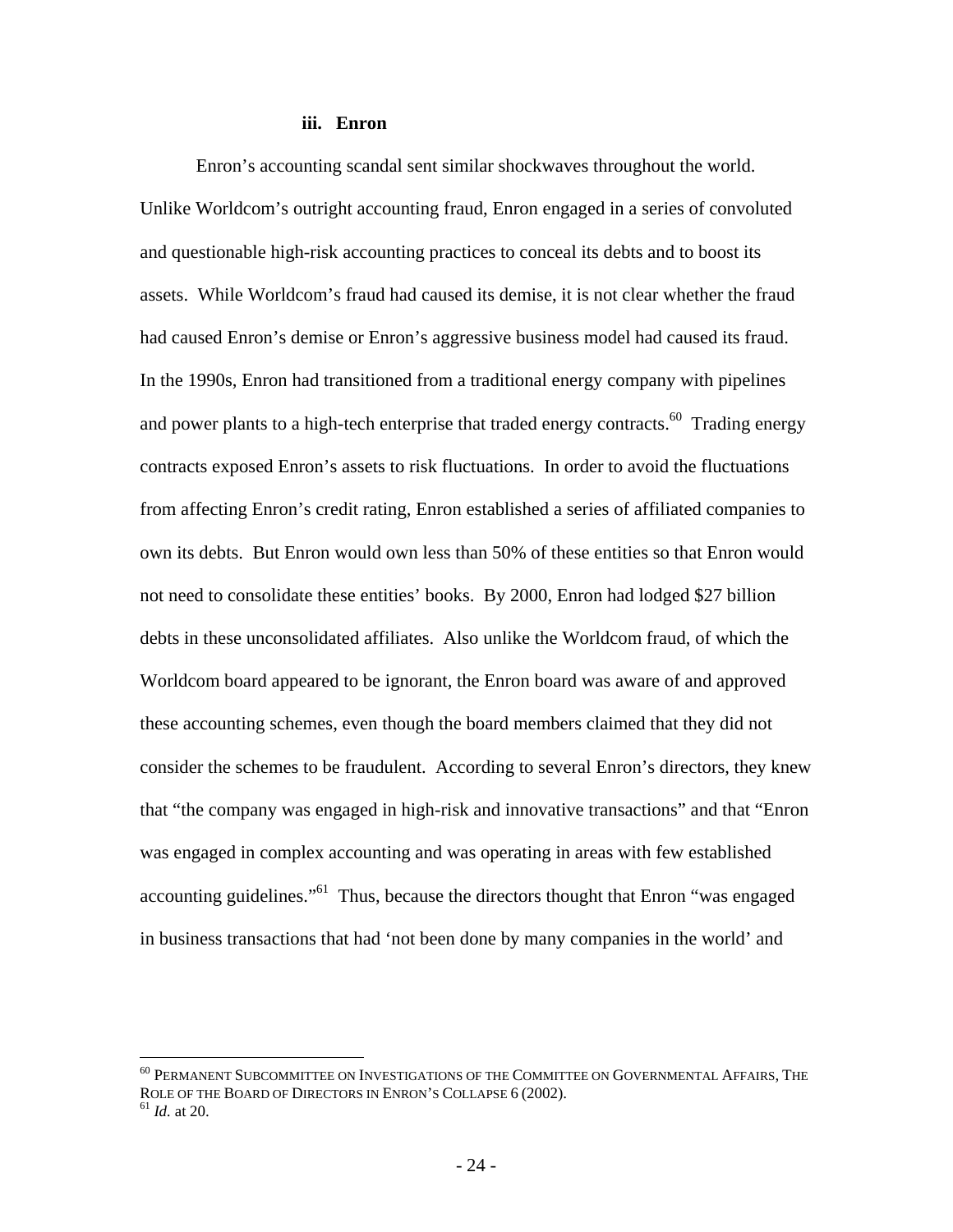### iii. Enron

Enron's accounting scandal sent similar shockwaves throughout the world. Unlike Worldcom's outright accounting fraud, Enron engaged in a series of convoluted and questionable high-risk accounting practices to conceal its debts and to boost its assets. While Worldcom's fraud had caused its demise, it is not clear whether the fraud had caused Enron's demise or Enron's aggressive business model had caused its fraud. In the 1990s, Enron had transitioned from a traditional energy company with pipelines and power plants to a high-tech enterprise that traded energy contracts.[60] Trading energy contracts exposed Enron's assets to risk fluctuations. In order to avoid the fluctuations from affecting Enron's credit rating, Enron established a series of affiliated companies to own its debts. But Enron would own less than 50% of these entities so that Enron would not need to consolidate these entities' books. By 2000, Enron had lodged $27 billion debts in these unconsolidated affiliates. Also unlike the Worldcom fraud, of which the Worldcom board appeared to be ignorant, the Enron board was aware of and approved these accounting schemes, even though the board members claimed that they did not consider the schemes to be fraudulent. According to several Enron's directors, they knew that "the company was engaged in high-risk and innovative transactions" and that "Enron was engaged in complex accounting and was operating in areas with few established accounting guidelines."[61] Thus, because the directors thought that Enron "was engaged in business transactions that had 'not been done by many companies in the world' and

---

[60] PERMANENT SUBCOMMITTEE ON INVESTIGATIONS OF THE COMMITTEE ON GOVERNMENTAL AFFAIRS, THE ROLE OF THE BOARD OF DIRECTORS IN ENRON'S COLLAPSE 6 (2002).

[61] *Id.* at 20.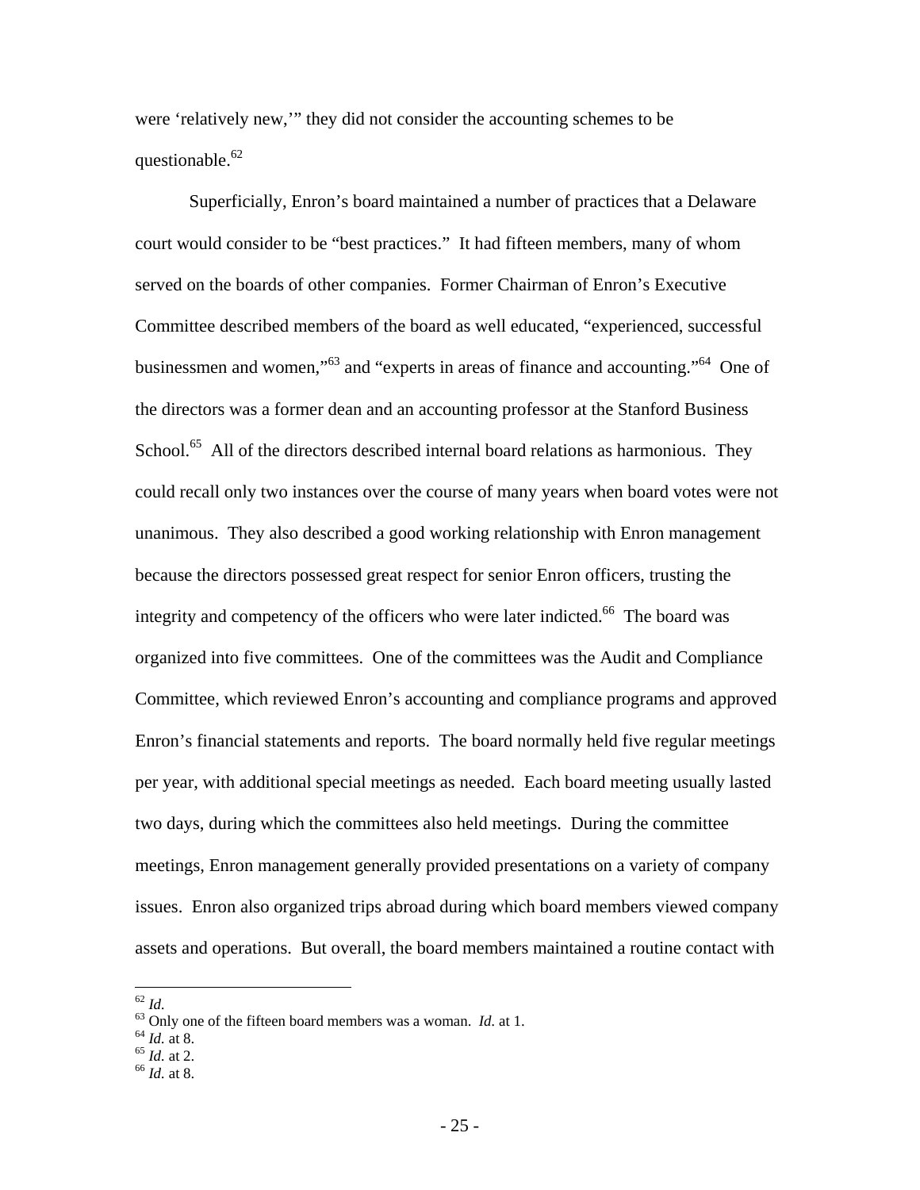were ‘relatively new,’” they did not consider the accounting schemes to be questionable.[62]

Superficially, Enron’s board maintained a number of practices that a Delaware court would consider to be “best practices.” It had fifteen members, many of whom served on the boards of other companies. Former Chairman of Enron’s Executive Committee described members of the board as well educated, “experienced, successful businessmen and women,”[63] and “experts in areas of finance and accounting.”[64] One of the directors was a former dean and an accounting professor at the Stanford Business School.[65] All of the directors described internal board relations as harmonious. They could recall only two instances over the course of many years when board votes were not unanimous. They also described a good working relationship with Enron management because the directors possessed great respect for senior Enron officers, trusting the integrity and competency of the officers who were later indicted.[66] The board was organized into five committees. One of the committees was the Audit and Compliance Committee, which reviewed Enron’s accounting and compliance programs and approved Enron’s financial statements and reports. The board normally held five regular meetings per year, with additional special meetings as needed. Each board meeting usually lasted two days, during which the committees also held meetings. During the committee meetings, Enron management generally provided presentations on a variety of company issues. Enron also organized trips abroad during which board members viewed company assets and operations. But overall, the board members maintained a routine contact with

---

[62] *Id.*

[63] Only one of the fifteen board members was a woman. *Id.* at 1.

[64] *Id.* at 8.

[65] *Id.* at 2.

[66] *Id.* at 8.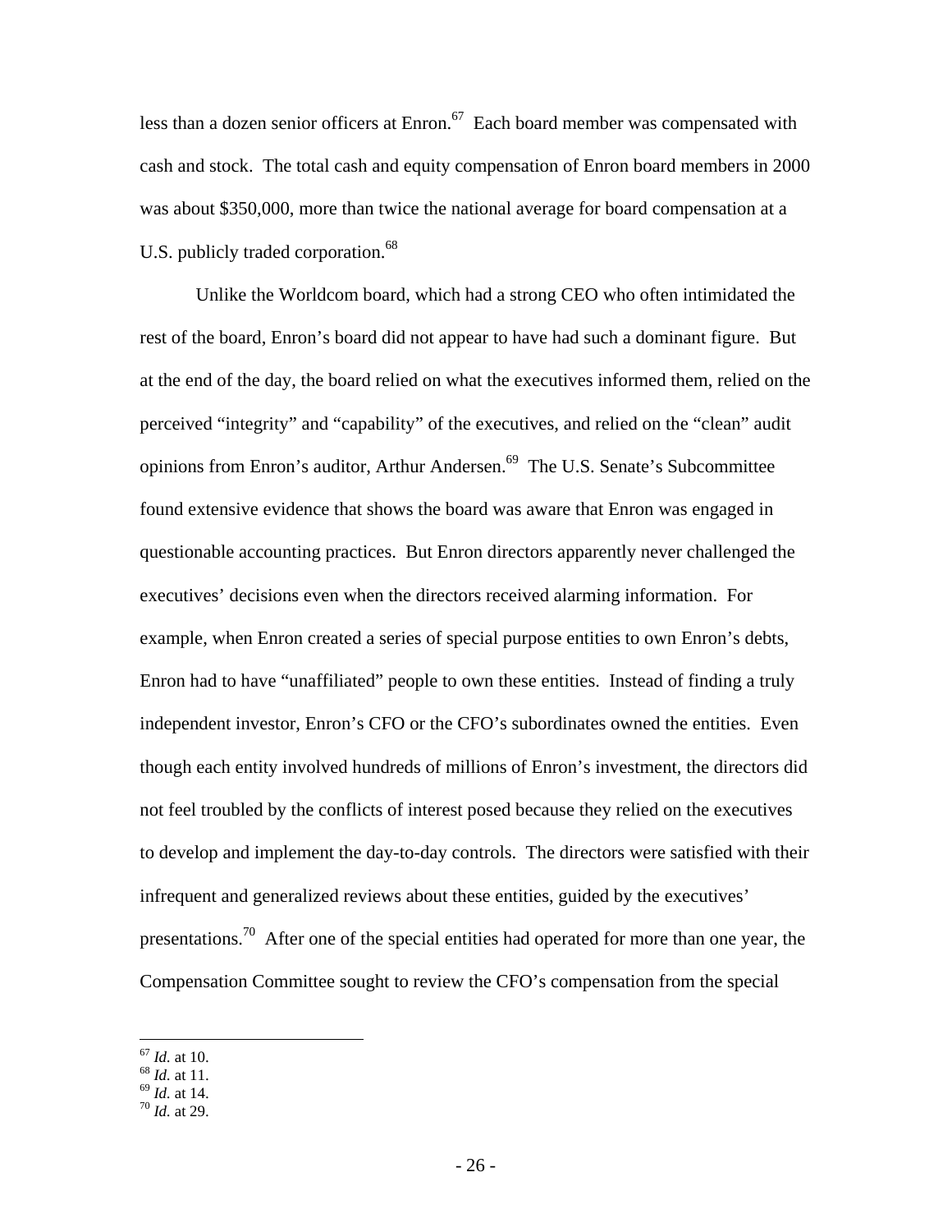less than a dozen senior officers at Enron.[67] Each board member was compensated with cash and stock. The total cash and equity compensation of Enron board members in 2000 was about $350,000, more than twice the national average for board compensation at a U.S. publicly traded corporation.[68]

Unlike the Worldcom board, which had a strong CEO who often intimidated the rest of the board, Enron's board did not appear to have had such a dominant figure. But at the end of the day, the board relied on what the executives informed them, relied on the perceived "integrity" and "capability" of the executives, and relied on the "clean" audit opinions from Enron's auditor, Arthur Andersen.[69] The U.S. Senate's Subcommittee found extensive evidence that shows the board was aware that Enron was engaged in questionable accounting practices. But Enron directors apparently never challenged the executives' decisions even when the directors received alarming information. For example, when Enron created a series of special purpose entities to own Enron's debts, Enron had to have "unaffiliated" people to own these entities. Instead of finding a truly independent investor, Enron's CFO or the CFO's subordinates owned the entities. Even though each entity involved hundreds of millions of Enron's investment, the directors did not feel troubled by the conflicts of interest posed because they relied on the executives to develop and implement the day-to-day controls. The directors were satisfied with their infrequent and generalized reviews about these entities, guided by the executives' presentations.[70] After one of the special entities had operated for more than one year, the Compensation Committee sought to review the CFO's compensation from the special

---

[67] *Id.* at 10.
[68] *Id.* at 11.
[69] *Id.* at 14.
[70] *Id.* at 29.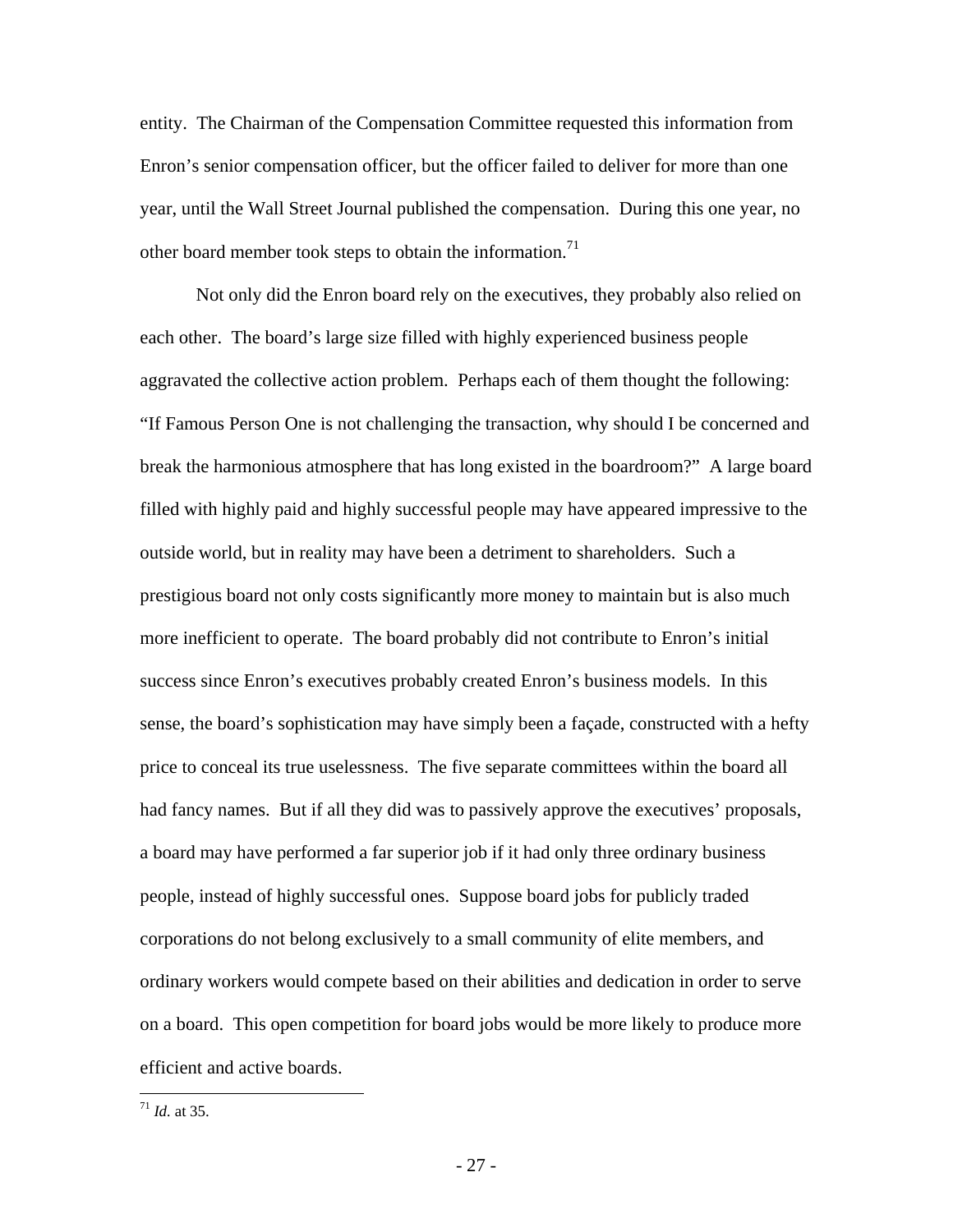entity. The Chairman of the Compensation Committee requested this information from Enron's senior compensation officer, but the officer failed to deliver for more than one year, until the Wall Street Journal published the compensation. During this one year, no other board member took steps to obtain the information.[71]

Not only did the Enron board rely on the executives, they probably also relied on each other. The board's large size filled with highly experienced business people aggravated the collective action problem. Perhaps each of them thought the following: "If Famous Person One is not challenging the transaction, why should I be concerned and break the harmonious atmosphere that has long existed in the boardroom?" A large board filled with highly paid and highly successful people may have appeared impressive to the outside world, but in reality may have been a detriment to shareholders. Such a prestigious board not only costs significantly more money to maintain but is also much more inefficient to operate. The board probably did not contribute to Enron's initial success since Enron's executives probably created Enron's business models. In this sense, the board's sophistication may have simply been a façade, constructed with a hefty price to conceal its true uselessness. The five separate committees within the board all had fancy names. But if all they did was to passively approve the executives' proposals, a board may have performed a far superior job if it had only three ordinary business people, instead of highly successful ones. Suppose board jobs for publicly traded corporations do not belong exclusively to a small community of elite members, and ordinary workers would compete based on their abilities and dedication in order to serve on a board. This open competition for board jobs would be more likely to produce more efficient and active boards.

---

[71] *Id.* at 35.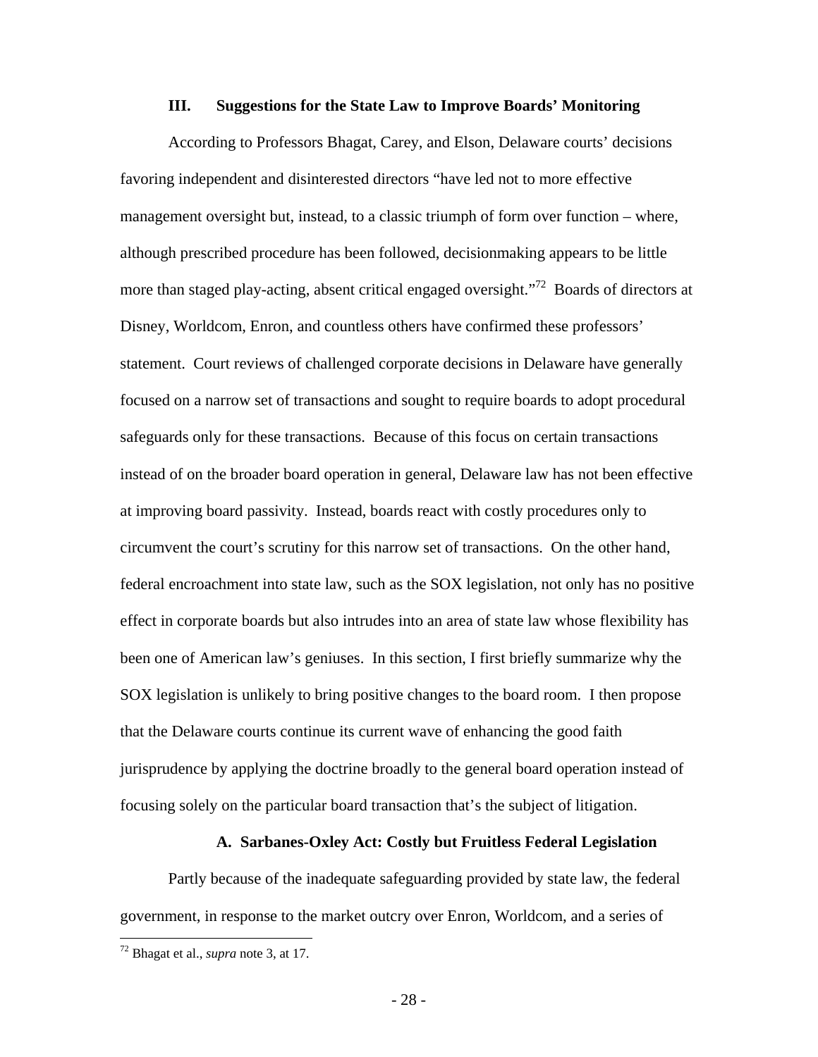## III. Suggestions for the State Law to Improve Boards' Monitoring

According to Professors Bhagat, Carey, and Elson, Delaware courts' decisions favoring independent and disinterested directors "have led not to more effective management oversight but, instead, to a classic triumph of form over function – where, although prescribed procedure has been followed, decisionmaking appears to be little more than staged play-acting, absent critical engaged oversight."[72] Boards of directors at Disney, Worldcom, Enron, and countless others have confirmed these professors' statement. Court reviews of challenged corporate decisions in Delaware have generally focused on a narrow set of transactions and sought to require boards to adopt procedural safeguards only for these transactions. Because of this focus on certain transactions instead of on the broader board operation in general, Delaware law has not been effective at improving board passivity. Instead, boards react with costly procedures only to circumvent the court's scrutiny for this narrow set of transactions. On the other hand, federal encroachment into state law, such as the SOX legislation, not only has no positive effect in corporate boards but also intrudes into an area of state law whose flexibility has been one of American law's geniuses. In this section, I first briefly summarize why the SOX legislation is unlikely to bring positive changes to the board room. I then propose that the Delaware courts continue its current wave of enhancing the good faith jurisprudence by applying the doctrine broadly to the general board operation instead of focusing solely on the particular board transaction that's the subject of litigation.

### A. Sarbanes-Oxley Act: Costly but Fruitless Federal Legislation

Partly because of the inadequate safeguarding provided by state law, the federal government, in response to the market outcry over Enron, Worldcom, and a series of

[72] Bhagat et al., *supra* note 3, at 17.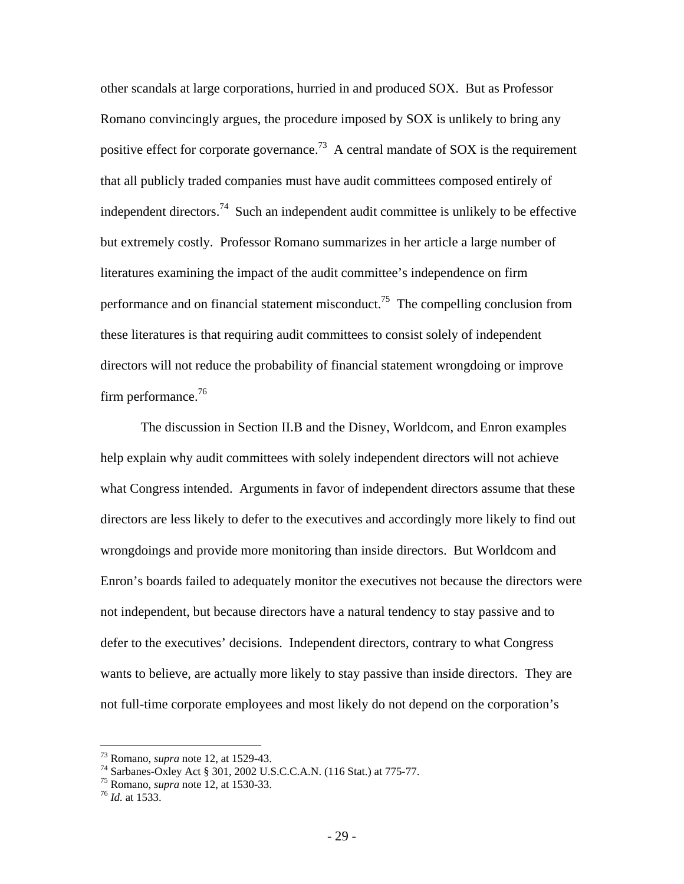other scandals at large corporations, hurried in and produced SOX. But as Professor Romano convincingly argues, the procedure imposed by SOX is unlikely to bring any positive effect for corporate governance.[73] A central mandate of SOX is the requirement that all publicly traded companies must have audit committees composed entirely of independent directors.[74] Such an independent audit committee is unlikely to be effective but extremely costly. Professor Romano summarizes in her article a large number of literatures examining the impact of the audit committee's independence on firm performance and on financial statement misconduct.[75] The compelling conclusion from these literatures is that requiring audit committees to consist solely of independent directors will not reduce the probability of financial statement wrongdoing or improve firm performance.[76]

The discussion in Section II.B and the Disney, Worldcom, and Enron examples help explain why audit committees with solely independent directors will not achieve what Congress intended. Arguments in favor of independent directors assume that these directors are less likely to defer to the executives and accordingly more likely to find out wrongdoings and provide more monitoring than inside directors. But Worldcom and Enron's boards failed to adequately monitor the executives not because the directors were not independent, but because directors have a natural tendency to stay passive and to defer to the executives' decisions. Independent directors, contrary to what Congress wants to believe, are actually more likely to stay passive than inside directors. They are not full-time corporate employees and most likely do not depend on the corporation's

---

[73] Romano, *supra* note 12, at 1529-43.

[74] Sarbanes-Oxley Act § 301, 2002 U.S.C.C.A.N. (116 Stat.) at 775-77.

[75] Romano, *supra* note 12, at 1530-33.

[76] *Id.* at 1533.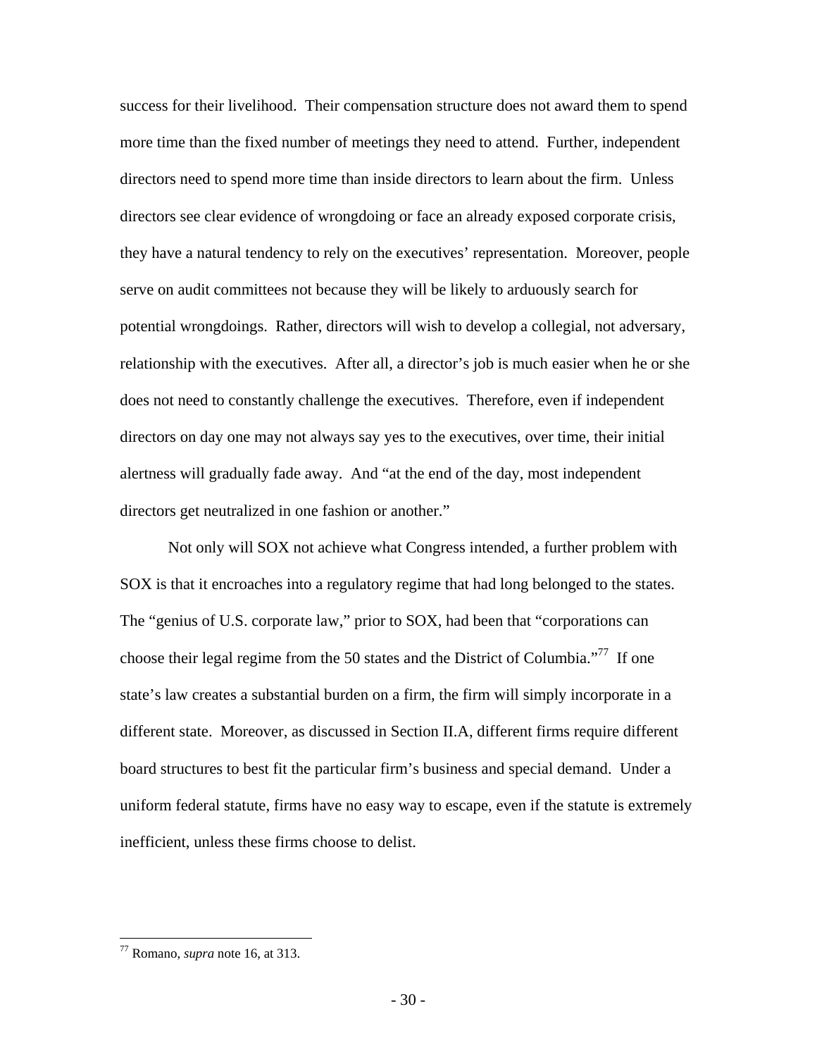success for their livelihood. Their compensation structure does not award them to spend more time than the fixed number of meetings they need to attend. Further, independent directors need to spend more time than inside directors to learn about the firm. Unless directors see clear evidence of wrongdoing or face an already exposed corporate crisis, they have a natural tendency to rely on the executives' representation. Moreover, people serve on audit committees not because they will be likely to arduously search for potential wrongdoings. Rather, directors will wish to develop a collegial, not adversary, relationship with the executives. After all, a director's job is much easier when he or she does not need to constantly challenge the executives. Therefore, even if independent directors on day one may not always say yes to the executives, over time, their initial alertness will gradually fade away. And "at the end of the day, most independent directors get neutralized in one fashion or another."

Not only will SOX not achieve what Congress intended, a further problem with SOX is that it encroaches into a regulatory regime that had long belonged to the states. The "genius of U.S. corporate law," prior to SOX, had been that "corporations can choose their legal regime from the 50 states and the District of Columbia."[77] If one state's law creates a substantial burden on a firm, the firm will simply incorporate in a different state. Moreover, as discussed in Section II.A, different firms require different board structures to best fit the particular firm's business and special demand. Under a uniform federal statute, firms have no easy way to escape, even if the statute is extremely inefficient, unless these firms choose to delist.

---

[77] Romano, *supra* note 16, at 313.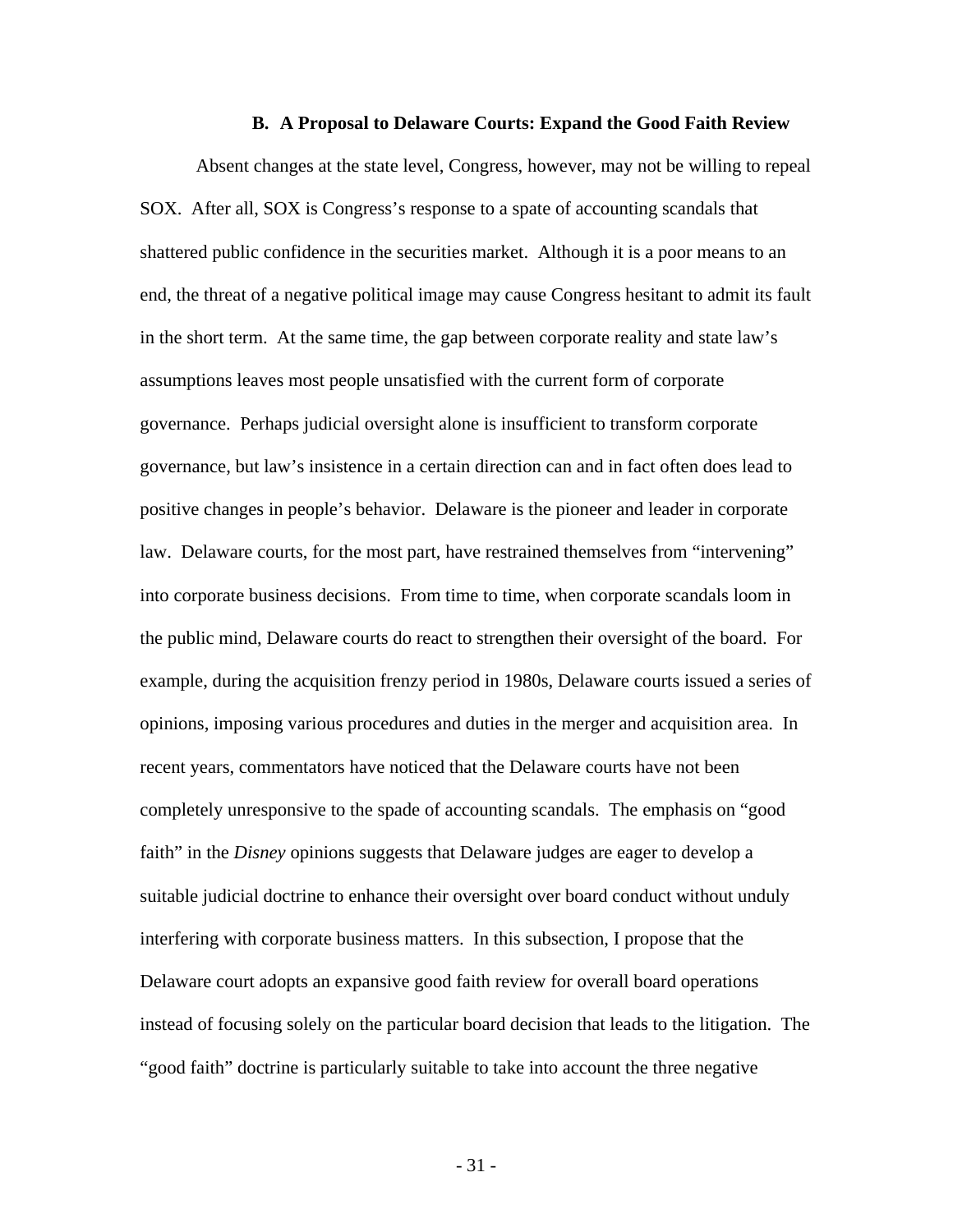### B. A Proposal to Delaware Courts: Expand the Good Faith Review

Absent changes at the state level, Congress, however, may not be willing to repeal SOX. After all, SOX is Congress's response to a spate of accounting scandals that shattered public confidence in the securities market. Although it is a poor means to an end, the threat of a negative political image may cause Congress hesitant to admit its fault in the short term. At the same time, the gap between corporate reality and state law's assumptions leaves most people unsatisfied with the current form of corporate governance. Perhaps judicial oversight alone is insufficient to transform corporate governance, but law's insistence in a certain direction can and in fact often does lead to positive changes in people's behavior. Delaware is the pioneer and leader in corporate law. Delaware courts, for the most part, have restrained themselves from "intervening" into corporate business decisions. From time to time, when corporate scandals loom in the public mind, Delaware courts do react to strengthen their oversight of the board. For example, during the acquisition frenzy period in 1980s, Delaware courts issued a series of opinions, imposing various procedures and duties in the merger and acquisition area. In recent years, commentators have noticed that the Delaware courts have not been completely unresponsive to the spade of accounting scandals. The emphasis on "good faith" in the *Disney* opinions suggests that Delaware judges are eager to develop a suitable judicial doctrine to enhance their oversight over board conduct without unduly interfering with corporate business matters. In this subsection, I propose that the Delaware court adopts an expansive good faith review for overall board operations instead of focusing solely on the particular board decision that leads to the litigation. The "good faith" doctrine is particularly suitable to take into account the three negative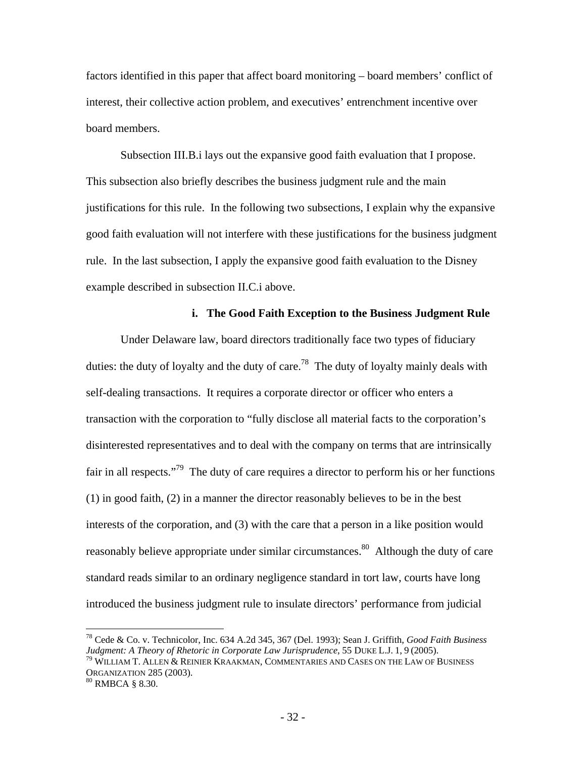factors identified in this paper that affect board monitoring – board members' conflict of interest, their collective action problem, and executives' entrenchment incentive over board members.

Subsection III.B.i lays out the expansive good faith evaluation that I propose. This subsection also briefly describes the business judgment rule and the main justifications for this rule. In the following two subsections, I explain why the expansive good faith evaluation will not interfere with these justifications for the business judgment rule. In the last subsection, I apply the expansive good faith evaluation to the Disney example described in subsection II.C.i above.

### i. The Good Faith Exception to the Business Judgment Rule

Under Delaware law, board directors traditionally face two types of fiduciary duties: the duty of loyalty and the duty of care.[78] The duty of loyalty mainly deals with self-dealing transactions. It requires a corporate director or officer who enters a transaction with the corporation to "fully disclose all material facts to the corporation's disinterested representatives and to deal with the company on terms that are intrinsically fair in all respects."[79] The duty of care requires a director to perform his or her functions (1) in good faith, (2) in a manner the director reasonably believes to be in the best interests of the corporation, and (3) with the care that a person in a like position would reasonably believe appropriate under similar circumstances.[80] Although the duty of care standard reads similar to an ordinary negligence standard in tort law, courts have long introduced the business judgment rule to insulate directors' performance from judicial

---

[78] Cede & Co. v. Technicolor, Inc. 634 A.2d 345, 367 (Del. 1993); Sean J. Griffith, *Good Faith Business Judgment: A Theory of Rhetoric in Corporate Law Jurisprudence*, 55 DUKE L.J. 1, 9 (2005).

[79] WILLIAM T. ALLEN & REINIER KRAAKMAN, COMMENTARIES AND CASES ON THE LAW OF BUSINESS ORGANIZATION 285 (2003).

[80] RMBCA § 8.30.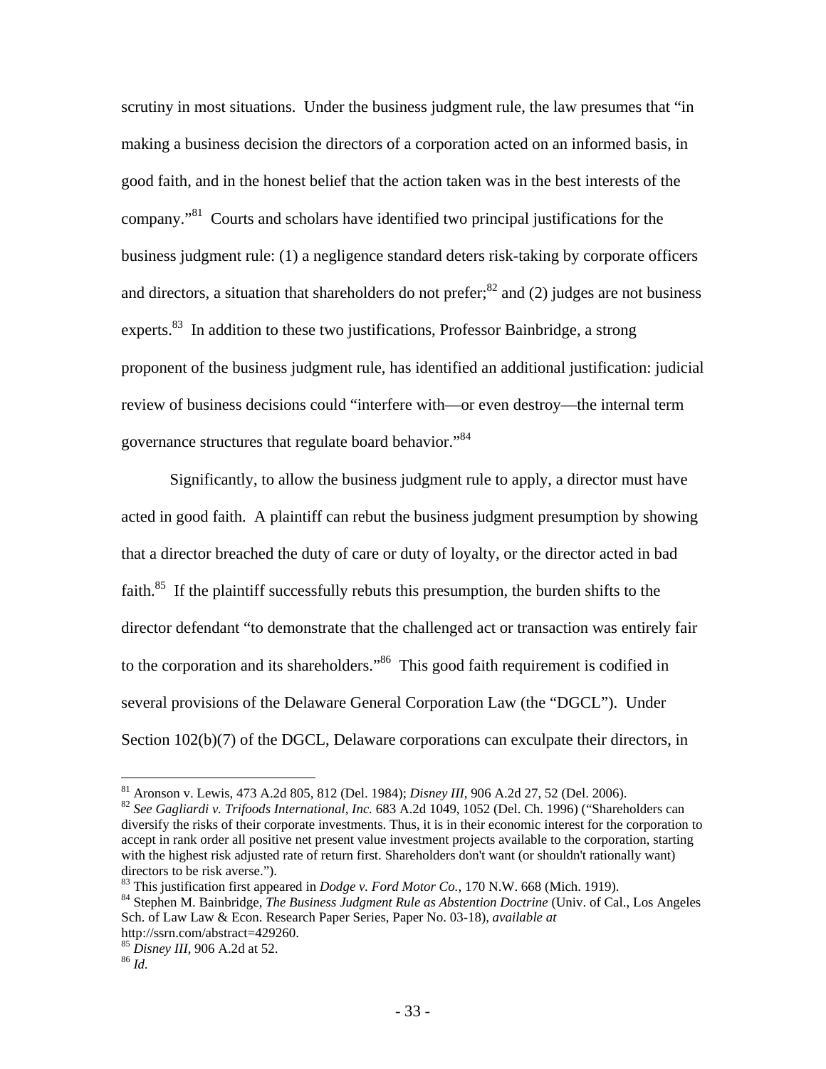scrutiny in most situations. Under the business judgment rule, the law presumes that "in making a business decision the directors of a corporation acted on an informed basis, in good faith, and in the honest belief that the action taken was in the best interests of the company."[81] Courts and scholars have identified two principal justifications for the business judgment rule: (1) a negligence standard deters risk-taking by corporate officers and directors, a situation that shareholders do not prefer;[82] and (2) judges are not business experts.[83] In addition to these two justifications, Professor Bainbridge, a strong proponent of the business judgment rule, has identified an additional justification: judicial review of business decisions could "interfere with—or even destroy—the internal term governance structures that regulate board behavior."[84]

Significantly, to allow the business judgment rule to apply, a director must have acted in good faith. A plaintiff can rebut the business judgment presumption by showing that a director breached the duty of care or duty of loyalty, or the director acted in bad faith.[85] If the plaintiff successfully rebuts this presumption, the burden shifts to the director defendant "to demonstrate that the challenged act or transaction was entirely fair to the corporation and its shareholders."[86] This good faith requirement is codified in several provisions of the Delaware General Corporation Law (the "DGCL"). Under Section 102(b)(7) of the DGCL, Delaware corporations can exculpate their directors, in

---

[81] Aronson v. Lewis, 473 A.2d 805, 812 (Del. 1984); *Disney III*, 906 A.2d 27, 52 (Del. 2006).

[82] *See Gagliardi v. Trifoods International, Inc.* 683 A.2d 1049, 1052 (Del. Ch. 1996) ("Shareholders can diversify the risks of their corporate investments. Thus, it is in their economic interest for the corporation to accept in rank order all positive net present value investment projects available to the corporation, starting with the highest risk adjusted rate of return first. Shareholders don't want (or shouldn't rationally want) directors to be risk averse.").

[83] This justification first appeared in *Dodge v. Ford Motor Co.*, 170 N.W. 668 (Mich. 1919).

[84] Stephen M. Bainbridge, *The Business Judgment Rule as Abstention Doctrine* (Univ. of Cal., Los Angeles Sch. of Law Law & Econ. Research Paper Series, Paper No. 03-18), *available at* http://ssrn.com/abstract=429260.

[85] *Disney III*, 906 A.2d at 52.

[86] *Id*.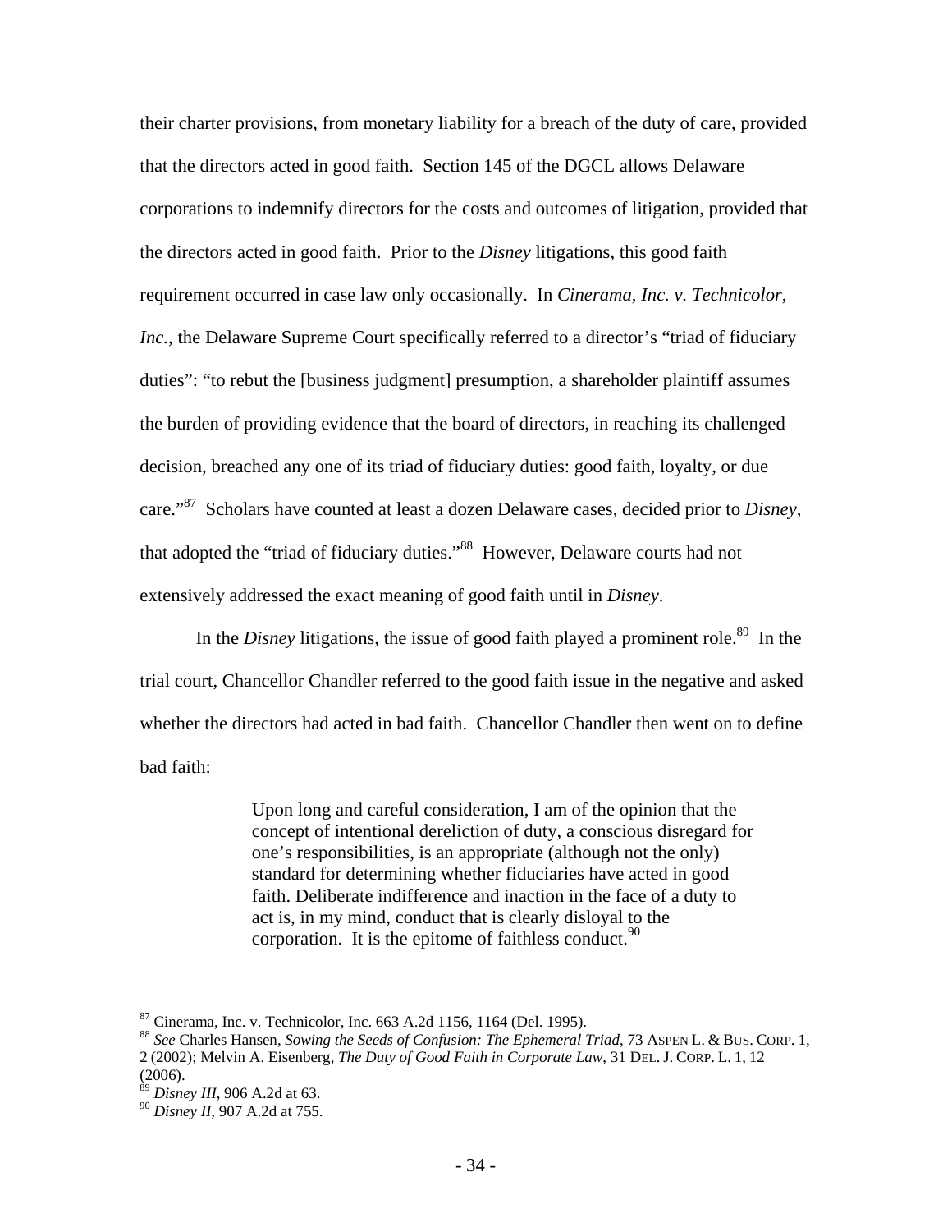their charter provisions, from monetary liability for a breach of the duty of care, provided that the directors acted in good faith. Section 145 of the DGCL allows Delaware corporations to indemnify directors for the costs and outcomes of litigation, provided that the directors acted in good faith. Prior to the *Disney* litigations, this good faith requirement occurred in case law only occasionally. In *Cinerama, Inc. v. Technicolor, Inc.*, the Delaware Supreme Court specifically referred to a director's "triad of fiduciary duties": "to rebut the [business judgment] presumption, a shareholder plaintiff assumes the burden of providing evidence that the board of directors, in reaching its challenged decision, breached any one of its triad of fiduciary duties: good faith, loyalty, or due care."[87] Scholars have counted at least a dozen Delaware cases, decided prior to *Disney*, that adopted the "triad of fiduciary duties."[88] However, Delaware courts had not extensively addressed the exact meaning of good faith until in *Disney*.

In the *Disney* litigations, the issue of good faith played a prominent role.[89] In the trial court, Chancellor Chandler referred to the good faith issue in the negative and asked whether the directors had acted in bad faith. Chancellor Chandler then went on to define bad faith:

> Upon long and careful consideration, I am of the opinion that the concept of intentional dereliction of duty, a conscious disregard for one's responsibilities, is an appropriate (although not the only) standard for determining whether fiduciaries have acted in good faith. Deliberate indifference and inaction in the face of a duty to act is, in my mind, conduct that is clearly disloyal to the corporation. It is the epitome of faithless conduct.[90]

---

[87] Cinerama, Inc. v. Technicolor, Inc. 663 A.2d 1156, 1164 (Del. 1995).

[88] *See* Charles Hansen, *Sowing the Seeds of Confusion: The Ephemeral Triad*, 73 ASPEN L. & BUS. CORP. 1, 2 (2002); Melvin A. Eisenberg, *The Duty of Good Faith in Corporate Law*, 31 DEL. J. CORP. L. 1, 12 (2006).

[89] *Disney III*, 906 A.2d at 63.

[90] *Disney II*, 907 A.2d at 755.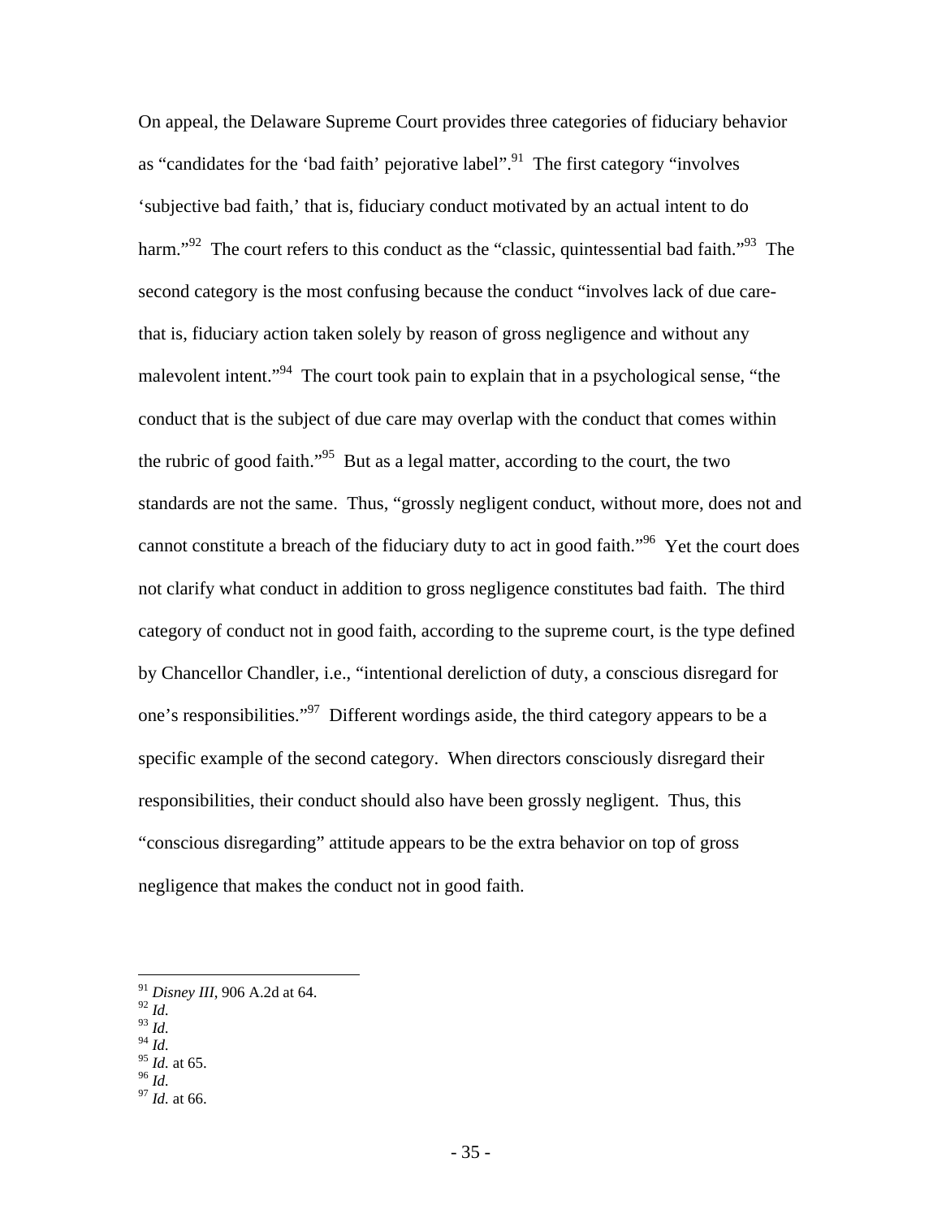On appeal, the Delaware Supreme Court provides three categories of fiduciary behavior as "candidates for the 'bad faith' pejorative label".[91] The first category "involves 'subjective bad faith,' that is, fiduciary conduct motivated by an actual intent to do harm."[92] The court refers to this conduct as the "classic, quintessential bad faith."[93] The second category is the most confusing because the conduct "involves lack of due care-that is, fiduciary action taken solely by reason of gross negligence and without any malevolent intent."[94] The court took pain to explain that in a psychological sense, "the conduct that is the subject of due care may overlap with the conduct that comes within the rubric of good faith."[95] But as a legal matter, according to the court, the two standards are not the same. Thus, "grossly negligent conduct, without more, does not and cannot constitute a breach of the fiduciary duty to act in good faith."[96] Yet the court does not clarify what conduct in addition to gross negligence constitutes bad faith. The third category of conduct not in good faith, according to the supreme court, is the type defined by Chancellor Chandler, i.e., "intentional dereliction of duty, a conscious disregard for one's responsibilities."[97] Different wordings aside, the third category appears to be a specific example of the second category. When directors consciously disregard their responsibilities, their conduct should also have been grossly negligent. Thus, this "conscious disregarding" attitude appears to be the extra behavior on top of gross negligence that makes the conduct not in good faith.

---

[91] *Disney III*, 906 A.2d at 64.
[92] *Id.*
[93] *Id.*
[94] *Id.*
[95] *Id.* at 65.
[96] *Id.*
[97] *Id.* at 66.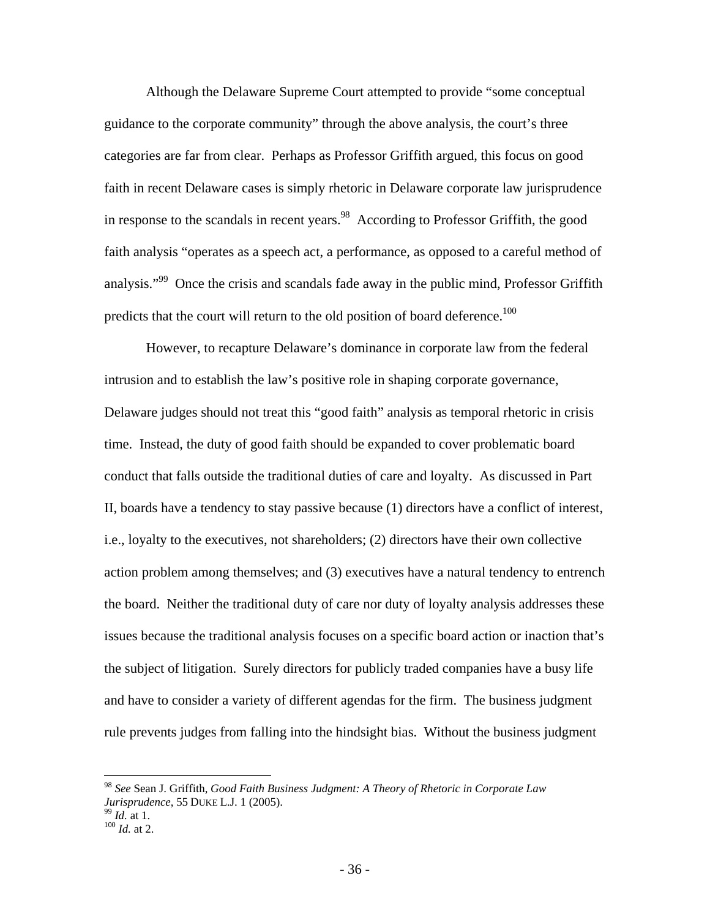Although the Delaware Supreme Court attempted to provide "some conceptual guidance to the corporate community" through the above analysis, the court's three categories are far from clear. Perhaps as Professor Griffith argued, this focus on good faith in recent Delaware cases is simply rhetoric in Delaware corporate law jurisprudence in response to the scandals in recent years.[98] According to Professor Griffith, the good faith analysis "operates as a speech act, a performance, as opposed to a careful method of analysis."[99] Once the crisis and scandals fade away in the public mind, Professor Griffith predicts that the court will return to the old position of board deference.[100]

However, to recapture Delaware's dominance in corporate law from the federal intrusion and to establish the law's positive role in shaping corporate governance, Delaware judges should not treat this "good faith" analysis as temporal rhetoric in crisis time. Instead, the duty of good faith should be expanded to cover problematic board conduct that falls outside the traditional duties of care and loyalty. As discussed in Part II, boards have a tendency to stay passive because (1) directors have a conflict of interest, i.e., loyalty to the executives, not shareholders; (2) directors have their own collective action problem among themselves; and (3) executives have a natural tendency to entrench the board. Neither the traditional duty of care nor duty of loyalty analysis addresses these issues because the traditional analysis focuses on a specific board action or inaction that's the subject of litigation. Surely directors for publicly traded companies have a busy life and have to consider a variety of different agendas for the firm. The business judgment rule prevents judges from falling into the hindsight bias. Without the business judgment

---

[98] *See* Sean J. Griffith, *Good Faith Business Judgment: A Theory of Rhetoric in Corporate Law Jurisprudence*, 55 DUKE L.J. 1 (2005).

[99] *Id.* at 1.

[100] *Id.* at 2.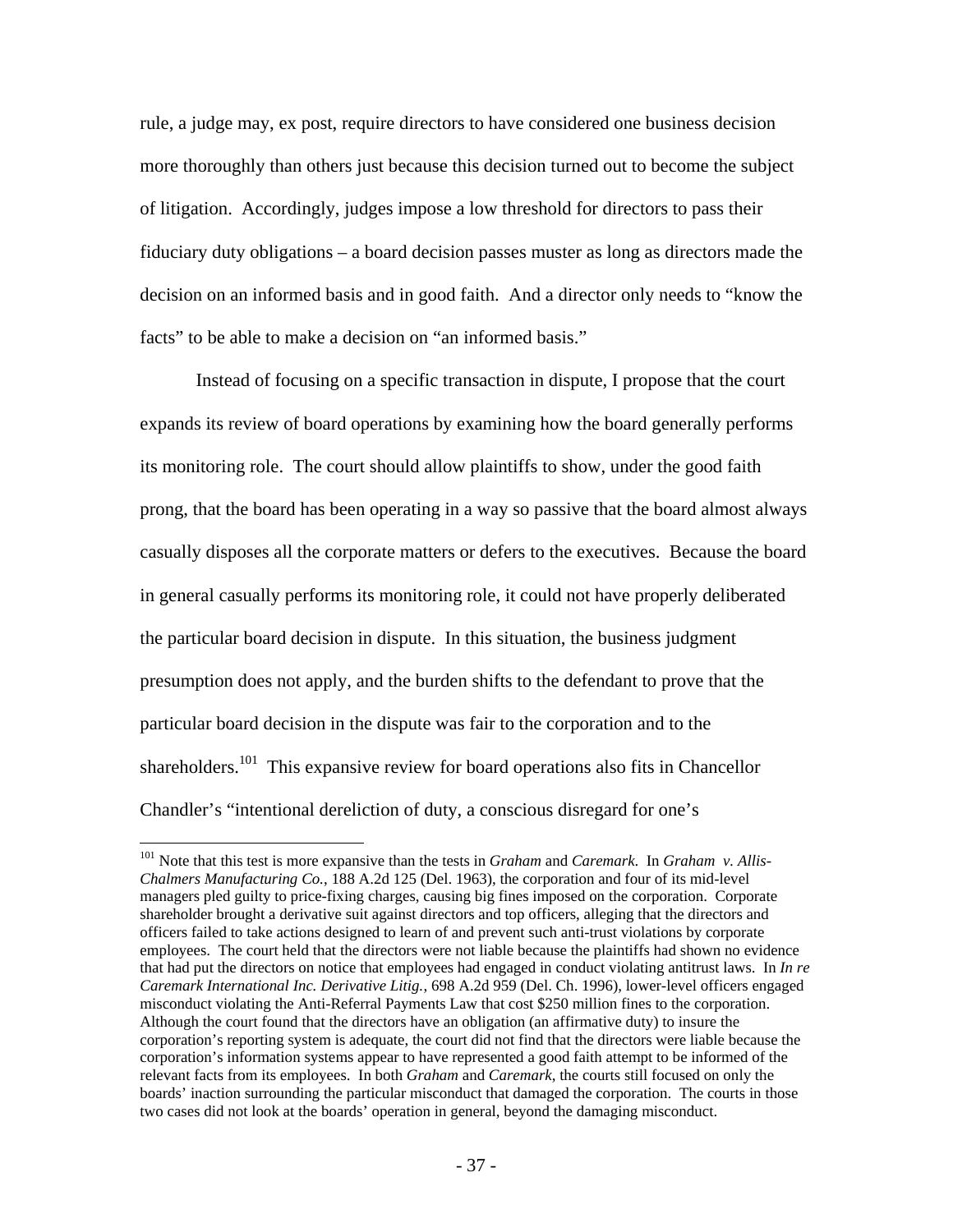rule, a judge may, ex post, require directors to have considered one business decision more thoroughly than others just because this decision turned out to become the subject of litigation. Accordingly, judges impose a low threshold for directors to pass their fiduciary duty obligations – a board decision passes muster as long as directors made the decision on an informed basis and in good faith. And a director only needs to "know the facts" to be able to make a decision on "an informed basis."

Instead of focusing on a specific transaction in dispute, I propose that the court expands its review of board operations by examining how the board generally performs its monitoring role. The court should allow plaintiffs to show, under the good faith prong, that the board has been operating in a way so passive that the board almost always casually disposes all the corporate matters or defers to the executives. Because the board in general casually performs its monitoring role, it could not have properly deliberated the particular board decision in dispute. In this situation, the business judgment presumption does not apply, and the burden shifts to the defendant to prove that the particular board decision in the dispute was fair to the corporation and to the shareholders.[101] This expansive review for board operations also fits in Chancellor Chandler's "intentional dereliction of duty, a conscious disregard for one's

---

[101] Note that this test is more expansive than the tests in *Graham* and *Caremark*. In *Graham v. Allis-Chalmers Manufacturing Co.*, 188 A.2d 125 (Del. 1963), the corporation and four of its mid-level managers pled guilty to price-fixing charges, causing big fines imposed on the corporation. Corporate shareholder brought a derivative suit against directors and top officers, alleging that the directors and officers failed to take actions designed to learn of and prevent such anti-trust violations by corporate employees. The court held that the directors were not liable because the plaintiffs had shown no evidence that had put the directors on notice that employees had engaged in conduct violating antitrust laws. In *In re Caremark International Inc. Derivative Litig.*, 698 A.2d 959 (Del. Ch. 1996), lower-level officers engaged misconduct violating the Anti-Referral Payments Law that cost $250 million fines to the corporation. Although the court found that the directors have an obligation (an affirmative duty) to insure the corporation's reporting system is adequate, the court did not find that the directors were liable because the corporation's information systems appear to have represented a good faith attempt to be informed of the relevant facts from its employees. In both *Graham* and *Caremark*, the courts still focused on only the boards' inaction surrounding the particular misconduct that damaged the corporation. The courts in those two cases did not look at the boards' operation in general, beyond the damaging misconduct.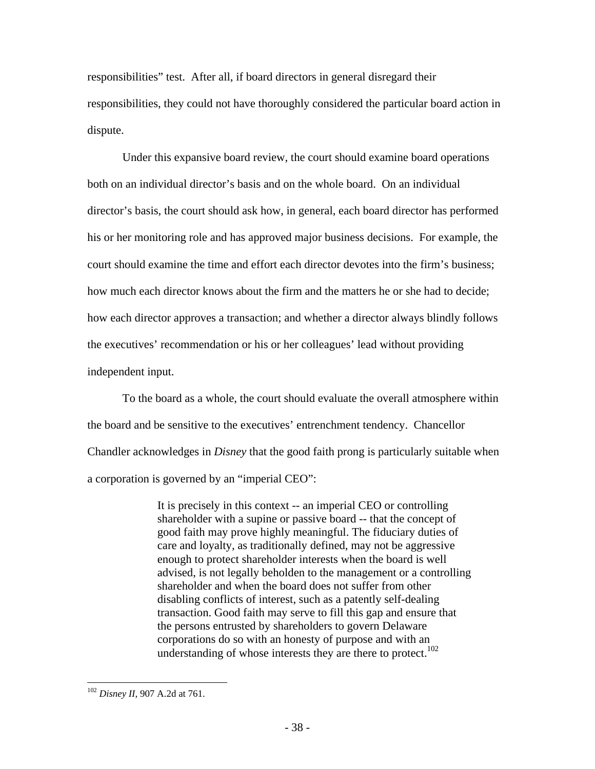responsibilities" test. After all, if board directors in general disregard their responsibilities, they could not have thoroughly considered the particular board action in dispute.

Under this expansive board review, the court should examine board operations both on an individual director's basis and on the whole board. On an individual director's basis, the court should ask how, in general, each board director has performed his or her monitoring role and has approved major business decisions. For example, the court should examine the time and effort each director devotes into the firm's business; how much each director knows about the firm and the matters he or she had to decide; how each director approves a transaction; and whether a director always blindly follows the executives' recommendation or his or her colleagues' lead without providing independent input.

To the board as a whole, the court should evaluate the overall atmosphere within the board and be sensitive to the executives' entrenchment tendency. Chancellor Chandler acknowledges in *Disney* that the good faith prong is particularly suitable when a corporation is governed by an "imperial CEO":

> It is precisely in this context -- an imperial CEO or controlling shareholder with a supine or passive board -- that the concept of good faith may prove highly meaningful. The fiduciary duties of care and loyalty, as traditionally defined, may not be aggressive enough to protect shareholder interests when the board is well advised, is not legally beholden to the management or a controlling shareholder and when the board does not suffer from other disabling conflicts of interest, such as a patently self-dealing transaction. Good faith may serve to fill this gap and ensure that the persons entrusted by shareholders to govern Delaware corporations do so with an honesty of purpose and with an understanding of whose interests they are there to protect.[102]

---

[102] *Disney II*, 907 A.2d at 761.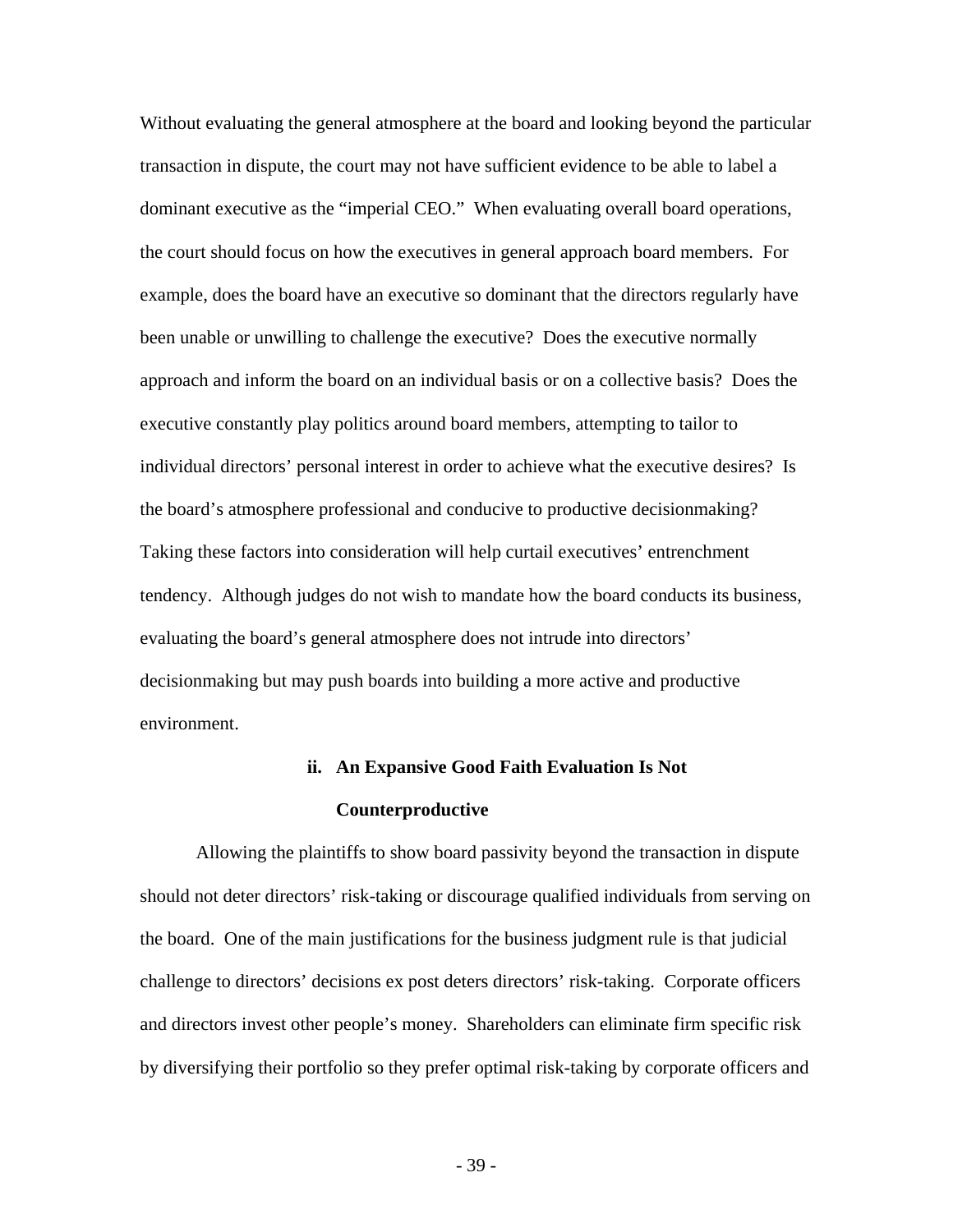Without evaluating the general atmosphere at the board and looking beyond the particular transaction in dispute, the court may not have sufficient evidence to be able to label a dominant executive as the "imperial CEO." When evaluating overall board operations, the court should focus on how the executives in general approach board members. For example, does the board have an executive so dominant that the directors regularly have been unable or unwilling to challenge the executive? Does the executive normally approach and inform the board on an individual basis or on a collective basis? Does the executive constantly play politics around board members, attempting to tailor to individual directors' personal interest in order to achieve what the executive desires? Is the board's atmosphere professional and conducive to productive decisionmaking? Taking these factors into consideration will help curtail executives' entrenchment tendency. Although judges do not wish to mandate how the board conducts its business, evaluating the board's general atmosphere does not intrude into directors' decisionmaking but may push boards into building a more active and productive environment.

#### ii. An Expansive Good Faith Evaluation Is Not Counterproductive

Allowing the plaintiffs to show board passivity beyond the transaction in dispute should not deter directors' risk-taking or discourage qualified individuals from serving on the board. One of the main justifications for the business judgment rule is that judicial challenge to directors' decisions ex post deters directors' risk-taking. Corporate officers and directors invest other people's money. Shareholders can eliminate firm specific risk by diversifying their portfolio so they prefer optimal risk-taking by corporate officers and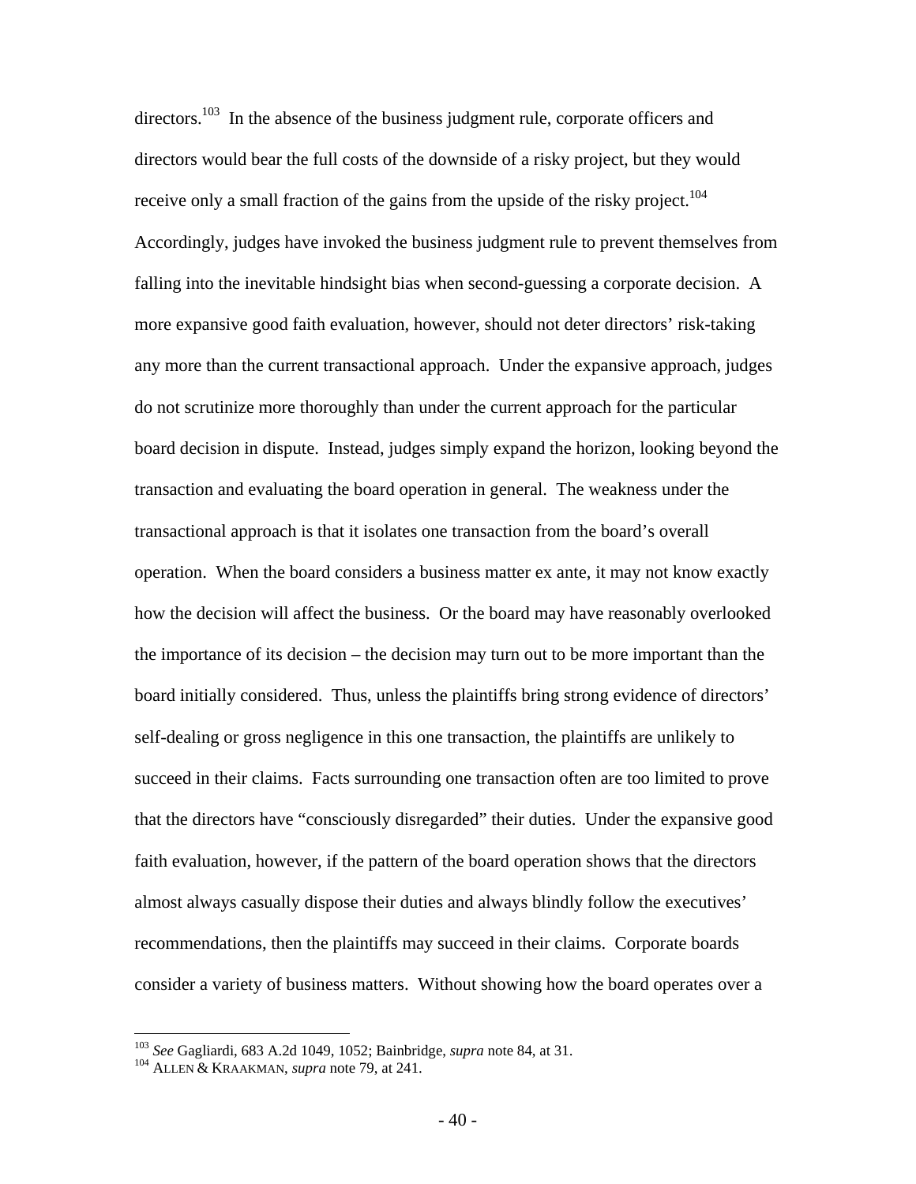directors.[103] In the absence of the business judgment rule, corporate officers and directors would bear the full costs of the downside of a risky project, but they would receive only a small fraction of the gains from the upside of the risky project.[104] Accordingly, judges have invoked the business judgment rule to prevent themselves from falling into the inevitable hindsight bias when second-guessing a corporate decision. A more expansive good faith evaluation, however, should not deter directors' risk-taking any more than the current transactional approach. Under the expansive approach, judges do not scrutinize more thoroughly than under the current approach for the particular board decision in dispute. Instead, judges simply expand the horizon, looking beyond the transaction and evaluating the board operation in general. The weakness under the transactional approach is that it isolates one transaction from the board's overall operation. When the board considers a business matter ex ante, it may not know exactly how the decision will affect the business. Or the board may have reasonably overlooked the importance of its decision – the decision may turn out to be more important than the board initially considered. Thus, unless the plaintiffs bring strong evidence of directors' self-dealing or gross negligence in this one transaction, the plaintiffs are unlikely to succeed in their claims. Facts surrounding one transaction often are too limited to prove that the directors have "consciously disregarded" their duties. Under the expansive good faith evaluation, however, if the pattern of the board operation shows that the directors almost always casually dispose their duties and always blindly follow the executives' recommendations, then the plaintiffs may succeed in their claims. Corporate boards consider a variety of business matters. Without showing how the board operates over a

---

[103] *See* Gagliardi, 683 A.2d 1049, 1052; Bainbridge, *supra* note 84, at 31.

[104] ALLEN & KRAAKMAN, *supra* note 79, at 241.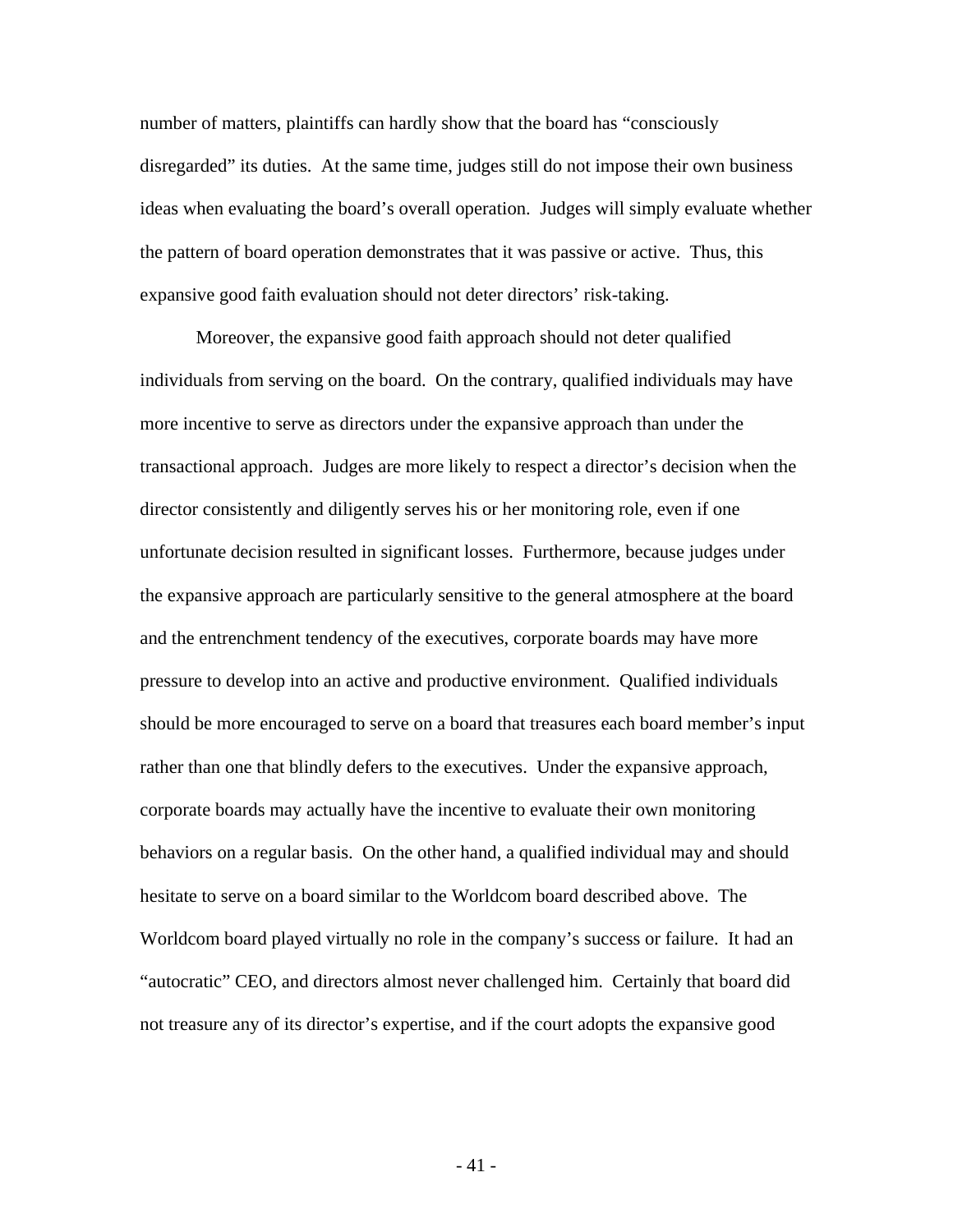number of matters, plaintiffs can hardly show that the board has "consciously disregarded" its duties. At the same time, judges still do not impose their own business ideas when evaluating the board's overall operation. Judges will simply evaluate whether the pattern of board operation demonstrates that it was passive or active. Thus, this expansive good faith evaluation should not deter directors' risk-taking.

Moreover, the expansive good faith approach should not deter qualified individuals from serving on the board. On the contrary, qualified individuals may have more incentive to serve as directors under the expansive approach than under the transactional approach. Judges are more likely to respect a director's decision when the director consistently and diligently serves his or her monitoring role, even if one unfortunate decision resulted in significant losses. Furthermore, because judges under the expansive approach are particularly sensitive to the general atmosphere at the board and the entrenchment tendency of the executives, corporate boards may have more pressure to develop into an active and productive environment. Qualified individuals should be more encouraged to serve on a board that treasures each board member's input rather than one that blindly defers to the executives. Under the expansive approach, corporate boards may actually have the incentive to evaluate their own monitoring behaviors on a regular basis. On the other hand, a qualified individual may and should hesitate to serve on a board similar to the Worldcom board described above. The Worldcom board played virtually no role in the company's success or failure. It had an "autocratic" CEO, and directors almost never challenged him. Certainly that board did not treasure any of its director's expertise, and if the court adopts the expansive good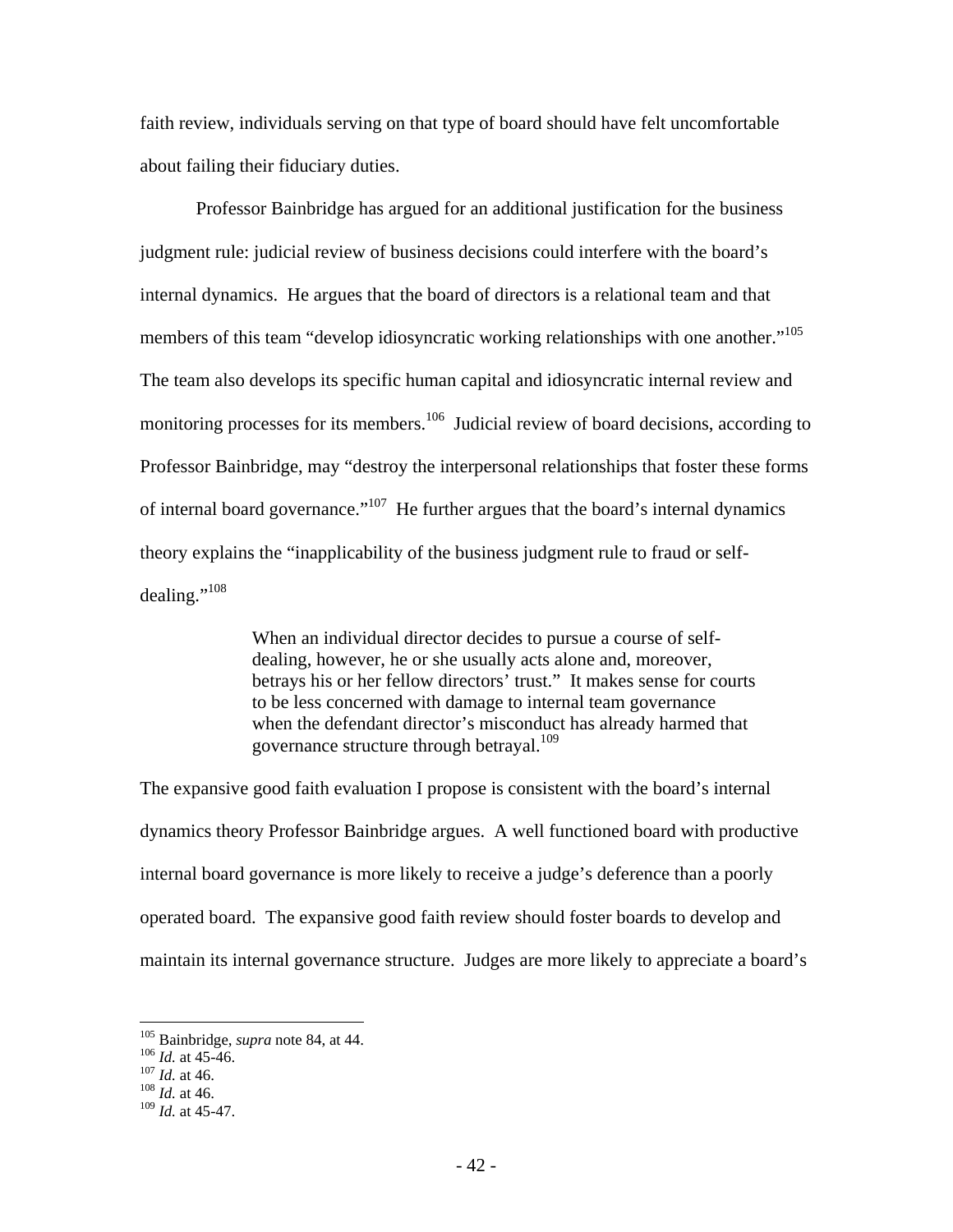faith review, individuals serving on that type of board should have felt uncomfortable about failing their fiduciary duties.

Professor Bainbridge has argued for an additional justification for the business judgment rule: judicial review of business decisions could interfere with the board's internal dynamics. He argues that the board of directors is a relational team and that members of this team "develop idiosyncratic working relationships with one another."[105] The team also develops its specific human capital and idiosyncratic internal review and monitoring processes for its members.[106] Judicial review of board decisions, according to Professor Bainbridge, may "destroy the interpersonal relationships that foster these forms of internal board governance."[107] He further argues that the board's internal dynamics theory explains the "inapplicability of the business judgment rule to fraud or self-dealing."[108]

> When an individual director decides to pursue a course of self-dealing, however, he or she usually acts alone and, moreover, betrays his or her fellow directors' trust." It makes sense for courts to be less concerned with damage to internal team governance when the defendant director's misconduct has already harmed that governance structure through betrayal.[109]

The expansive good faith evaluation I propose is consistent with the board's internal dynamics theory Professor Bainbridge argues. A well functioned board with productive internal board governance is more likely to receive a judge's deference than a poorly operated board. The expansive good faith review should foster boards to develop and maintain its internal governance structure. Judges are more likely to appreciate a board's

---

[105] Bainbridge, *supra* note 84, at 44.
[106] *Id.* at 45-46.
[107] *Id.* at 46.
[108] *Id.* at 46.
[109] *Id.* at 45-47.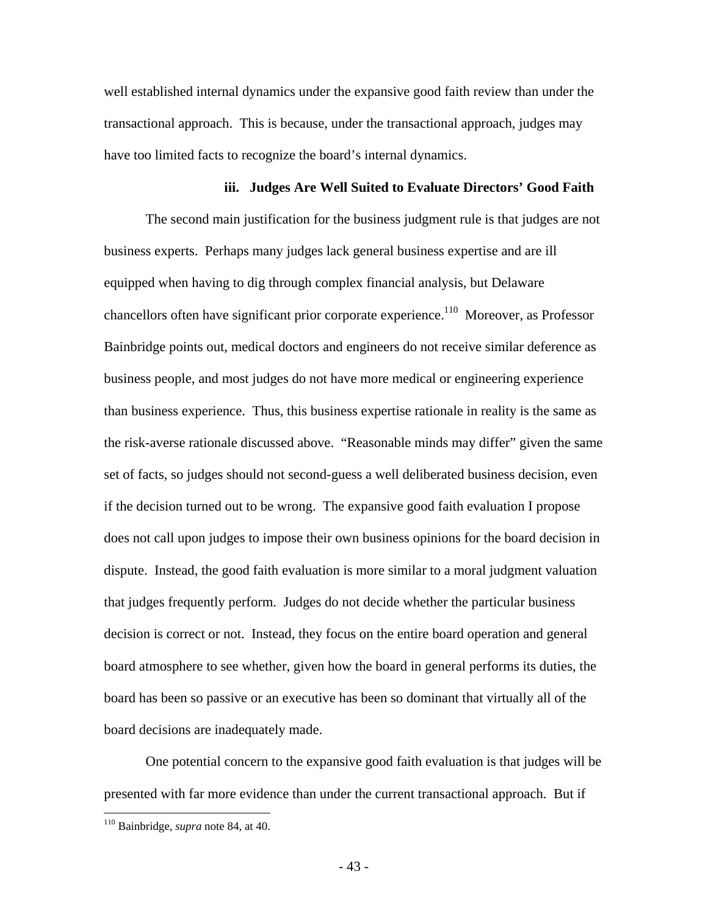well established internal dynamics under the expansive good faith review than under the transactional approach. This is because, under the transactional approach, judges may have too limited facts to recognize the board's internal dynamics.

### iii. Judges Are Well Suited to Evaluate Directors' Good Faith

The second main justification for the business judgment rule is that judges are not business experts. Perhaps many judges lack general business expertise and are ill equipped when having to dig through complex financial analysis, but Delaware chancellors often have significant prior corporate experience.[110] Moreover, as Professor Bainbridge points out, medical doctors and engineers do not receive similar deference as business people, and most judges do not have more medical or engineering experience than business experience. Thus, this business expertise rationale in reality is the same as the risk-averse rationale discussed above. "Reasonable minds may differ" given the same set of facts, so judges should not second-guess a well deliberated business decision, even if the decision turned out to be wrong. The expansive good faith evaluation I propose does not call upon judges to impose their own business opinions for the board decision in dispute. Instead, the good faith evaluation is more similar to a moral judgment valuation that judges frequently perform. Judges do not decide whether the particular business decision is correct or not. Instead, they focus on the entire board operation and general board atmosphere to see whether, given how the board in general performs its duties, the board has been so passive or an executive has been so dominant that virtually all of the board decisions are inadequately made.

One potential concern to the expansive good faith evaluation is that judges will be presented with far more evidence than under the current transactional approach. But if

---

[110] Bainbridge, *supra* note 84, at 40.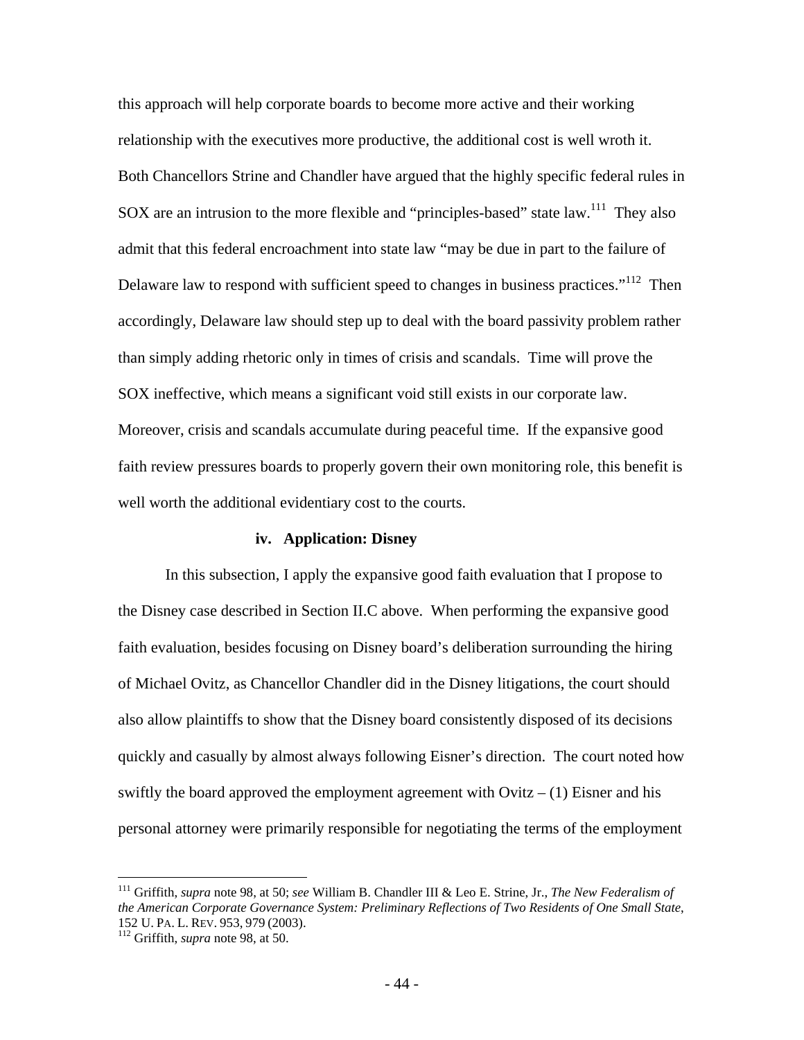this approach will help corporate boards to become more active and their working relationship with the executives more productive, the additional cost is well wroth it. Both Chancellors Strine and Chandler have argued that the highly specific federal rules in SOX are an intrusion to the more flexible and "principles-based" state law.[111] They also admit that this federal encroachment into state law "may be due in part to the failure of Delaware law to respond with sufficient speed to changes in business practices."[112] Then accordingly, Delaware law should step up to deal with the board passivity problem rather than simply adding rhetoric only in times of crisis and scandals. Time will prove the SOX ineffective, which means a significant void still exists in our corporate law. Moreover, crisis and scandals accumulate during peaceful time. If the expansive good faith review pressures boards to properly govern their own monitoring role, this benefit is well worth the additional evidentiary cost to the courts.

#### iv. Application: Disney

In this subsection, I apply the expansive good faith evaluation that I propose to the Disney case described in Section II.C above. When performing the expansive good faith evaluation, besides focusing on Disney board's deliberation surrounding the hiring of Michael Ovitz, as Chancellor Chandler did in the Disney litigations, the court should also allow plaintiffs to show that the Disney board consistently disposed of its decisions quickly and casually by almost always following Eisner's direction. The court noted how swiftly the board approved the employment agreement with Ovitz – (1) Eisner and his personal attorney were primarily responsible for negotiating the terms of the employment

---

[111] Griffith, *supra* note 98, at 50; *see* William B. Chandler III & Leo E. Strine, Jr., *The New Federalism of the American Corporate Governance System: Preliminary Reflections of Two Residents of One Small State*, 152 U. PA. L. REV. 953, 979 (2003).

[112] Griffith, *supra* note 98, at 50.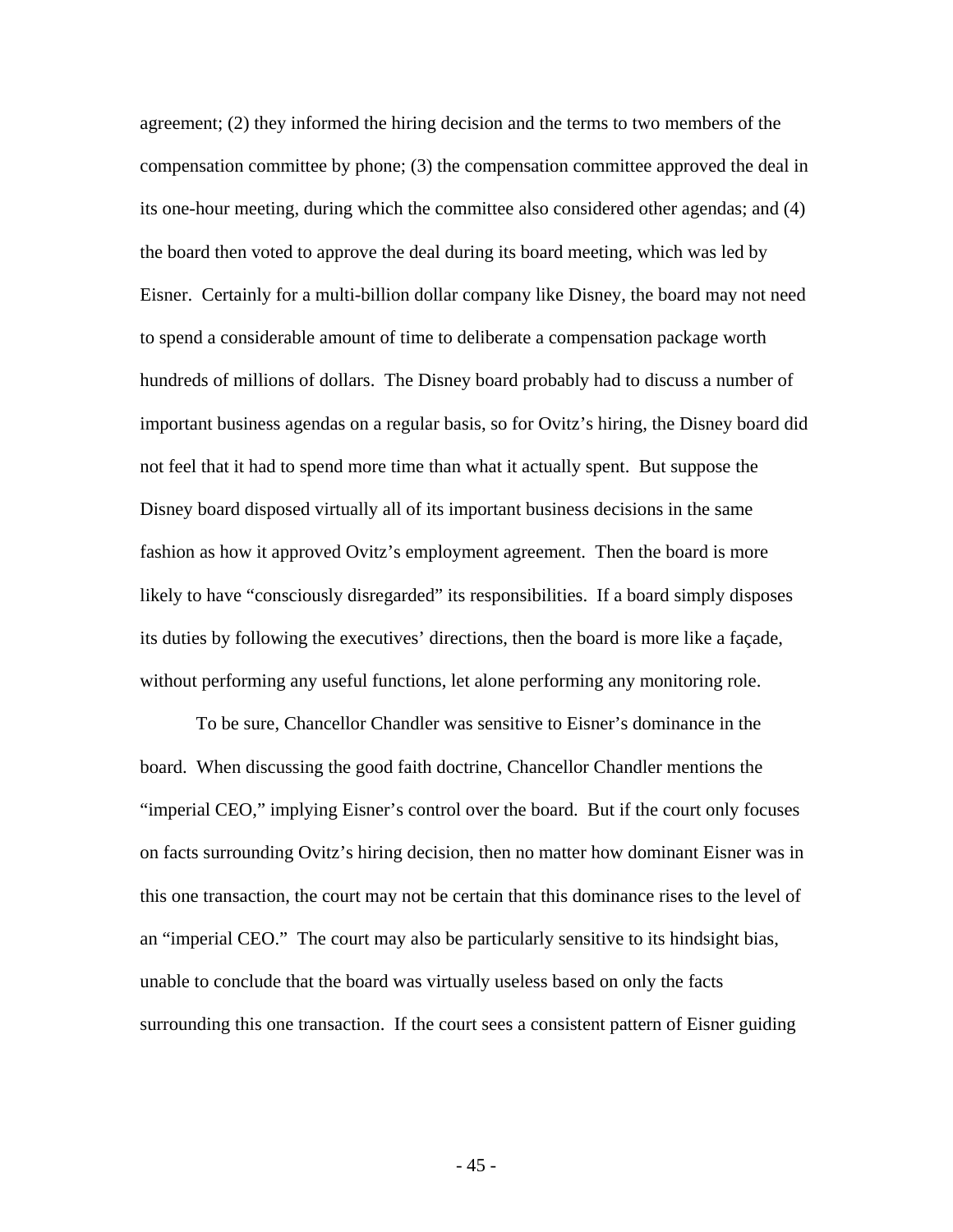agreement; (2) they informed the hiring decision and the terms to two members of the compensation committee by phone; (3) the compensation committee approved the deal in its one-hour meeting, during which the committee also considered other agendas; and (4) the board then voted to approve the deal during its board meeting, which was led by Eisner. Certainly for a multi-billion dollar company like Disney, the board may not need to spend a considerable amount of time to deliberate a compensation package worth hundreds of millions of dollars. The Disney board probably had to discuss a number of important business agendas on a regular basis, so for Ovitz's hiring, the Disney board did not feel that it had to spend more time than what it actually spent. But suppose the Disney board disposed virtually all of its important business decisions in the same fashion as how it approved Ovitz's employment agreement. Then the board is more likely to have "consciously disregarded" its responsibilities. If a board simply disposes its duties by following the executives' directions, then the board is more like a façade, without performing any useful functions, let alone performing any monitoring role.

To be sure, Chancellor Chandler was sensitive to Eisner's dominance in the board. When discussing the good faith doctrine, Chancellor Chandler mentions the "imperial CEO," implying Eisner's control over the board. But if the court only focuses on facts surrounding Ovitz's hiring decision, then no matter how dominant Eisner was in this one transaction, the court may not be certain that this dominance rises to the level of an "imperial CEO." The court may also be particularly sensitive to its hindsight bias, unable to conclude that the board was virtually useless based on only the facts surrounding this one transaction. If the court sees a consistent pattern of Eisner guiding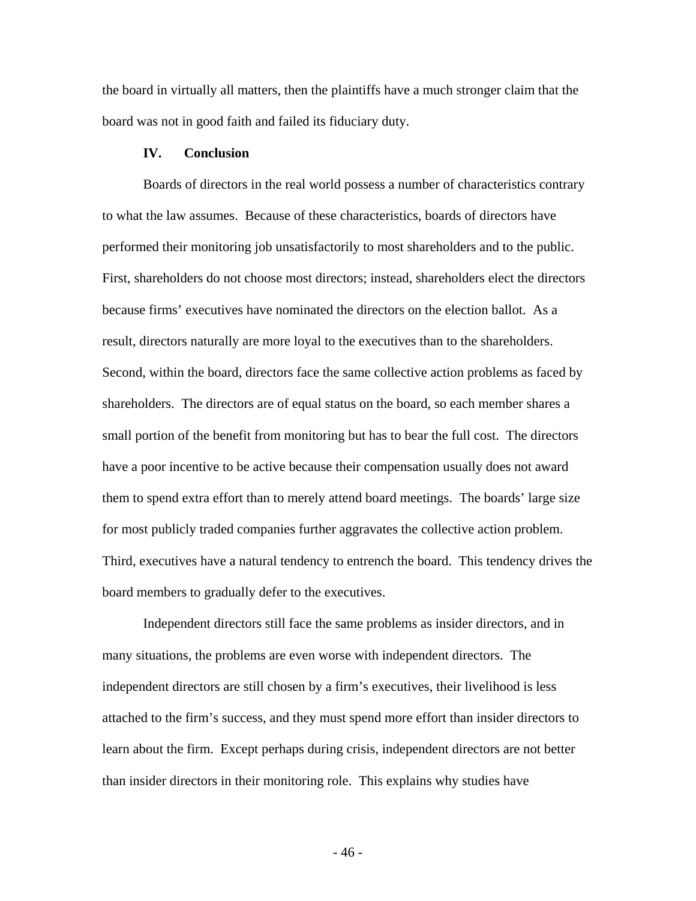the board in virtually all matters, then the plaintiffs have a much stronger claim that the board was not in good faith and failed its fiduciary duty.

## IV. Conclusion

Boards of directors in the real world possess a number of characteristics contrary to what the law assumes. Because of these characteristics, boards of directors have performed their monitoring job unsatisfactorily to most shareholders and to the public. First, shareholders do not choose most directors; instead, shareholders elect the directors because firms' executives have nominated the directors on the election ballot. As a result, directors naturally are more loyal to the executives than to the shareholders. Second, within the board, directors face the same collective action problems as faced by shareholders. The directors are of equal status on the board, so each member shares a small portion of the benefit from monitoring but has to bear the full cost. The directors have a poor incentive to be active because their compensation usually does not award them to spend extra effort than to merely attend board meetings. The boards' large size for most publicly traded companies further aggravates the collective action problem. Third, executives have a natural tendency to entrench the board. This tendency drives the board members to gradually defer to the executives.

Independent directors still face the same problems as insider directors, and in many situations, the problems are even worse with independent directors. The independent directors are still chosen by a firm's executives, their livelihood is less attached to the firm's success, and they must spend more effort than insider directors to learn about the firm. Except perhaps during crisis, independent directors are not better than insider directors in their monitoring role. This explains why studies have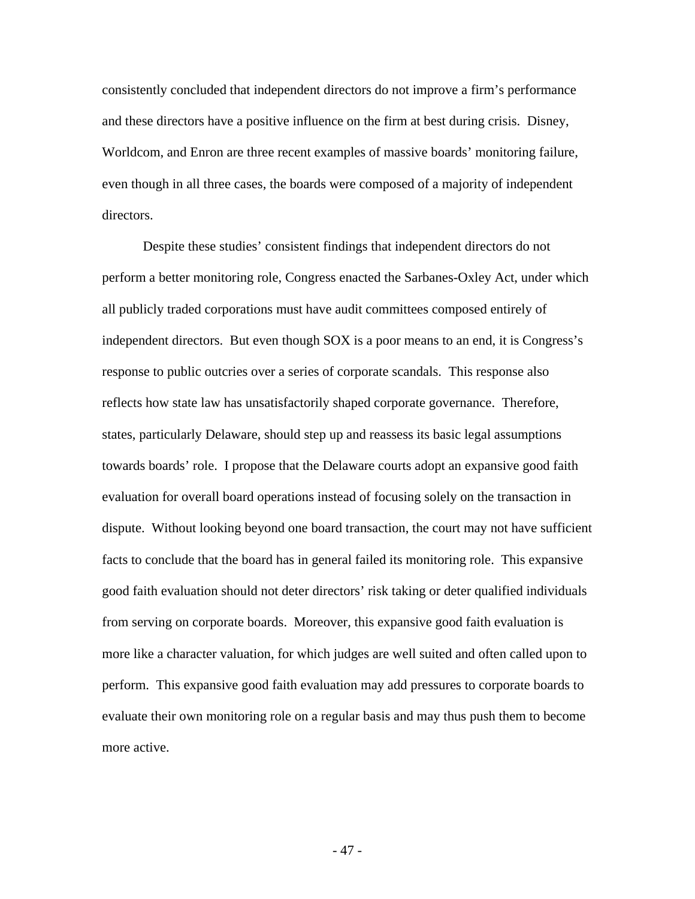consistently concluded that independent directors do not improve a firm's performance and these directors have a positive influence on the firm at best during crisis. Disney, Worldcom, and Enron are three recent examples of massive boards' monitoring failure, even though in all three cases, the boards were composed of a majority of independent directors.

Despite these studies' consistent findings that independent directors do not perform a better monitoring role, Congress enacted the Sarbanes-Oxley Act, under which all publicly traded corporations must have audit committees composed entirely of independent directors. But even though SOX is a poor means to an end, it is Congress's response to public outcries over a series of corporate scandals. This response also reflects how state law has unsatisfactorily shaped corporate governance. Therefore, states, particularly Delaware, should step up and reassess its basic legal assumptions towards boards' role. I propose that the Delaware courts adopt an expansive good faith evaluation for overall board operations instead of focusing solely on the transaction in dispute. Without looking beyond one board transaction, the court may not have sufficient facts to conclude that the board has in general failed its monitoring role. This expansive good faith evaluation should not deter directors' risk taking or deter qualified individuals from serving on corporate boards. Moreover, this expansive good faith evaluation is more like a character valuation, for which judges are well suited and often called upon to perform. This expansive good faith evaluation may add pressures to corporate boards to evaluate their own monitoring role on a regular basis and may thus push them to become more active.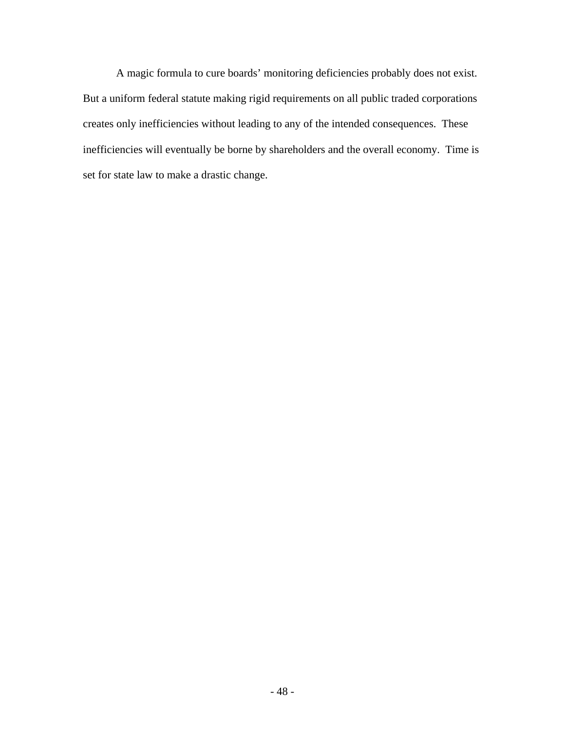A magic formula to cure boards' monitoring deficiencies probably does not exist. But a uniform federal statute making rigid requirements on all public traded corporations creates only inefficiencies without leading to any of the intended consequences. These inefficiencies will eventually be borne by shareholders and the overall economy. Time is set for state law to make a drastic change.